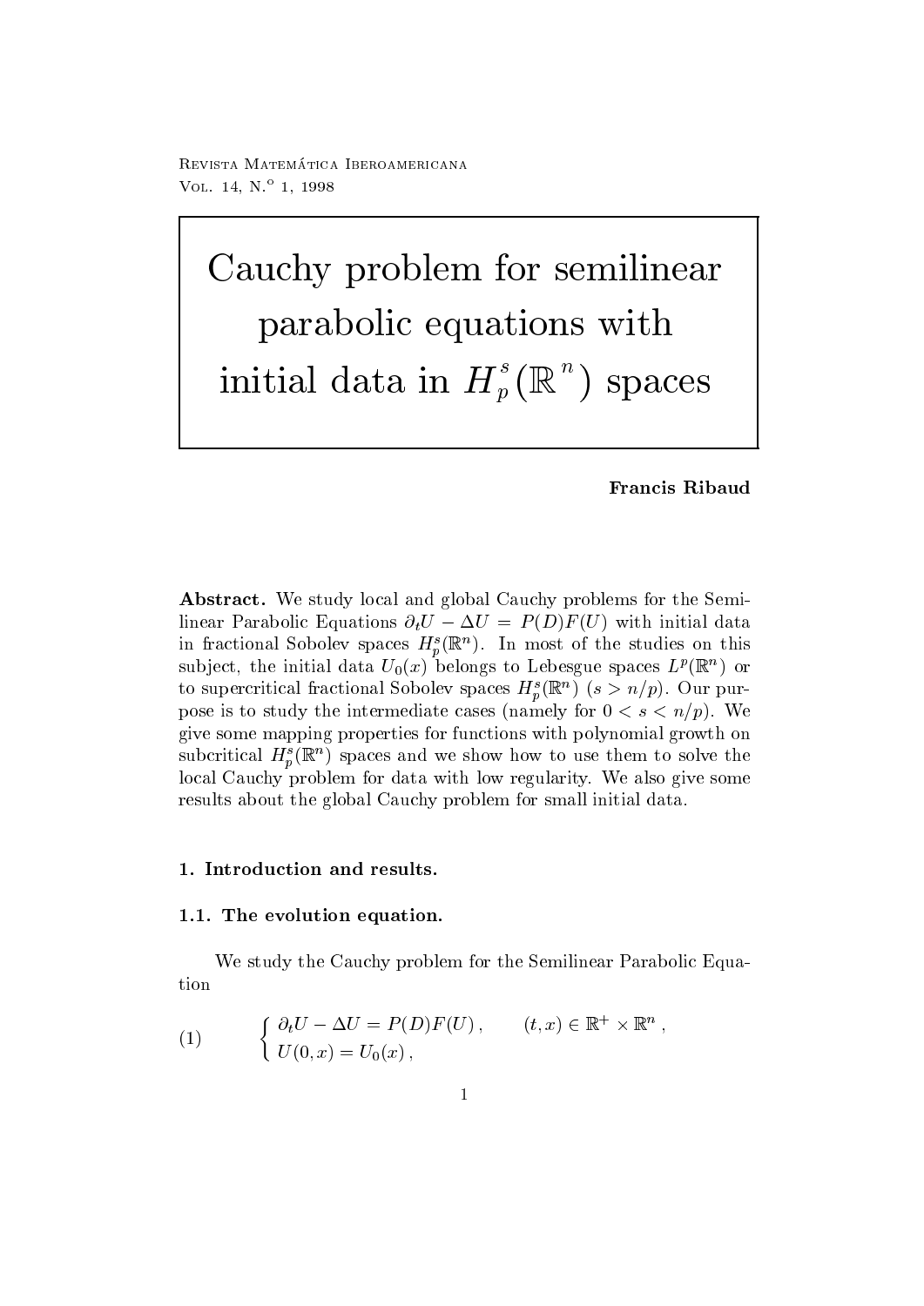# Cauchy problem for semilinear parabolic equations with initial data in $H_p^s(\mathbb{R}^n)$ spaces

**Francis Ribaud**

**Abstract.** We study local and global Cauchy problems for the Semilinear Parabolic Equations $\partial_t U - \Delta U = P(D)F(U)$ with initial data in fractional Sobolev spaces $H_p^s(\mathbb{R}^n)$. In most of the studies on this subject, the initial data $U_0(x)$ belongs to Lebesgue spaces $L^p(\mathbb{R}^n)$ or to supercritical fractional Sobolev spaces $H_p^s(\mathbb{R}^n)$ $(s > n/p)$. Our purpose is to study the intermediate cases (namely for $0 < s < n/p$). We give some mapping properties for functions with polynomial growth on subcritical $H_p^s(\mathbb{R}^n)$ spaces and we show how to use them to solve the local Cauchy problem for data with low regularity. We also give some results about the global Cauchy problem for small initial data.

## 1. Introduction and results.

### 1.1. The evolution equation.

We study the Cauchy problem for the Semilinear Parabolic Equation

$$(1) \qquad \begin{cases} \partial_t U - \Delta U = P(D)F(U)\,, & (t,x) \in \mathbb{R}^+ \times \mathbb{R}^n\,, \\ U(0,x) = U_0(x)\,, \end{cases}$$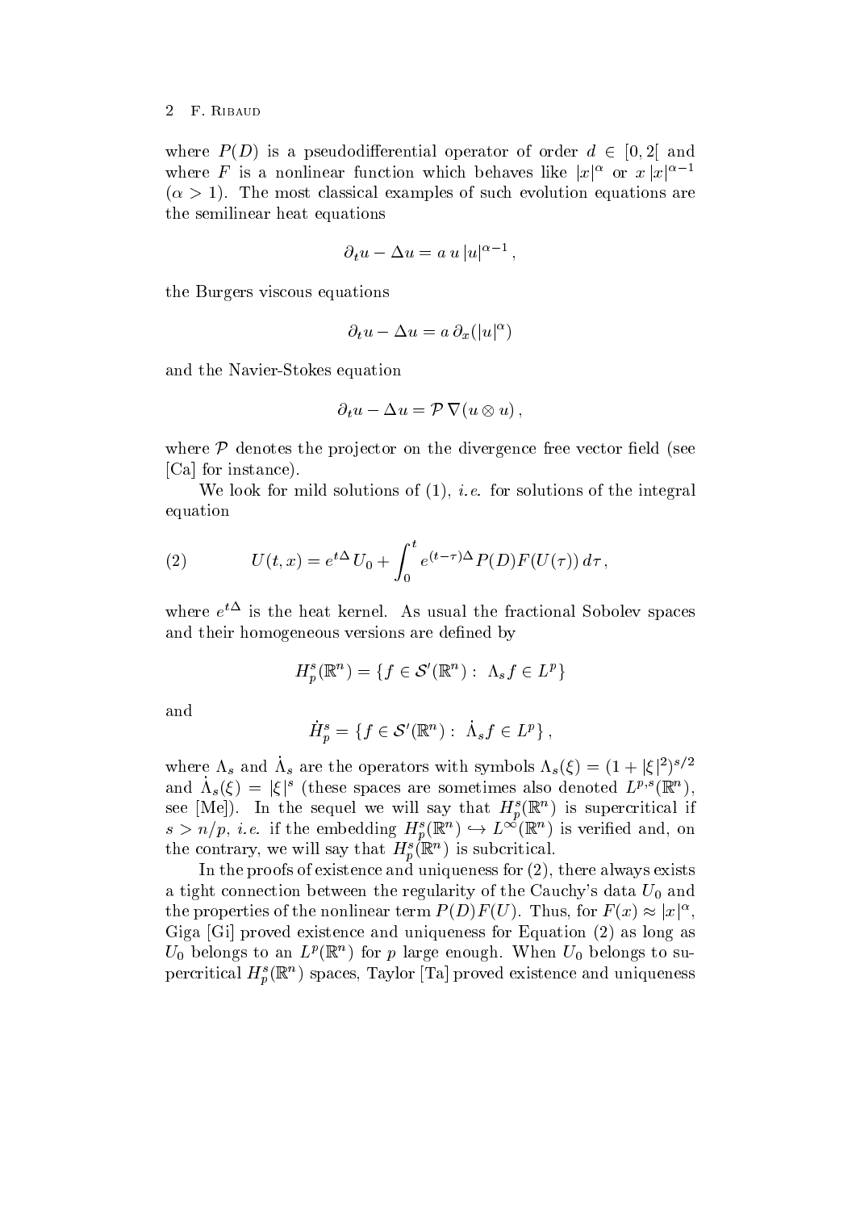where $P(D)$ is a pseudodifferential operator of order $d \in [0, 2[$ and where $F$ is a nonlinear function which behaves like $|x|^\alpha$ or $x\,|x|^{\alpha-1}$ $(\alpha > 1)$. The most classical examples of such evolution equations are the semilinear heat equations

$$\partial_t u - \Delta u = a\, u\, |u|^{\alpha-1}\,,$$

the Burgers viscous equations

$$\partial_t u - \Delta u = a\, \partial_x(|u|^\alpha)$$

and the Navier-Stokes equation

$$\partial_t u - \Delta u = \mathcal{P}\, \nabla(u \otimes u)\,,$$

where $\mathcal{P}$ denotes the projector on the divergence free vector field (see [Ca] for instance).

We look for mild solutions of (1), *i.e.* for solutions of the integral equation

$$U(t,x) = e^{t\Delta}\, U_0 + \int_0^t e^{(t-\tau)\Delta}\, P(D) F(U(\tau))\, d\tau\,, \tag{2}$$

where $e^{t\Delta}$ is the heat kernel. As usual the fractional Sobolev spaces and their homogeneous versions are defined by

$$H^s_p(\mathbb{R}^n) = \{ f \in \mathcal{S}'(\mathbb{R}^n) : \ \Lambda_s f \in L^p \}$$

and

$$\dot{H}^s_p = \{ f \in \mathcal{S}'(\mathbb{R}^n) : \ \dot{\Lambda}_s f \in L^p \}\,,$$

where $\Lambda_s$ and $\dot{\Lambda}_s$ are the operators with symbols $\Lambda_s(\xi) = (1 + |\xi|^2)^{s/2}$ and $\dot{\Lambda}_s(\xi) = |\xi|^s$ (these spaces are sometimes also denoted $L^{p,s}(\mathbb{R}^n)$, see [Me]). In the sequel we will say that $H^s_p(\mathbb{R}^n)$ is supercritical if $s > n/p$, *i.e.* if the embedding $H^s_p(\mathbb{R}^n) \hookrightarrow L^\infty(\mathbb{R}^n)$ is verified and, on the contrary, we will say that $H^s_p(\mathbb{R}^n)$ is subcritical.

In the proofs of existence and uniqueness for (2), there always exists a tight connection between the regularity of the Cauchy's data $U_0$ and the properties of the nonlinear term $P(D)F(U)$. Thus, for $F(x) \approx |x|^\alpha$, Giga [Gi] proved existence and uniqueness for Equation (2) as long as $U_0$ belongs to an $L^p(\mathbb{R}^n)$ for $p$ large enough. When $U_0$ belongs to supercritical $H^s_p(\mathbb{R}^n)$ spaces, Taylor [Ta] proved existence and uniqueness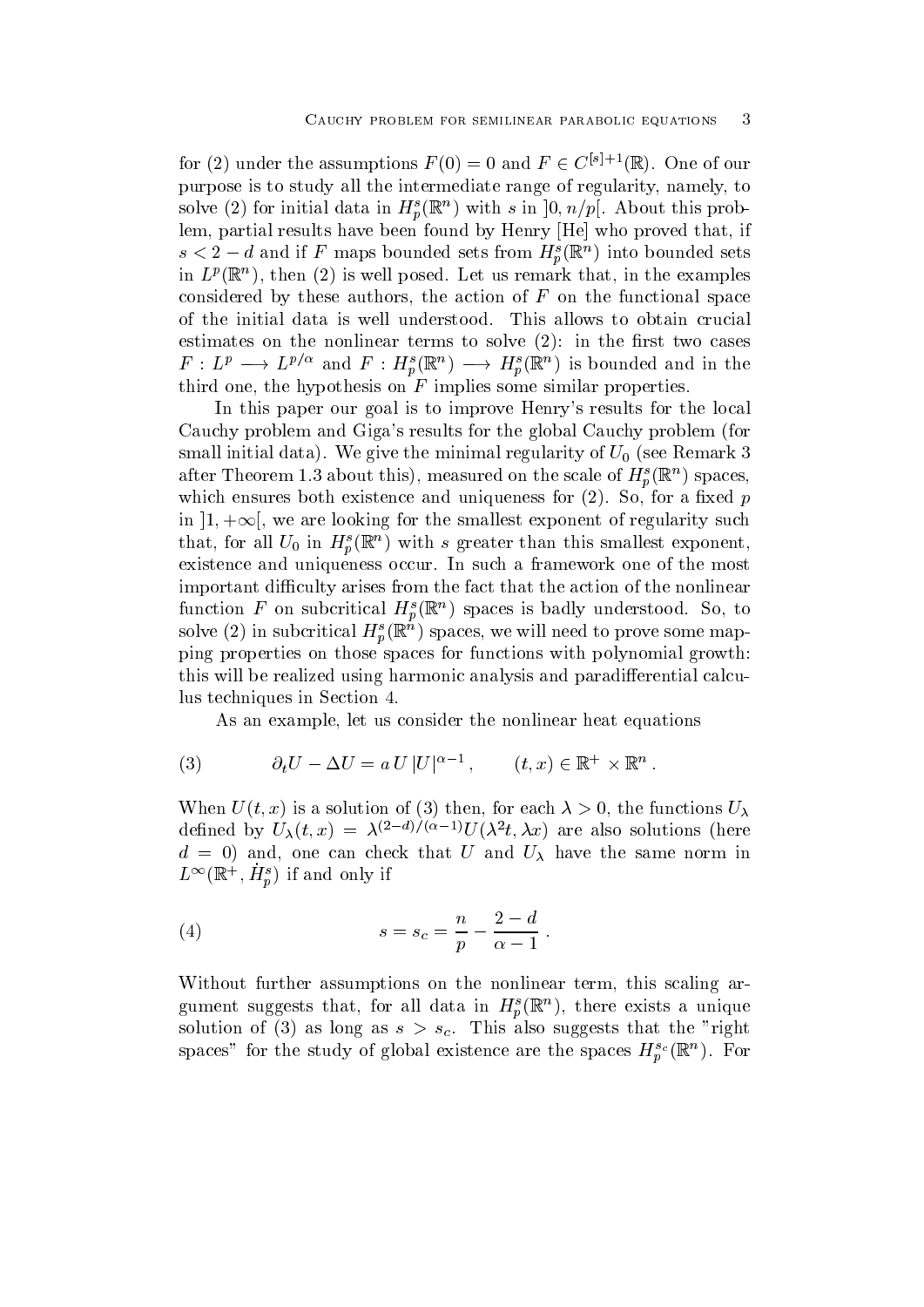for (2) under the assumptions $F(0) = 0$ and $F \in C^{[s]+1}(\mathbb{R})$. One of our purpose is to study all the intermediate range of regularity, namely, to solve (2) for initial data in $H^s_p(\mathbb{R}^n)$ with $s$ in $]0, n/p[$. About this problem, partial results have been found by Henry [He] who proved that, if $s < 2 - d$ and if $F$ maps bounded sets from $H^s_p(\mathbb{R}^n)$ into bounded sets in $L^p(\mathbb{R}^n)$, then (2) is well posed. Let us remark that, in the examples considered by these authors, the action of $F$ on the functional space of the initial data is well understood. This allows to obtain crucial estimates on the nonlinear terms to solve (2): in the first two cases $F : L^p \longrightarrow L^{p/\alpha}$ and $F : H^s_p(\mathbb{R}^n) \longrightarrow H^s_p(\mathbb{R}^n)$ is bounded and in the third one, the hypothesis on $F$ implies some similar properties.

In this paper our goal is to improve Henry's results for the local Cauchy problem and Giga's results for the global Cauchy problem (for small initial data). We give the minimal regularity of $U_0$ (see Remark 3 after Theorem 1.3 about this), measured on the scale of $H^s_p(\mathbb{R}^n)$ spaces, which ensures both existence and uniqueness for (2). So, for a fixed $p$ in $]1, +\infty[$, we are looking for the smallest exponent of regularity such that, for all $U_0$ in $H^s_p(\mathbb{R}^n)$ with $s$ greater than this smallest exponent, existence and uniqueness occur. In such a framework one of the most important difficulty arises from the fact that the action of the nonlinear function $F$ on subcritical $H^s_p(\mathbb{R}^n)$ spaces is badly understood. So, to solve (2) in subcritical $H^s_p(\mathbb{R}^n)$ spaces, we will need to prove some mapping properties on those spaces for functions with polynomial growth: this will be realized using harmonic analysis and paradifferential calculus techniques in Section 4.

As an example, let us consider the nonlinear heat equations

$$\partial_t U - \Delta U = a\, U\, |U|^{\alpha-1}\,, \qquad (t,x) \in \mathbb{R}^+ \times \mathbb{R}^n\,. \tag{3}$$

When $U(t,x)$ is a solution of (3) then, for each $\lambda > 0$, the functions $U_\lambda$ defined by $U_\lambda(t,x) = \lambda^{(2-d)/(\alpha-1)} U(\lambda^2 t, \lambda x)$ are also solutions (here $d = 0$) and, one can check that $U$ and $U_\lambda$ have the same norm in $L^\infty(\mathbb{R}^+, \dot{H}^s_p)$ if and only if

$$s = s_c = \frac{n}{p} - \frac{2-d}{\alpha - 1}\,. \tag{4}$$

Without further assumptions on the nonlinear term, this scaling argument suggests that, for all data in $H^s_p(\mathbb{R}^n)$, there exists a unique solution of (3) as long as $s > s_c$. This also suggests that the "right spaces" for the study of global existence are the spaces $H^{s_c}_p(\mathbb{R}^n)$. For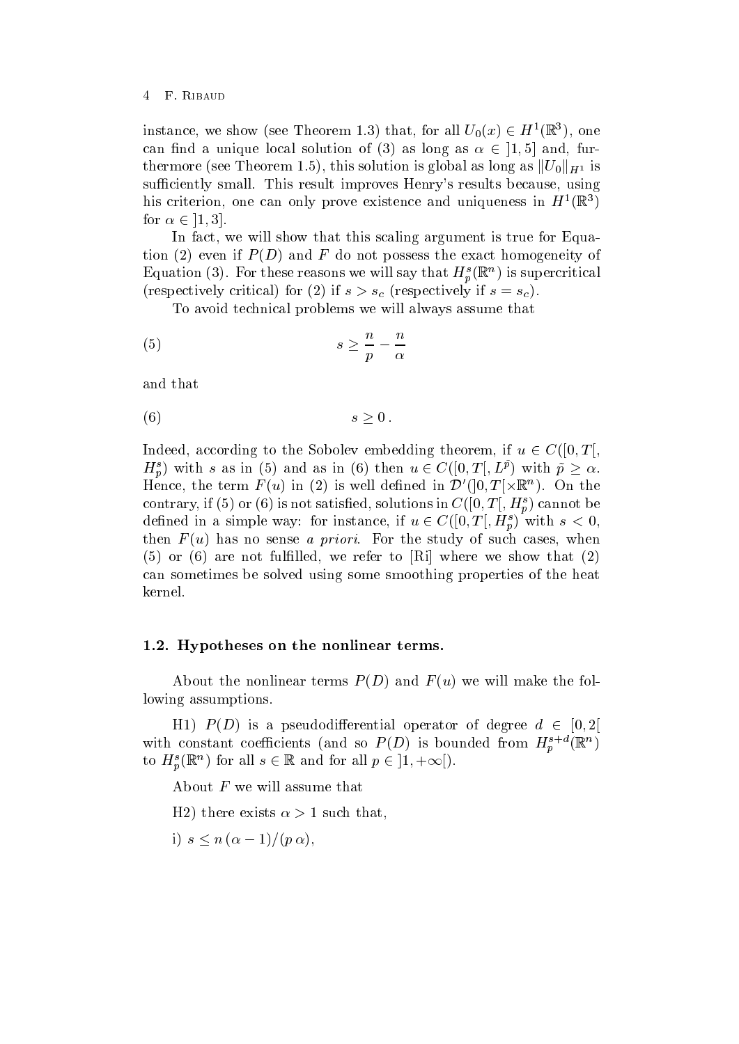instance, we show (see Theorem 1.3) that, for all $U_0(x) \in H^1(\mathbb{R}^3)$, one can find a unique local solution of (3) as long as $\alpha \in ]1,5]$ and, furthermore (see Theorem 1.5), this solution is global as long as $\|U_0\|_{H^1}$ is sufficiently small. This result improves Henry's results because, using his criterion, one can only prove existence and uniqueness in $H^1(\mathbb{R}^3)$ for $\alpha \in ]1,3]$.

In fact, we will show that this scaling argument is true for Equation (2) even if $P(D)$ and $F$ do not possess the exact homogeneity of Equation (3). For these reasons we will say that $H^s_p(\mathbb{R}^n)$ is supercritical (respectively critical) for (2) if $s > s_c$ (respectively if $s = s_c$).

To avoid technical problems we will always assume that

$$s \geq \frac{n}{p} - \frac{n}{\alpha} \tag{5}$$

and that

$$s \geq 0\,. \tag{6}$$

Indeed, according to the Sobolev embedding theorem, if $u \in C([0,T[, H^s_p)$ with $s$ as in (5) and as in (6) then $u \in C([0,T[, L^{\tilde{p}})$ with $\tilde{p} \geq \alpha$. Hence, the term $F(u)$ in (2) is well defined in $\mathcal{D}'(]0,T[\times\mathbb{R}^n)$. On the contrary, if (5) or (6) is not satisfied, solutions in $C([0,T[, H^s_p)$ cannot be defined in a simple way: for instance, if $u \in C([0,T[, H^s_p)$ with $s < 0$, then $F(u)$ has no sense *a priori*. For the study of such cases, when (5) or (6) are not fulfilled, we refer to [Ri] where we show that (2) can sometimes be solved using some smoothing properties of the heat kernel.

### 1.2. Hypotheses on the nonlinear terms.

About the nonlinear terms $P(D)$ and $F(u)$ we will make the following assumptions.

H1) $P(D)$ is a pseudodifferential operator of degree $d \in [0,2[$ with constant coefficients (and so $P(D)$ is bounded from $H^{s+d}_p(\mathbb{R}^n)$ to $H^s_p(\mathbb{R}^n)$ for all $s \in \mathbb{R}$ and for all $p \in ]1,+\infty[$).

About $F$ we will assume that

H2) there exists $\alpha > 1$ such that,

i) $s \leq n\,(\alpha - 1)/(p\,\alpha)$,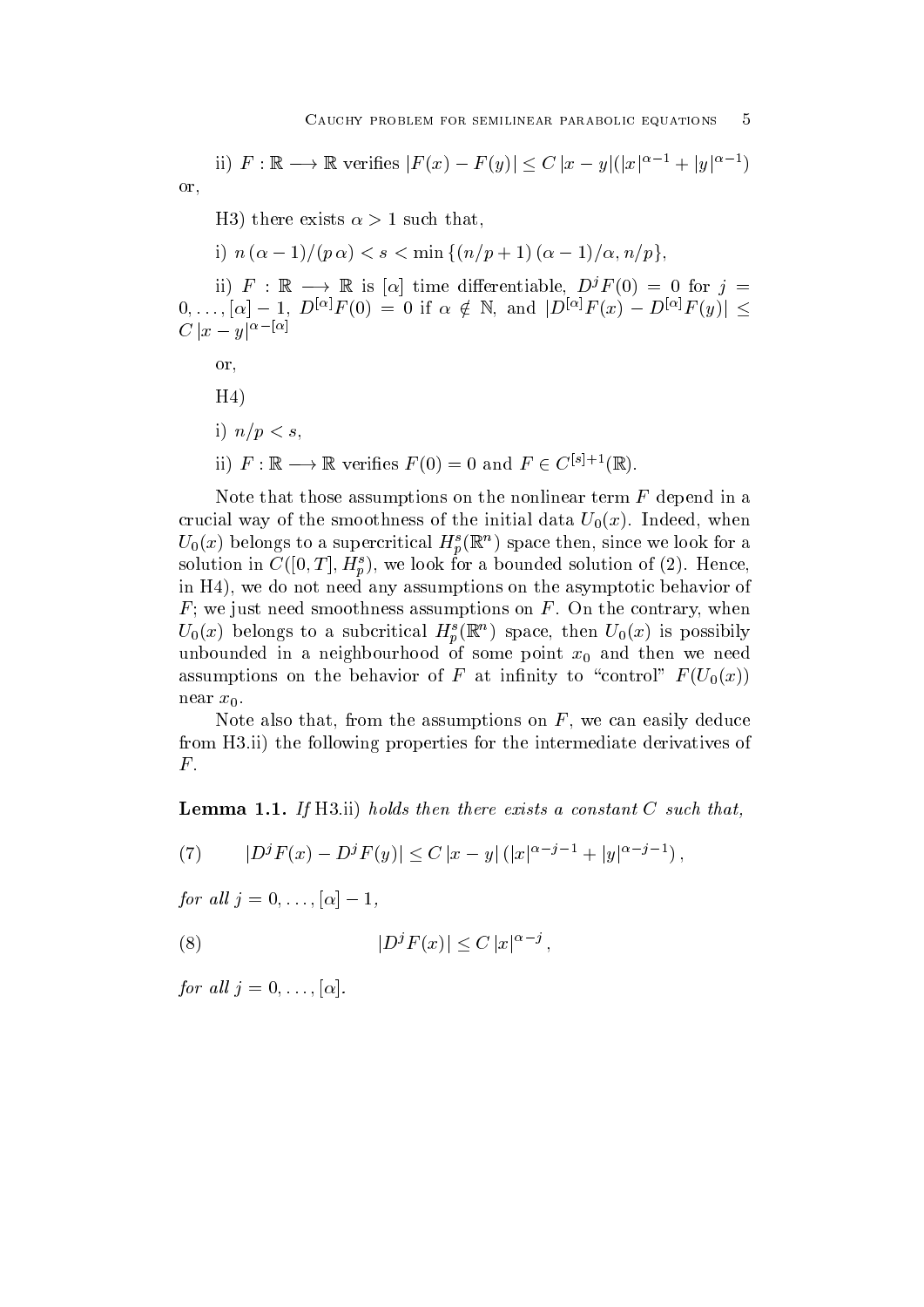ii) $F : \mathbb{R} \longrightarrow \mathbb{R}$ verifies $|F(x) - F(y)| \leq C\,|x-y|(|x|^{\alpha-1} + |y|^{\alpha-1})$

or,

H3) there exists $\alpha > 1$ such that,

i) $n\,(\alpha-1)/(p\,\alpha) < s < \min\{(n/p+1)\,(\alpha-1)/\alpha, n/p\}$,

ii) $F : \mathbb{R} \longrightarrow \mathbb{R}$ is $[\alpha]$ time differentiable, $D^j F(0) = 0$ for $j = 0, \ldots, [\alpha]-1$, $D^{[\alpha]}F(0) = 0$ if $\alpha \notin \mathbb{N}$, and $|D^{[\alpha]}F(x) - D^{[\alpha]}F(y)| \leq C\,|x-y|^{\alpha-[\alpha]}$

or,

H4)

i) $n/p < s$,

ii) $F : \mathbb{R} \longrightarrow \mathbb{R}$ verifies $F(0) = 0$ and $F \in C^{[s]+1}(\mathbb{R})$.

Note that those assumptions on the nonlinear term $F$ depend in a crucial way of the smoothness of the initial data $U_0(x)$. Indeed, when $U_0(x)$ belongs to a supercritical $H^s_p(\mathbb{R}^n)$ space then, since we look for a solution in $C([0,T], H^s_p)$, we look for a bounded solution of (2). Hence, in H4), we do not need any assumptions on the asymptotic behavior of $F$; we just need smoothness assumptions on $F$. On the contrary, when $U_0(x)$ belongs to a subcritical $H^s_p(\mathbb{R}^n)$ space, then $U_0(x)$ is possibily unbounded in a neighbourhood of some point $x_0$ and then we need assumptions on the behavior of $F$ at infinity to "control" $F(U_0(x))$ near $x_0$.

Note also that, from the assumptions on $F$, we can easily deduce from H3.ii) the following properties for the intermediate derivatives of $F$.

**Lemma 1.1.** *If* H3.ii) *holds then there exists a constant $C$ such that,*

$$|D^j F(x) - D^j F(y)| \leq C\,|x-y|\,(|x|^{\alpha-j-1} + |y|^{\alpha-j-1})\,, \tag{7}$$

*for all $j = 0, \ldots, [\alpha]-1$,*

$$|D^j F(x)| \leq C\,|x|^{\alpha-j}\,, \tag{8}$$

*for all $j = 0, \ldots, [\alpha]$.*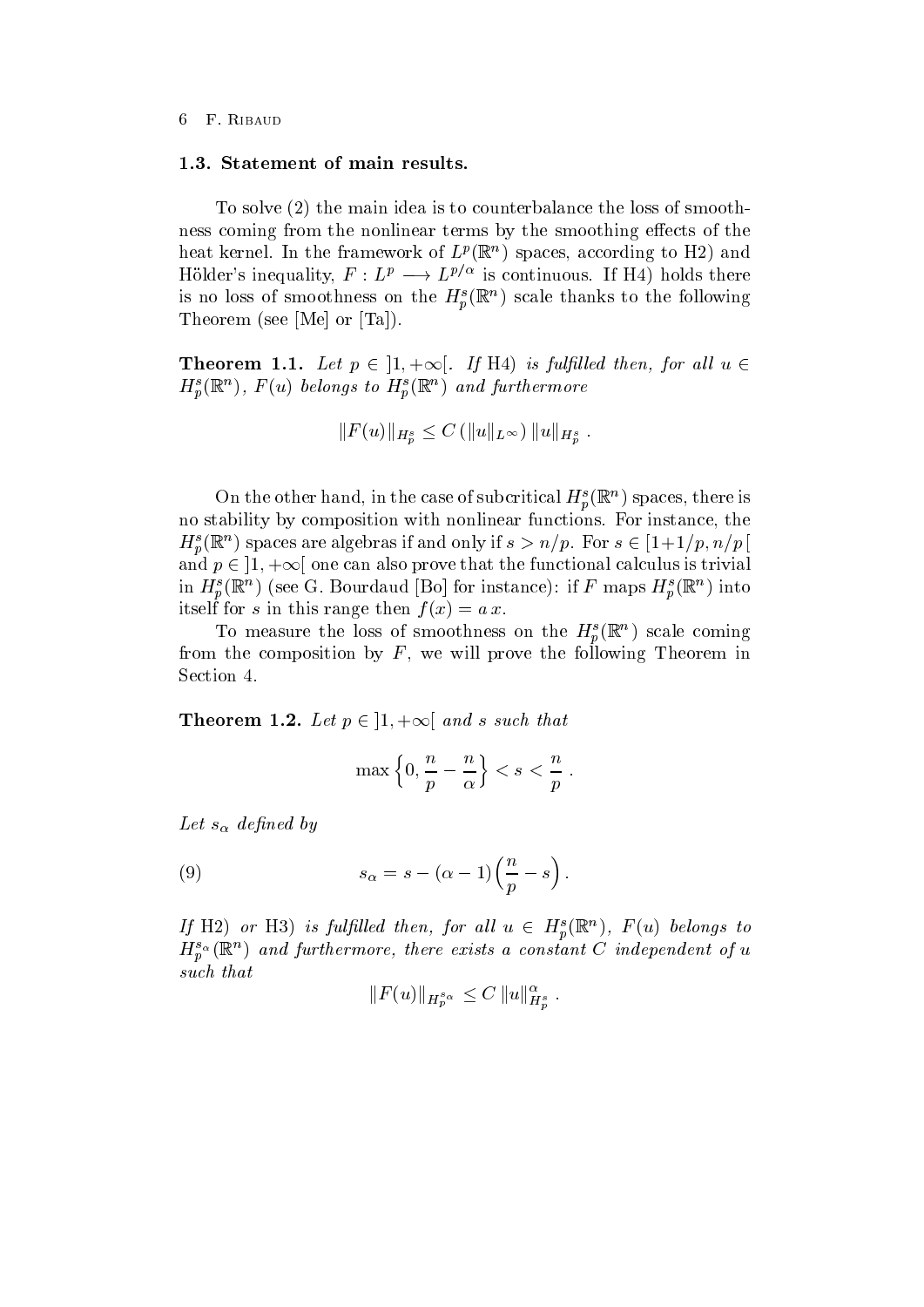### 1.3. Statement of main results.

To solve (2) the main idea is to counterbalance the loss of smoothness coming from the nonlinear terms by the smoothing effects of the heat kernel. In the framework of $L^p(\mathbb{R}^n)$ spaces, according to H2) and Hölder's inequality, $F : L^p \longrightarrow L^{p/\alpha}$ is continuous. If H4) holds there is no loss of smoothness on the $H^s_p(\mathbb{R}^n)$ scale thanks to the following Theorem (see [Me] or [Ta]).

**Theorem 1.1.** *Let $p \in \,]1, +\infty[$. If H4) is fulfilled then, for all $u \in H^s_p(\mathbb{R}^n)$, $F(u)$ belongs to $H^s_p(\mathbb{R}^n)$ and furthermore*

$$\|F(u)\|_{H^s_p} \leq C\left(\|u\|_{L^\infty}\right) \|u\|_{H^s_p} \,.$$

On the other hand, in the case of subcritical $H^s_p(\mathbb{R}^n)$ spaces, there is no stability by composition with nonlinear functions. For instance, the $H^s_p(\mathbb{R}^n)$ spaces are algebras if and only if $s > n/p$. For $s \in [1+1/p, n/p[$ and $p \in \,]1, +\infty[$ one can also prove that the functional calculus is trivial in $H^s_p(\mathbb{R}^n)$ (see G. Bourdaud [Bo] for instance): if $F$ maps $H^s_p(\mathbb{R}^n)$ into itself for $s$ in this range then $f(x) = a\, x$.

To measure the loss of smoothness on the $H^s_p(\mathbb{R}^n)$ scale coming from the composition by $F$, we will prove the following Theorem in Section 4.

**Theorem 1.2.** *Let $p \in \,]1, +\infty[$ and $s$ such that*

$$\max\left\{0, \frac{n}{p} - \frac{n}{\alpha}\right\} < s < \frac{n}{p} \,.$$

*Let $s_\alpha$ defined by*

$$s_\alpha = s - (\alpha - 1)\left(\frac{n}{p} - s\right). \tag{9}$$

*If H2) or H3) is fulfilled then, for all $u \in H^s_p(\mathbb{R}^n)$, $F(u)$ belongs to $H^{s_\alpha}_p(\mathbb{R}^n)$ and furthermore, there exists a constant $C$ independent of $u$ such that*

$$\|F(u)\|_{H^{s_\alpha}_p} \leq C\, \|u\|^\alpha_{H^s_p} \,.$$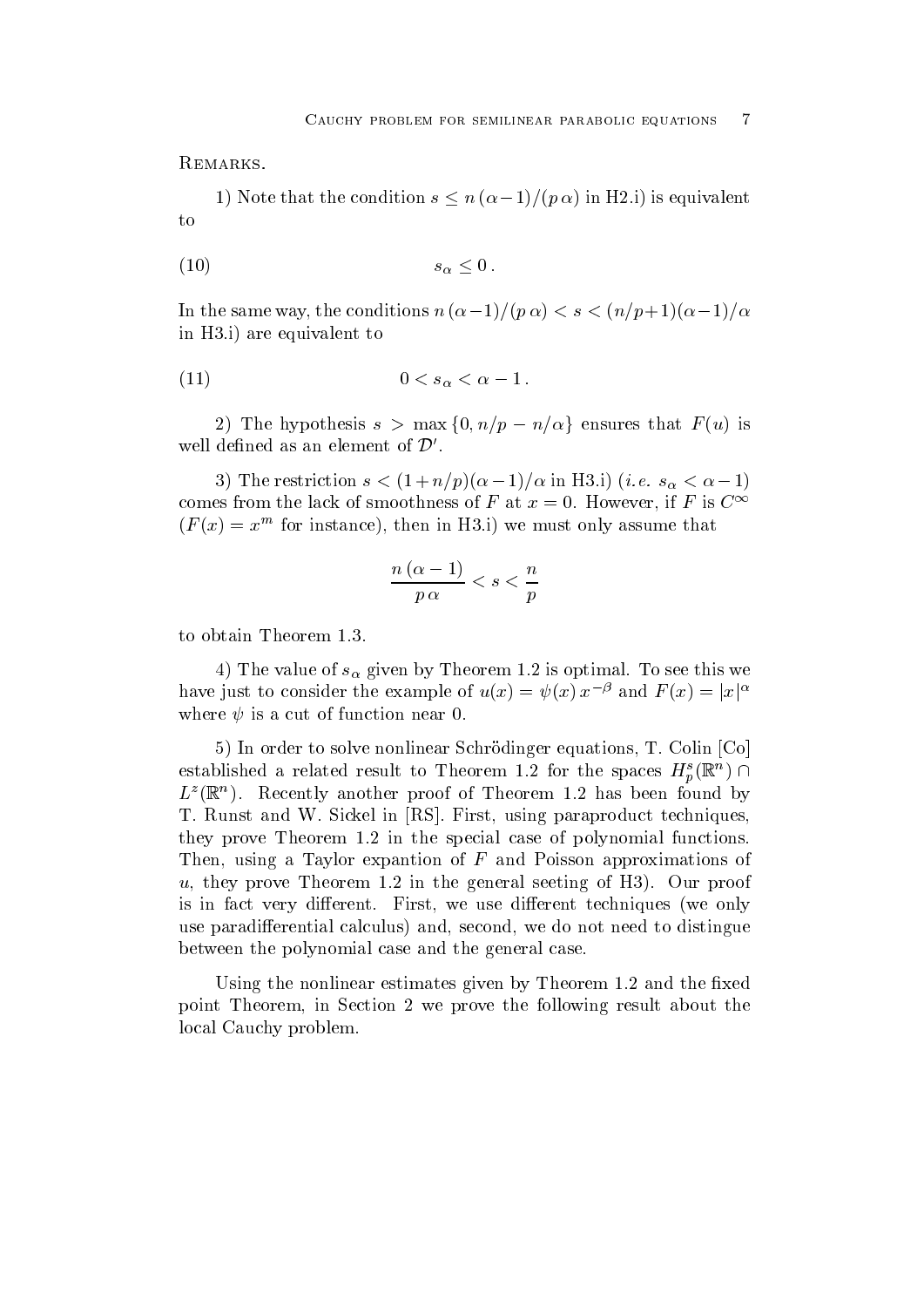Remarks.

1) Note that the condition $s \le n\,(\alpha-1)/(p\,\alpha)$ in H2.i) is equivalent to

$$s_\alpha \le 0\,. \tag{10}$$

In the same way, the conditions $n\,(\alpha-1)/(p\,\alpha) < s < (n/p+1)(\alpha-1)/\alpha$ in H3.i) are equivalent to

$$0 < s_\alpha < \alpha - 1\,. \tag{11}$$

2) The hypothesis $s > \max\{0, n/p - n/\alpha\}$ ensures that $F(u)$ is well defined as an element of $\mathcal{D}'$.

3) The restriction $s < (1+n/p)(\alpha-1)/\alpha$ in H3.i) (*i.e.* $s_\alpha < \alpha - 1$) comes from the lack of smoothness of $F$ at $x = 0$. However, if $F$ is $C^\infty$ ($F(x) = x^m$ for instance), then in H3.i) we must only assume that

$$\frac{n\,(\alpha-1)}{p\,\alpha} < s < \frac{n}{p}$$

to obtain Theorem 1.3.

4) The value of $s_\alpha$ given by Theorem 1.2 is optimal. To see this we have just to consider the example of $u(x) = \psi(x)\,x^{-\beta}$ and $F(x) = |x|^\alpha$ where $\psi$ is a cut of function near 0.

5) In order to solve nonlinear Schrödinger equations, T. Colin [Co] established a related result to Theorem 1.2 for the spaces $H^s_p(\mathbb{R}^n) \cap L^z(\mathbb{R}^n)$. Recently another proof of Theorem 1.2 has been found by T. Runst and W. Sickel in [RS]. First, using paraproduct techniques, they prove Theorem 1.2 in the special case of polynomial functions. Then, using a Taylor expantion of $F$ and Poisson approximations of $u$, they prove Theorem 1.2 in the general seeting of H3). Our proof is in fact very different. First, we use different techniques (we only use paradifferential calculus) and, second, we do not need to distingue between the polynomial case and the general case.

Using the nonlinear estimates given by Theorem 1.2 and the fixed point Theorem, in Section 2 we prove the following result about the local Cauchy problem.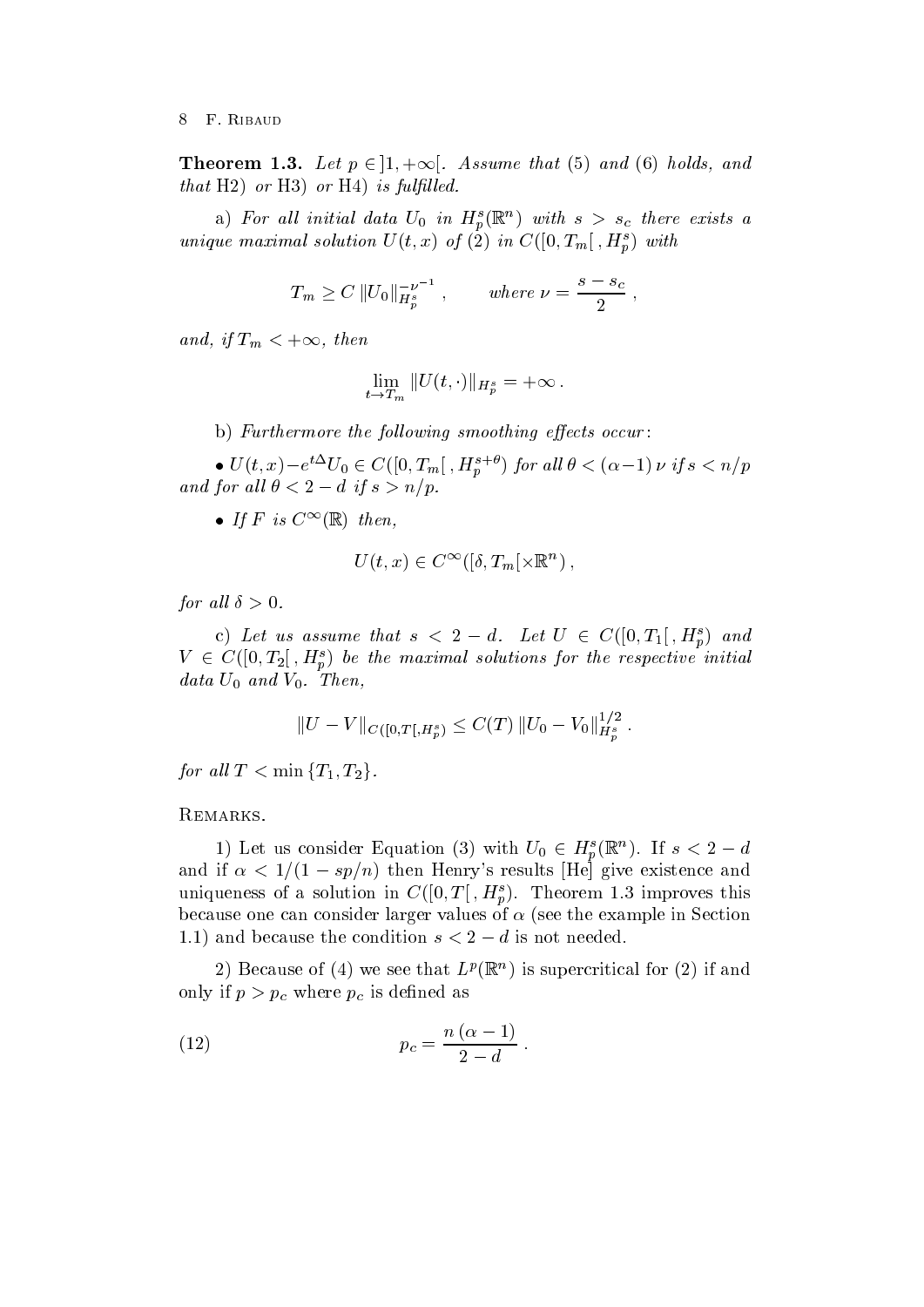**Theorem 1.3.** *Let $p \in ]1, +\infty[$. Assume that (5) and (6) holds, and that* H2) *or* H3) *or* H4) *is fulfilled.*

a) *For all initial data $U_0$ in $H_p^s(\mathbb{R}^n)$ with $s > s_c$ there exists a unique maximal solution $U(t,x)$ of (2) in $C([0,T_m[\,, H_p^s)$ with*

$$T_m \geq C\, \|U_0\|_{H_p^s}^{-\nu^{-1}}\,, \qquad \text{where } \nu = \frac{s - s_c}{2}\,,$$

*and, if $T_m < +\infty$, then*

$$\lim_{t \to T_m} \|U(t,\cdot)\|_{H_p^s} = +\infty\,.$$

b) *Furthermore the following smoothing effects occur*:

- $U(t,x) - e^{t\Delta}U_0 \in C([0,T_m[\,, H_p^{s+\theta})$ *for all $\theta < (\alpha - 1)\,\nu$ if $s < n/p$ and for all $\theta < 2 - d$ if $s > n/p$.*

- *If $F$ is $C^\infty(\mathbb{R})$ then,*

$$U(t,x) \in C^\infty([\delta, T_m[\times \mathbb{R}^n)\,,$$

*for all $\delta > 0$.*

c) *Let us assume that $s < 2 - d$. Let $U \in C([0,T_1[\,, H_p^s)$ and $V \in C([0,T_2[\,, H_p^s)$ be the maximal solutions for the respective initial data $U_0$ and $V_0$. Then,*

$$\|U - V\|_{C([0,T[,H_p^s)} \leq C(T)\, \|U_0 - V_0\|_{H_p^s}^{1/2}\,.$$

*for all $T < \min\{T_1, T_2\}$.*

Remarks.

1) Let us consider Equation (3) with $U_0 \in H_p^s(\mathbb{R}^n)$. If $s < 2 - d$ and if $\alpha < 1/(1 - sp/n)$ then Henry's results [He] give existence and uniqueness of a solution in $C([0,T[\,, H_p^s)$. Theorem 1.3 improves this because one can consider larger values of $\alpha$ (see the example in Section 1.1) and because the condition $s < 2 - d$ is not needed.

2) Because of (4) we see that $L^p(\mathbb{R}^n)$ is supercritical for (2) if and only if $p > p_c$ where $p_c$ is defined as

$$p_c = \frac{n\,(\alpha - 1)}{2 - d}\,. \tag{12}$$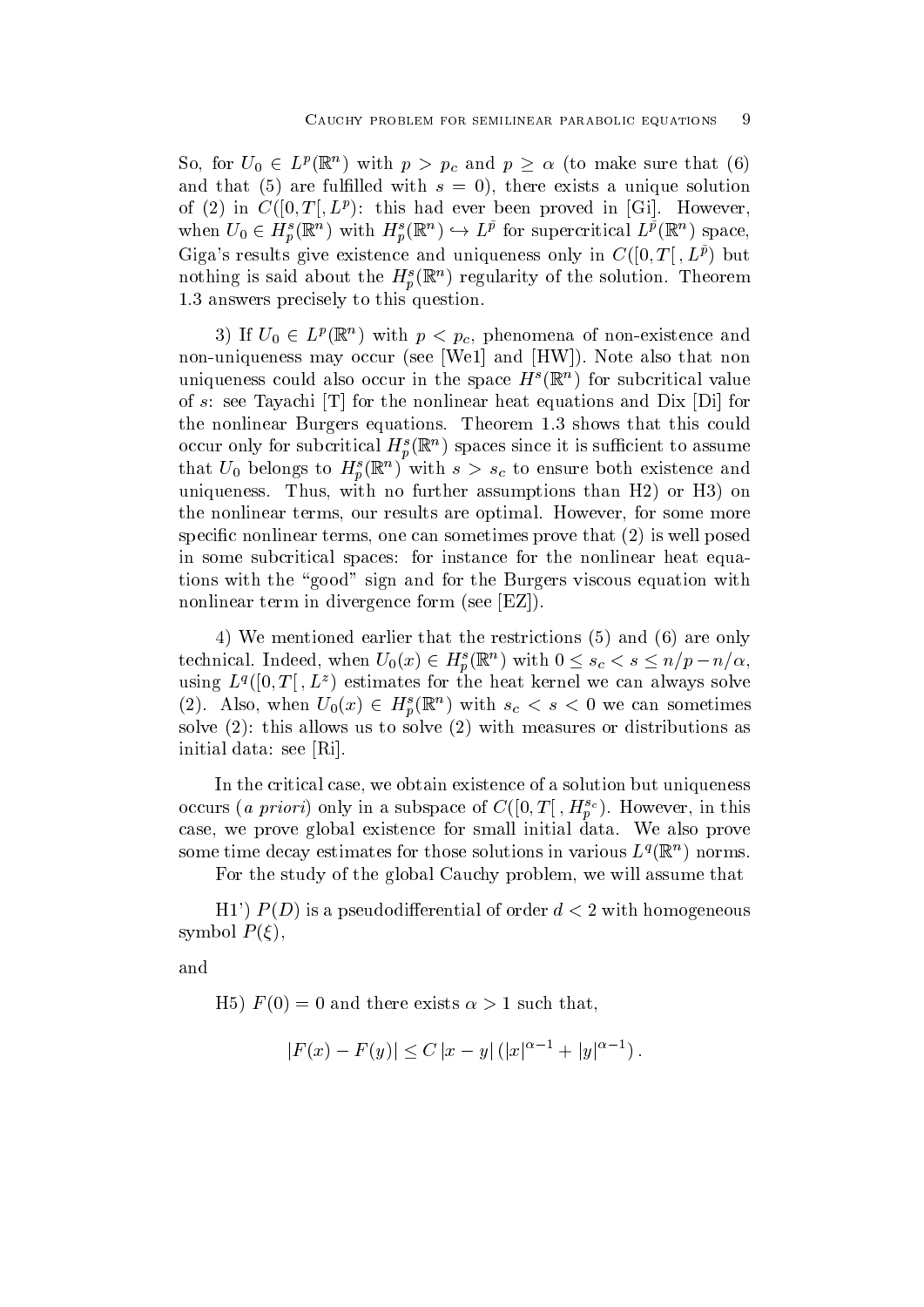So, for $U_0 \in L^p(\mathbb{R}^n)$ with $p > p_c$ and $p \geq \alpha$ (to make sure that (6) and that (5) are fulfilled with $s = 0$), there exists a unique solution of (2) in $C([0,T[, L^p)$: this had ever been proved in [Gi]. However, when $U_0 \in H_p^s(\mathbb{R}^n)$ with $H_p^s(\mathbb{R}^n) \hookrightarrow L^{\bar{p}}$ for supercritical $L^{\bar{p}}(\mathbb{R}^n)$ space, Giga's results give existence and uniqueness only in $C([0,T[\,, L^{\bar{p}})$ but nothing is said about the $H_p^s(\mathbb{R}^n)$ regularity of the solution. Theorem 1.3 answers precisely to this question.

3) If $U_0 \in L^p(\mathbb{R}^n)$ with $p < p_c$, phenomena of non-existence and non-uniqueness may occur (see [We1] and [HW]). Note also that non uniqueness could also occur in the space $H^s(\mathbb{R}^n)$ for subcritical value of $s$: see Tayachi [T] for the nonlinear heat equations and Dix [Di] for the nonlinear Burgers equations. Theorem 1.3 shows that this could occur only for subcritical $H_p^s(\mathbb{R}^n)$ spaces since it is sufficient to assume that $U_0$ belongs to $H_p^s(\mathbb{R}^n)$ with $s > s_c$ to ensure both existence and uniqueness. Thus, with no further assumptions than H2) or H3) on the nonlinear terms, our results are optimal. However, for some more specific nonlinear terms, one can sometimes prove that (2) is well posed in some subcritical spaces: for instance for the nonlinear heat equations with the "good" sign and for the Burgers viscous equation with nonlinear term in divergence form (see [EZ]).

4) We mentioned earlier that the restrictions (5) and (6) are only technical. Indeed, when $U_0(x) \in H_p^s(\mathbb{R}^n)$ with $0 \leq s_c < s \leq n/p - n/\alpha$, using $L^q([0,T[\,, L^z)$ estimates for the heat kernel we can always solve (2). Also, when $U_0(x) \in H_p^s(\mathbb{R}^n)$ with $s_c < s < 0$ we can sometimes solve (2): this allows us to solve (2) with measures or distributions as initial data: see [Ri].

In the critical case, we obtain existence of a solution but uniqueness occurs (*a priori*) only in a subspace of $C([0,T[\,, H_p^{s_c})$. However, in this case, we prove global existence for small initial data. We also prove some time decay estimates for those solutions in various $L^q(\mathbb{R}^n)$ norms.

For the study of the global Cauchy problem, we will assume that

H1') $P(D)$ is a pseudodifferential of order $d < 2$ with homogeneous symbol $P(\xi)$,

and

H5) $F(0) = 0$ and there exists $\alpha > 1$ such that,

$$|F(x) - F(y)| \leq C\,|x-y|\,(|x|^{\alpha-1} + |y|^{\alpha-1})\,.$$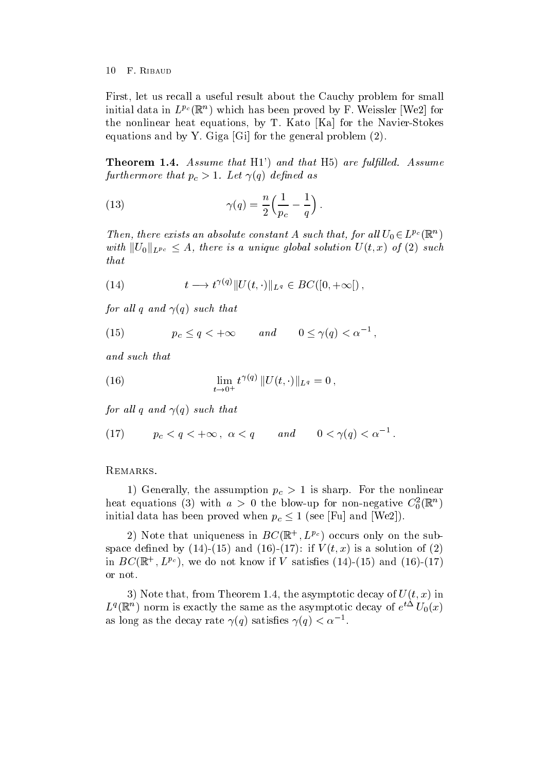First, let us recall a useful result about the Cauchy problem for small initial data in $L^{p_c}(\mathbb{R}^n)$ which has been proved by F. Weissler [We2] for the nonlinear heat equations, by T. Kato [Ka] for the Navier-Stokes equations and by Y. Giga [Gi] for the general problem (2).

**Theorem 1.4.** *Assume that* H1') *and that* H5) *are fulfilled. Assume furthermore that* $p_c > 1$. *Let* $\gamma(q)$ *defined as*

$$\gamma(q) = \frac{n}{2}\Big(\frac{1}{p_c} - \frac{1}{q}\Big)\,. \tag{13}$$

*Then, there exists an absolute constant* $A$ *such that, for all* $U_0 \in L^{p_c}(\mathbb{R}^n)$ *with* $\|U_0\|_{L^{p_c}} \le A$, *there is a unique global solution* $U(t,x)$ *of* (2) *such that*

$$t \longrightarrow t^{\gamma(q)} \|U(t,\cdot)\|_{L^q} \in BC([0,+\infty[)\,, \tag{14}$$

*for all* $q$ *and* $\gamma(q)$ *such that*

$$p_c \le q < +\infty \qquad and \qquad 0 \le \gamma(q) < \alpha^{-1}\,, \tag{15}$$

*and such that*

$$\lim_{t\to 0^+} t^{\gamma(q)}\,\|U(t,\cdot)\|_{L^q} = 0\,, \tag{16}$$

*for all* $q$ *and* $\gamma(q)$ *such that*

$$p_c < q < +\infty\,,\ \alpha < q \qquad and \qquad 0 < \gamma(q) < \alpha^{-1}\,. \tag{17}$$

Remarks.

1) Generally, the assumption $p_c > 1$ is sharp. For the nonlinear heat equations (3) with $a > 0$ the blow-up for non-negative $C_0^2(\mathbb{R}^n)$ initial data has been proved when $p_c \le 1$ (see [Fu] and [We2]).

2) Note that uniqueness in $BC(\mathbb{R}^+, L^{p_c})$ occurs only on the subspace defined by (14)-(15) and (16)-(17): if $V(t,x)$ is a solution of (2) in $BC(\mathbb{R}^+, L^{p_c})$, we do not know if $V$ satisfies (14)-(15) and (16)-(17) or not.

3) Note that, from Theorem 1.4, the asymptotic decay of $U(t,x)$ in $L^q(\mathbb{R}^n)$ norm is exactly the same as the asymptotic decay of $e^{t\Delta}\,U_0(x)$ as long as the decay rate $\gamma(q)$ satisfies $\gamma(q) < \alpha^{-1}$.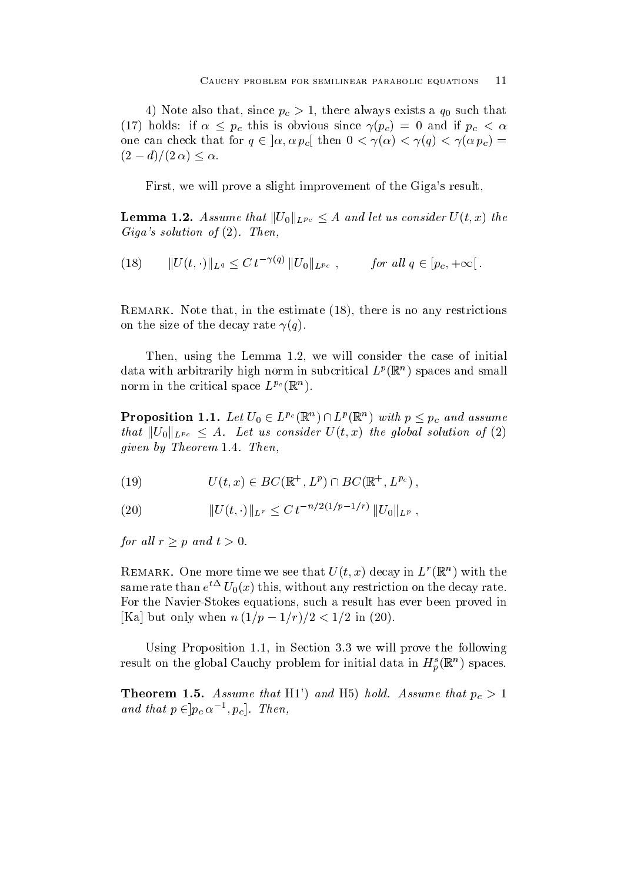4) Note also that, since $p_c > 1$, there always exists a $q_0$ such that (17) holds: if $\alpha \leq p_c$ this is obvious since $\gamma(p_c) = 0$ and if $p_c < \alpha$ one can check that for $q \in ]\alpha, \alpha\, p_c[$ then $0 < \gamma(\alpha) < \gamma(q) < \gamma(\alpha\, p_c) = (2-d)/(2\,\alpha) \leq \alpha$.

First, we will prove a slight improvement of the Giga's result,

**Lemma 1.2.** *Assume that $\|U_0\|_{L^{p_c}} \leq A$ and let us consider $U(t,x)$ the Giga's solution of (2). Then,*

$$\|U(t,\cdot)\|_{L^q} \leq C\, t^{-\gamma(q)}\, \|U_0\|_{L^{p_c}}\,, \qquad \text{for all } q \in [p_c, +\infty[\,. \tag{18}$$

Remark. Note that, in the estimate (18), there is no any restrictions on the size of the decay rate $\gamma(q)$.

Then, using the Lemma 1.2, we will consider the case of initial data with arbitrarily high norm in subcritical $L^p(\mathbb{R}^n)$ spaces and small norm in the critical space $L^{p_c}(\mathbb{R}^n)$.

**Proposition 1.1.** *Let $U_0 \in L^{p_c}(\mathbb{R}^n) \cap L^p(\mathbb{R}^n)$ with $p \leq p_c$ and assume that $\|U_0\|_{L^{p_c}} \leq A$. Let us consider $U(t,x)$ the global solution of (2) given by Theorem 1.4. Then,*

$$U(t,x) \in BC(\mathbb{R}^+, L^p) \cap BC(\mathbb{R}^+, L^{p_c})\,, \tag{19}$$

$$\|U(t,\cdot)\|_{L^r} \leq C\, t^{-n/2(1/p-1/r)}\, \|U_0\|_{L^p}\,, \tag{20}$$

*for all $r \geq p$ and $t > 0$.*

Remark. One more time we see that $U(t,x)$ decay in $L^r(\mathbb{R}^n)$ with the same rate than $e^{t\Delta}\, U_0(x)$ this, without any restriction on the decay rate. For the Navier-Stokes equations, such a result has ever been proved in [Ka] but only when $n\,(1/p - 1/r)/2 < 1/2$ in (20).

Using Proposition 1.1, in Section 3.3 we will prove the following result on the global Cauchy problem for initial data in $H^s_p(\mathbb{R}^n)$ spaces.

**Theorem 1.5.** *Assume that H1') and H5) hold. Assume that $p_c > 1$ and that $p \in ]p_c\, \alpha^{-1}, p_c]$. Then,*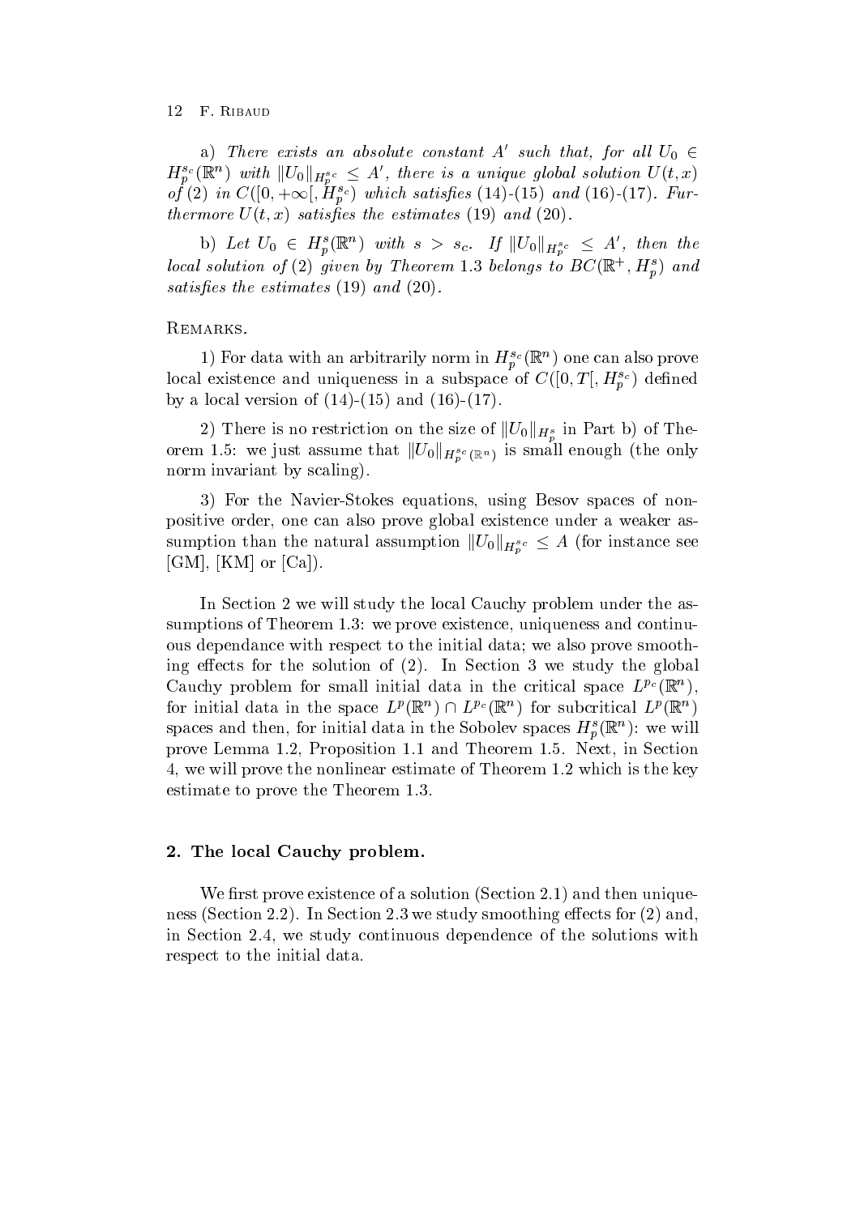a) *There exists an absolute constant $A'$ such that, for all $U_0 \in H_p^{s_c}(\mathbb{R}^n)$ with $\|U_0\|_{H_p^{s_c}} \leq A'$, there is a unique global solution $U(t,x)$ of (2) in $C([0,+\infty[, H_p^{s_c})$ which satisfies (14)-(15) and (16)-(17). Furthermore $U(t,x)$ satisfies the estimates (19) and (20).*

b) *Let $U_0 \in H_p^s(\mathbb{R}^n)$ with $s > s_c$. If $\|U_0\|_{H_p^{s_c}} \leq A'$, then the local solution of (2) given by Theorem 1.3 belongs to $BC(\mathbb{R}^+, H_p^s)$ and satisfies the estimates (19) and (20).*

Remarks.

1) For data with an arbitrarily norm in $H_p^{s_c}(\mathbb{R}^n)$ one can also prove local existence and uniqueness in a subspace of $C([0,T[, H_p^{s_c})$ defined by a local version of (14)-(15) and (16)-(17).

2) There is no restriction on the size of $\|U_0\|_{H_p^s}$ in Part b) of Theorem 1.5: we just assume that $\|U_0\|_{H_p^{s_c}(\mathbb{R}^n)}$ is small enough (the only norm invariant by scaling).

3) For the Navier-Stokes equations, using Besov spaces of nonpositive order, one can also prove global existence under a weaker assumption than the natural assumption $\|U_0\|_{H_p^{s_c}} \leq A$ (for instance see [GM], [KM] or [Ca]).

In Section 2 we will study the local Cauchy problem under the assumptions of Theorem 1.3: we prove existence, uniqueness and continuous dependance with respect to the initial data; we also prove smoothing effects for the solution of (2). In Section 3 we study the global Cauchy problem for small initial data in the critical space $L^{p_c}(\mathbb{R}^n)$, for initial data in the space $L^p(\mathbb{R}^n) \cap L^{p_c}(\mathbb{R}^n)$ for subcritical $L^p(\mathbb{R}^n)$ spaces and then, for initial data in the Sobolev spaces $H_p^s(\mathbb{R}^n)$: we will prove Lemma 1.2, Proposition 1.1 and Theorem 1.5. Next, in Section 4, we will prove the nonlinear estimate of Theorem 1.2 which is the key estimate to prove the Theorem 1.3.

## 2. The local Cauchy problem.

We first prove existence of a solution (Section 2.1) and then uniqueness (Section 2.2). In Section 2.3 we study smoothing effects for (2) and, in Section 2.4, we study continuous dependence of the solutions with respect to the initial data.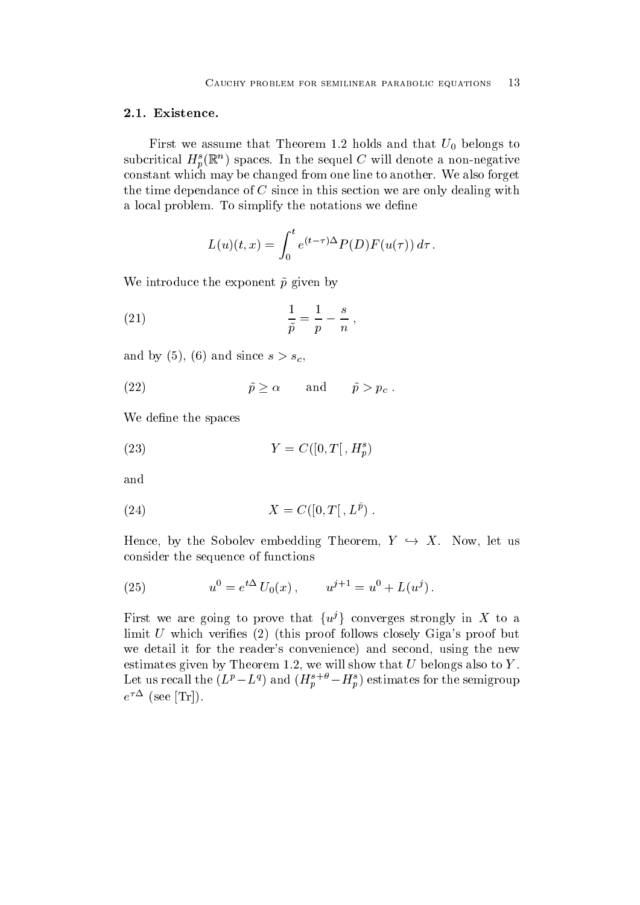### 2.1. Existence.

First we assume that Theorem 1.2 holds and that $U_0$ belongs to subcritical $H^s_p(\mathbb{R}^n)$ spaces. In the sequel $C$ will denote a non-negative constant which may be changed from one line to another. We also forget the time dependance of $C$ since in this section we are only dealing with a local problem. To simplify the notations we define

$$L(u)(t,x) = \int_0^t e^{(t-\tau)\Delta} P(D) F(u(\tau))\, d\tau\,.$$

We introduce the exponent $\tilde{p}$ given by

$$\frac{1}{\tilde{p}} = \frac{1}{p} - \frac{s}{n}\,, \tag{21}$$

and by (5), (6) and since $s > s_c$,

$$\tilde{p} \geq \alpha \qquad \text{and} \qquad \tilde{p} > p_c\,. \tag{22}$$

We define the spaces

$$Y = C([0,T[\,, H^s_p) \tag{23}$$

and

$$X = C([0,T[\,, L^{\tilde{p}})\,. \tag{24}$$

Hence, by the Sobolev embedding Theorem, $Y \hookrightarrow X$. Now, let us consider the sequence of functions

$$u^0 = e^{t\Delta}\, U_0(x)\,, \qquad u^{j+1} = u^0 + L(u^j)\,. \tag{25}$$

First we are going to prove that $\{u^j\}$ converges strongly in $X$ to a limit $U$ which verifies (2) (this proof follows closely Giga's proof but we detail it for the reader's convenience) and second, using the new estimates given by Theorem 1.2, we will show that $U$ belongs also to $Y$. Let us recall the $(L^p - L^q)$ and $(H^{s+\theta}_p - H^s_p)$ estimates for the semigroup $e^{\tau\Delta}$ (see [Tr]).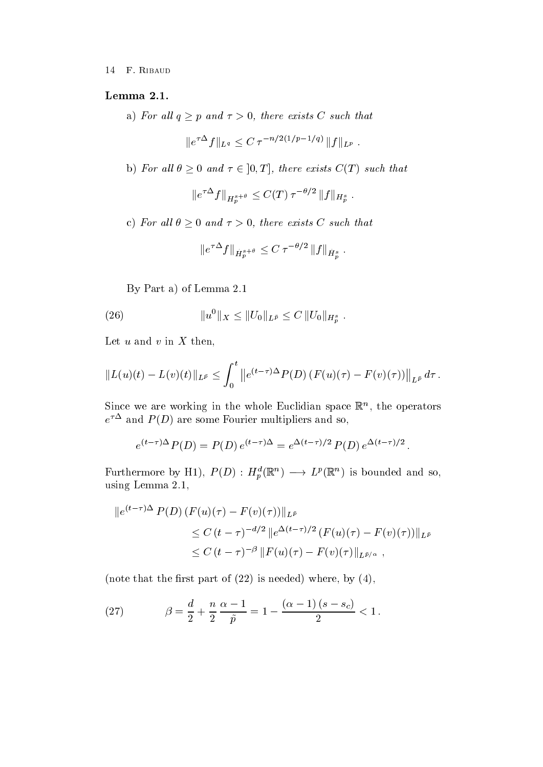**Lemma 2.1.**

a) *For all* $q \geq p$ *and* $\tau > 0$, *there exists* $C$ *such that*

$$\|e^{\tau\Delta} f\|_{L^q} \leq C\, \tau^{-n/2(1/p-1/q)}\, \|f\|_{L^p}\ .$$

b) *For all* $\theta \geq 0$ *and* $\tau \in ]0,T]$, *there exists* $C(T)$ *such that*

$$\|e^{\tau\Delta} f\|_{H_p^{s+\theta}} \leq C(T)\, \tau^{-\theta/2}\, \|f\|_{H_p^s}\ .$$

c) *For all* $\theta \geq 0$ *and* $\tau > 0$, *there exists* $C$ *such that*

$$\|e^{\tau\Delta} f\|_{\dot{H}_p^{s+\theta}} \leq C\, \tau^{-\theta/2}\, \|f\|_{\dot{H}_p^s}\ .$$

By Part a) of Lemma 2.1

$$\|u^0\|_X \leq \|U_0\|_{L^{\tilde{p}}} \leq C\, \|U_0\|_{H_p^s}\ . \tag{26}$$

Let $u$ and $v$ in $X$ then,

$$\|L(u)(t) - L(v)(t)\|_{L^{\tilde{p}}} \leq \int_0^t \left\|e^{(t-\tau)\Delta} P(D)\, (F(u)(\tau) - F(v)(\tau))\right\|_{L^{\tilde{p}}} d\tau\,.$$

Since we are working in the whole Euclidian space $\mathbb{R}^n$, the operators $e^{\tau\Delta}$ and $P(D)$ are some Fourier multipliers and so,

$$e^{(t-\tau)\Delta} P(D) = P(D)\, e^{(t-\tau)\Delta} = e^{\Delta(t-\tau)/2}\, P(D)\, e^{\Delta(t-\tau)/2}\,.$$

Furthermore by H1), $P(D) : H_p^d(\mathbb{R}^n) \longrightarrow L^p(\mathbb{R}^n)$ is bounded and so, using Lemma 2.1,

$$\begin{aligned}
\|e^{(t-\tau)\Delta}\, P(D)\, (F(u)(\tau) - F(v)(\tau))\|_{L^{\tilde{p}}} & \\
&\leq C\, (t-\tau)^{-d/2}\, \|e^{\Delta(t-\tau)/2}\, (F(u)(\tau) - F(v)(\tau))\|_{L^{\tilde{p}}} \\
&\leq C\, (t-\tau)^{-\beta}\, \|F(u)(\tau) - F(v)(\tau)\|_{L^{\tilde{p}/\alpha}}\ ,
\end{aligned}$$

(note that the first part of (22) is needed) where, by (4),

$$\beta = \frac{d}{2} + \frac{n}{2}\,\frac{\alpha-1}{\tilde{p}} = 1 - \frac{(\alpha-1)\,(s-s_c)}{2} < 1\,. \tag{27}$$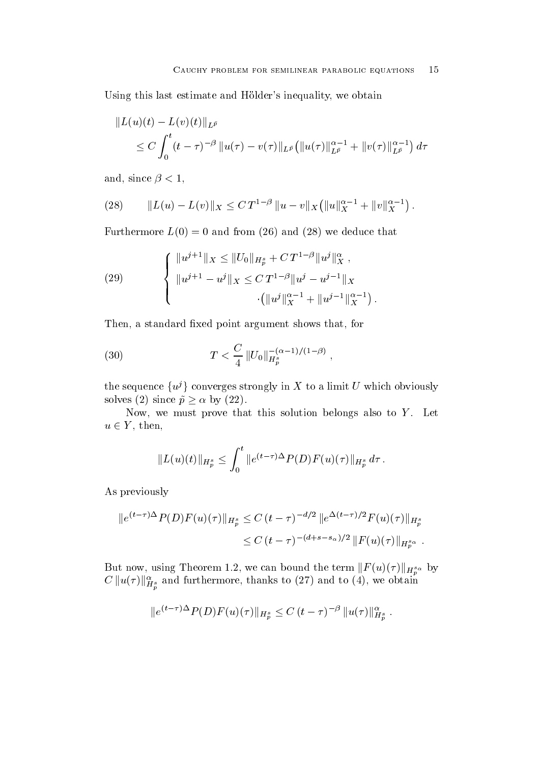Using this last estimate and Hölder's inequality, we obtain

$$
\begin{aligned}
\|L(u)(t) - L(v)(t)\|_{L^{\tilde p}} & \\
&\le C \int_0^t (t-\tau)^{-\beta}\, \|u(\tau) - v(\tau)\|_{L^{\tilde p}} \big(\|u(\tau)\|_{L^{\tilde p}}^{\alpha-1} + \|v(\tau)\|_{L^{\tilde p}}^{\alpha-1}\big)\, d\tau
\end{aligned}
$$

and, since $\beta < 1$,

$$
\|L(u) - L(v)\|_X \le C\, T^{1-\beta}\, \|u - v\|_X \big(\|u\|_X^{\alpha-1} + \|v\|_X^{\alpha-1}\big)\,. \tag{28}
$$

Furthermore $L(0) = 0$ and from (26) and (28) we deduce that

$$
\left\{
\begin{aligned}
&\|u^{j+1}\|_X \le \|U_0\|_{H^s_p} + C\, T^{1-\beta} \|u^j\|_X^\alpha\,, \\
&\|u^{j+1} - u^j\|_X \le C\, T^{1-\beta} \|u^j - u^{j-1}\|_X \\
&\qquad\qquad\qquad \cdot \big(\|u^j\|_X^{\alpha-1} + \|u^{j-1}\|_X^{\alpha-1}\big)\,.
\end{aligned}
\right. \tag{29}
$$

Then, a standard fixed point argument shows that, for

$$
T < \frac{C}{4}\, \|U_0\|_{H^s_p}^{-(\alpha-1)/(1-\beta)}\,, \tag{30}
$$

the sequence $\{u^j\}$ converges strongly in $X$ to a limit $U$ which obviously solves (2) since $\tilde p \ge \alpha$ by (22).

Now, we must prove that this solution belongs also to $Y$. Let $u \in Y$, then,

$$
\|L(u)(t)\|_{H^s_p} \le \int_0^t \|e^{(t-\tau)\Delta} P(D) F(u)(\tau)\|_{H^s_p}\, d\tau\,.
$$

As previously

$$
\begin{aligned}
\|e^{(t-\tau)\Delta} P(D) F(u)(\tau)\|_{H^s_p} &\le C\, (t-\tau)^{-d/2}\, \|e^{\Delta(t-\tau)/2} F(u)(\tau)\|_{H^s_p} \\
&\le C\, (t-\tau)^{-(d+s-s_\alpha)/2}\, \|F(u)(\tau)\|_{H^{s_\alpha}_p}\,.
\end{aligned}
$$

But now, using Theorem 1.2, we can bound the term $\|F(u)(\tau)\|_{H^{s_\alpha}_p}$ by $C\, \|u(\tau)\|_{H^s_p}^\alpha$ and furthermore, thanks to (27) and to (4), we obtain

$$
\|e^{(t-\tau)\Delta} P(D) F(u)(\tau)\|_{H^s_p} \le C\, (t-\tau)^{-\beta}\, \|u(\tau)\|_{H^s_p}^\alpha\,.
$$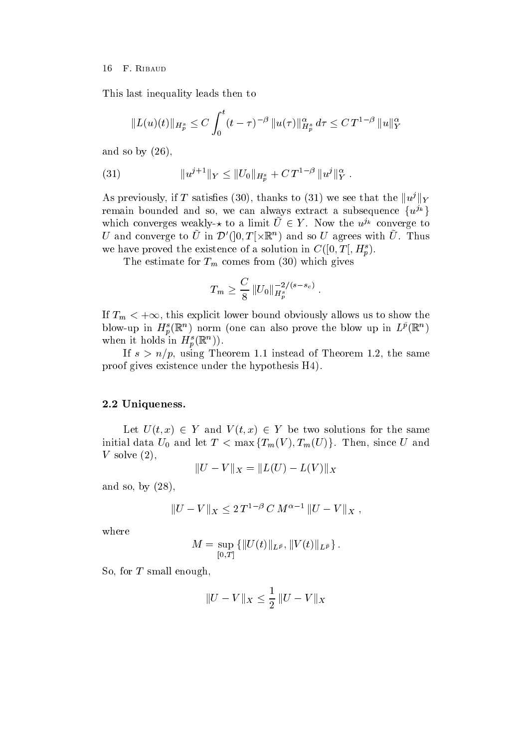This last inequality leads then to

$$\|L(u)(t)\|_{H_p^s} \leq C \int_0^t (t-\tau)^{-\beta} \|u(\tau)\|_{H_p^s}^{\alpha} \, d\tau \leq C\, T^{1-\beta} \, \|u\|_Y^{\alpha}$$

and so by (26),

$$\|u^{j+1}\|_Y \leq \|U_0\|_{H_p^s} + C\, T^{1-\beta} \, \|u^j\|_Y^{\alpha} \,. \tag{31}$$

As previously, if $T$ satisfies (30), thanks to (31) we see that the $\|u^j\|_Y$ remain bounded and so, we can always extract a subsequence $\{u^{j_k}\}$ which converges weakly-$\star$ to a limit $\tilde{U} \in Y$. Now the $u^{j_k}$ converge to $U$ and converge to $\tilde{U}$ in $\mathcal{D}'(]0,T[\times\mathbb{R}^n)$ and so $U$ agrees with $\tilde{U}$. Thus we have proved the existence of a solution in $C([0,T[, H_p^s)$.

The estimate for $T_m$ comes from (30) which gives

$$T_m \geq \frac{C}{8} \, \|U_0\|_{H_p^s}^{-2/(s-s_c)} \,.$$

If $T_m < +\infty$, this explicit lower bound obviously allows us to show the blow-up in $H_p^s(\mathbb{R}^n)$ norm (one can also prove the blow up in $L^{\bar{p}}(\mathbb{R}^n)$ when it holds in $H_p^s(\mathbb{R}^n)$).

If $s > n/p$, using Theorem 1.1 instead of Theorem 1.2, the same proof gives existence under the hypothesis H4).

### 2.2 Uniqueness.

Let $U(t,x) \in Y$ and $V(t,x) \in Y$ be two solutions for the same initial data $U_0$ and let $T < \max\{T_m(V), T_m(U)\}$. Then, since $U$ and $V$ solve (2),

$$\|U - V\|_X = \|L(U) - L(V)\|_X$$

and so, by (28),

$$\|U - V\|_X \leq 2\, T^{1-\beta} \, C \, M^{\alpha-1} \, \|U - V\|_X \,,$$

where

$$M = \sup_{[0,T]} \{ \|U(t)\|_{L^{\bar{p}}}, \|V(t)\|_{L^{\bar{p}}} \} \,.$$

So, for $T$ small enough,

$$\|U - V\|_X \leq \frac{1}{2} \, \|U - V\|_X$$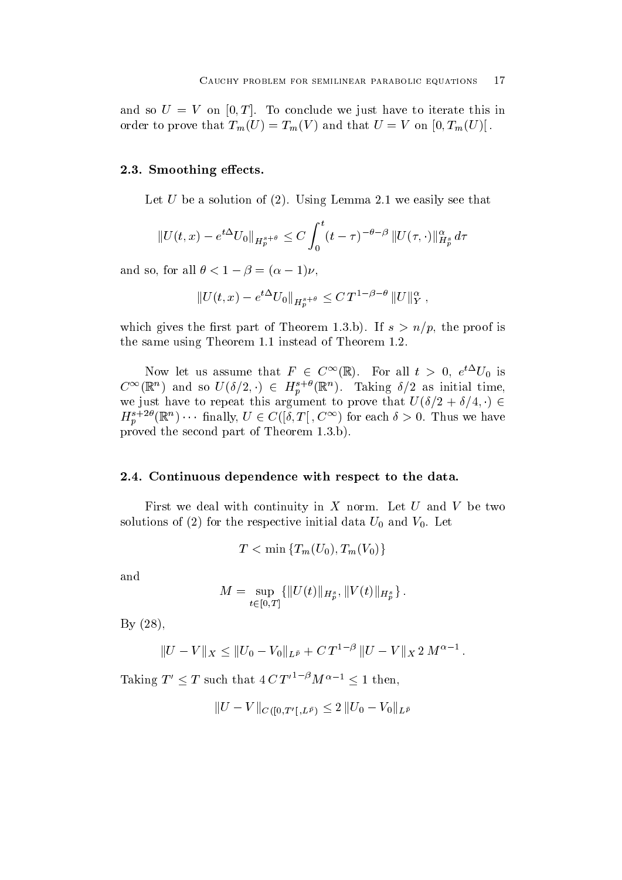and so $U = V$ on $[0, T]$. To conclude we just have to iterate this in order to prove that $T_m(U) = T_m(V)$ and that $U = V$ on $[0, T_m(U)[$.

### 2.3. Smoothing effects.

Let $U$ be a solution of (2). Using Lemma 2.1 we easily see that

$$\|U(t,x) - e^{t\Delta}U_0\|_{H_p^{s+\theta}} \le C \int_0^t (t-\tau)^{-\theta-\beta} \, \|U(\tau,\cdot)\|_{H_p^s}^{\alpha} \, d\tau$$

and so, for all $\theta < 1 - \beta = (\alpha - 1)\nu$,

$$\|U(t,x) - e^{t\Delta}U_0\|_{H_p^{s+\theta}} \le C \, T^{1-\beta-\theta} \, \|U\|_Y^{\alpha} \, ,$$

which gives the first part of Theorem 1.3.b). If $s > n/p$, the proof is the same using Theorem 1.1 instead of Theorem 1.2.

Now let us assume that $F \in C^\infty(\mathbb{R})$. For all $t > 0$, $e^{t\Delta}U_0$ is $C^\infty(\mathbb{R}^n)$ and so $U(\delta/2, \cdot) \in H_p^{s+\theta}(\mathbb{R}^n)$. Taking $\delta/2$ as initial time, we just have to repeat this argument to prove that $U(\delta/2 + \delta/4, \cdot) \in H_p^{s+2\theta}(\mathbb{R}^n) \cdots$ finally, $U \in C([\delta, T[\, , C^\infty)$ for each $\delta > 0$. Thus we have proved the second part of Theorem 1.3.b).

### 2.4. Continuous dependence with respect to the data.

First we deal with continuity in $X$ norm. Let $U$ and $V$ be two solutions of (2) for the respective initial data $U_0$ and $V_0$. Let

$$T < \min \{T_m(U_0), T_m(V_0)\}$$

and

$$M = \sup_{t \in [0,T]} \{\|U(t)\|_{H_p^s}, \|V(t)\|_{H_p^s}\} \, .$$

By (28),

$$\|U - V\|_X \le \|U_0 - V_0\|_{L^{\bar{p}}} + C \, T^{1-\beta} \, \|U - V\|_X \, 2 \, M^{\alpha - 1} \, .$$

Taking $T' \le T$ such that $4 \, C \, {T'}^{1-\beta} M^{\alpha-1} \le 1$ then,

$$\|U - V\|_{C([0,T'[, L^{\bar{p}})} \le 2 \, \|U_0 - V_0\|_{L^{\bar{p}}}$$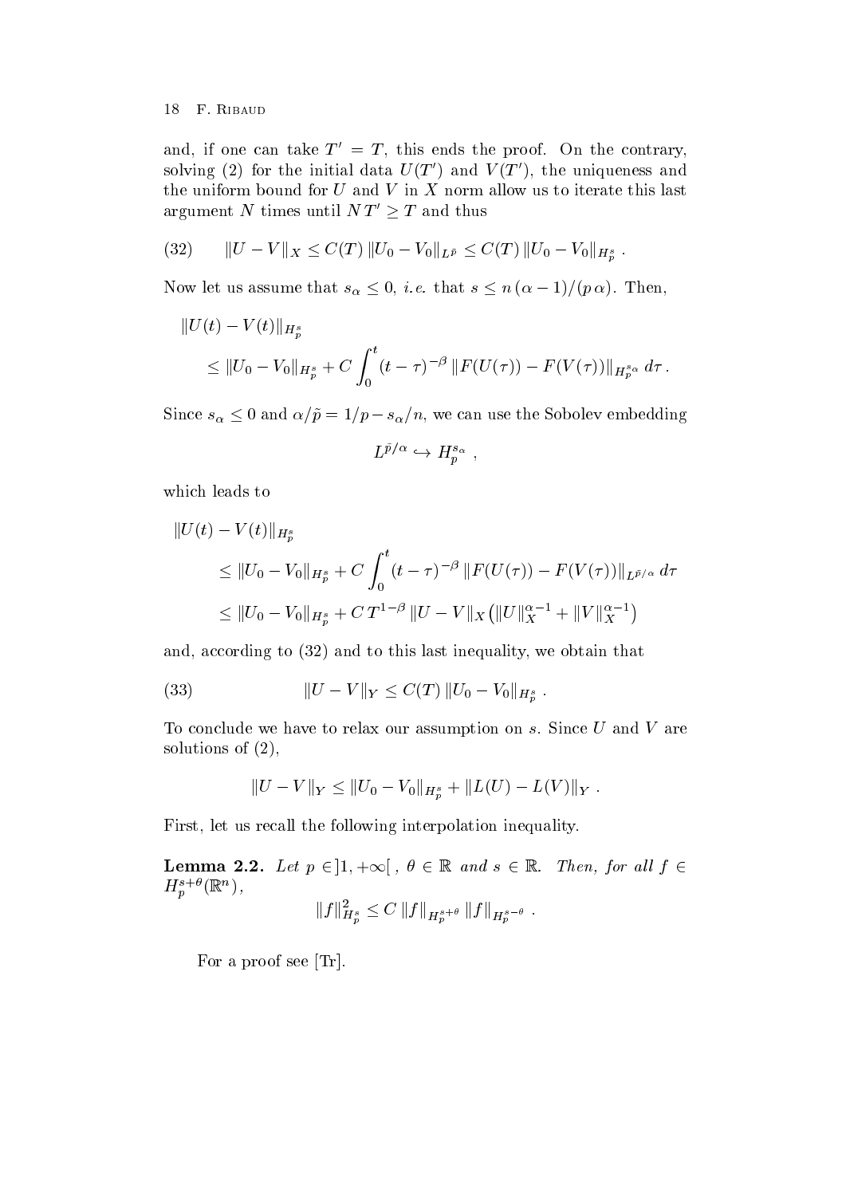and, if one can take $T' = T$, this ends the proof. On the contrary, solving (2) for the initial data $U(T')$ and $V(T')$, the uniqueness and the uniform bound for $U$ and $V$ in $X$ norm allow us to iterate this last argument $N$ times until $N\,T' \geq T$ and thus

$$\|U - V\|_X \leq C(T)\, \|U_0 - V_0\|_{L^{\tilde{p}}} \leq C(T)\, \|U_0 - V_0\|_{H^s_p}\,. \tag{32}$$

Now let us assume that $s_\alpha \leq 0$, *i.e.* that $s \leq n\,(\alpha - 1)/(p\,\alpha)$. Then,

$$\begin{aligned}
&\|U(t) - V(t)\|_{H^s_p} \\
&\quad \leq \|U_0 - V_0\|_{H^s_p} + C \int_0^t (t-\tau)^{-\beta}\, \|F(U(\tau)) - F(V(\tau))\|_{H^{s_\alpha}_p}\, d\tau\,.
\end{aligned}$$

Since $s_\alpha \leq 0$ and $\alpha/\tilde{p} = 1/p - s_\alpha/n$, we can use the Sobolev embedding

$$L^{\tilde{p}/\alpha} \hookrightarrow H^{s_\alpha}_p\ ,$$

which leads to

$$\begin{aligned}
&\|U(t) - V(t)\|_{H^s_p} \\
&\qquad \leq \|U_0 - V_0\|_{H^s_p} + C \int_0^t (t-\tau)^{-\beta}\, \|F(U(\tau)) - F(V(\tau))\|_{L^{\tilde{p}/\alpha}}\, d\tau \\
&\qquad \leq \|U_0 - V_0\|_{H^s_p} + C\, T^{1-\beta}\, \|U - V\|_X \left(\|U\|_X^{\alpha-1} + \|V\|_X^{\alpha-1}\right)
\end{aligned}$$

and, according to (32) and to this last inequality, we obtain that

$$\|U - V\|_Y \leq C(T)\, \|U_0 - V_0\|_{H^s_p}\,. \tag{33}$$

To conclude we have to relax our assumption on $s$. Since $U$ and $V$ are solutions of (2),

$$\|U - V\|_Y \leq \|U_0 - V_0\|_{H^s_p} + \|L(U) - L(V)\|_Y\,.$$

First, let us recall the following interpolation inequality.

**Lemma 2.2.** *Let $p \in ]1, +\infty[$ , $\theta \in \mathbb{R}$ and $s \in \mathbb{R}$. Then, for all $f \in H^{s+\theta}_p(\mathbb{R}^n)$,*

$$\|f\|^2_{H^s_p} \leq C\, \|f\|_{H^{s+\theta}_p}\, \|f\|_{H^{s-\theta}_p}\,.$$

For a proof see [Tr].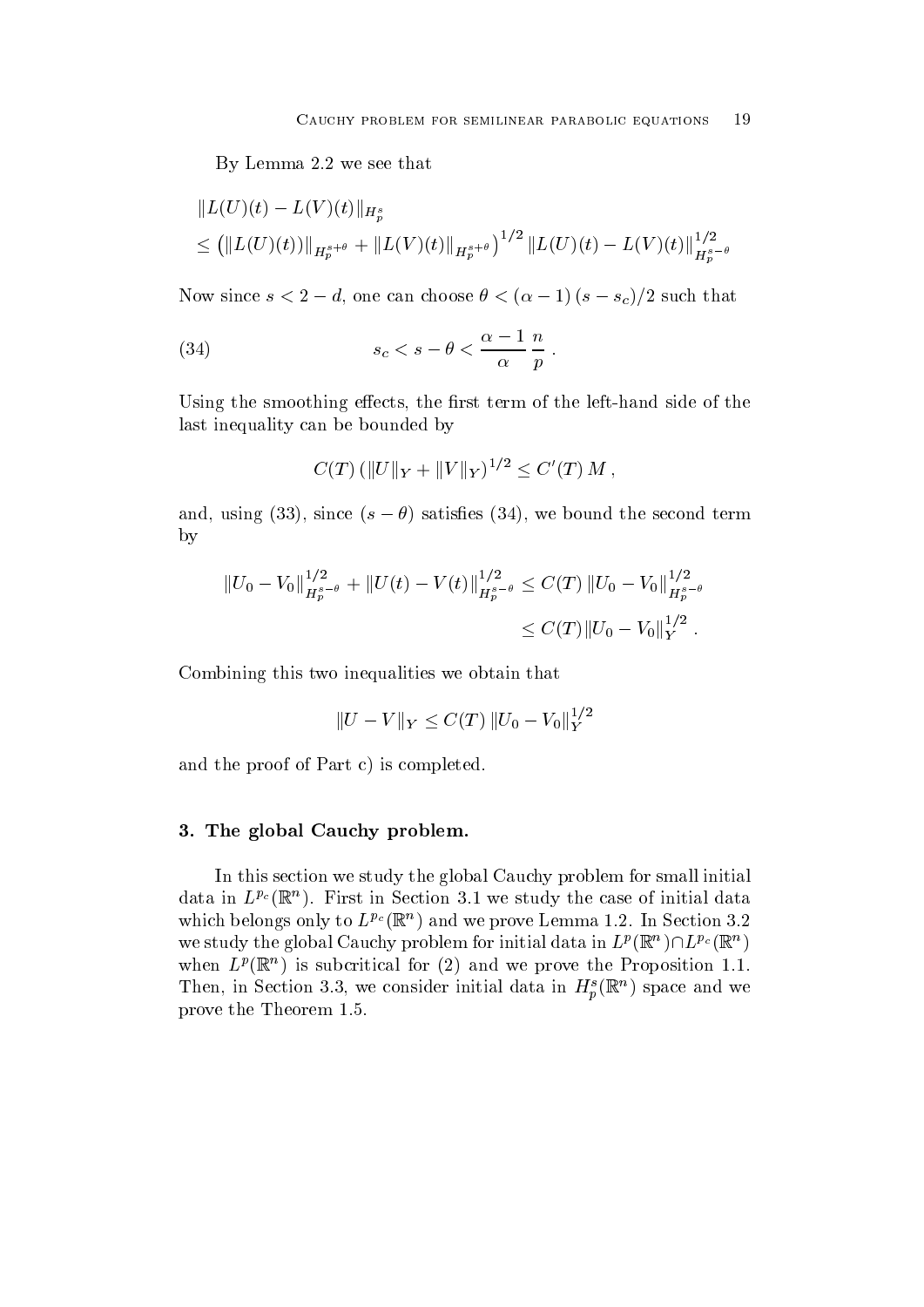By Lemma 2.2 we see that

$$
\begin{aligned}
&\|L(U)(t) - L(V)(t)\|_{H_p^s} \\
&\leq \left(\|L(U)(t))\|_{H_p^{s+\theta}} + \|L(V)(t)\|_{H_p^{s+\theta}}\right)^{1/2} \|L(U)(t) - L(V)(t)\|_{H_p^{s-\theta}}^{1/2}
\end{aligned}
$$

Now since $s < 2 - d$, one can choose $\theta < (\alpha - 1)\,(s - s_c)/2$ such that

$$
s_c < s - \theta < \frac{\alpha - 1}{\alpha}\,\frac{n}{p}\,. \tag{34}
$$

Using the smoothing effects, the first term of the left-hand side of the last inequality can be bounded by

$$
C(T)\,(\|U\|_Y + \|V\|_Y)^{1/2} \leq C'(T)\,M\,,
$$

and, using (33), since $(s - \theta)$ satisfies (34), we bound the second term by

$$
\begin{aligned}
\|U_0 - V_0\|_{H_p^{s-\theta}}^{1/2} + \|U(t) - V(t)\|_{H_p^{s-\theta}}^{1/2} &\leq C(T)\,\|U_0 - V_0\|_{H_p^{s-\theta}}^{1/2} \\
&\leq C(T)\|U_0 - V_0\|_Y^{1/2}\,.
\end{aligned}
$$

Combining this two inequalities we obtain that

$$
\|U - V\|_Y \leq C(T)\,\|U_0 - V_0\|_Y^{1/2}
$$

and the proof of Part c) is completed.

## 3. The global Cauchy problem.

In this section we study the global Cauchy problem for small initial data in $L^{p_c}(\mathbb{R}^n)$. First in Section 3.1 we study the case of initial data which belongs only to $L^{p_c}(\mathbb{R}^n)$ and we prove Lemma 1.2. In Section 3.2 we study the global Cauchy problem for initial data in $L^p(\mathbb{R}^n) \cap L^{p_c}(\mathbb{R}^n)$ when $L^p(\mathbb{R}^n)$ is subcritical for (2) and we prove the Proposition 1.1. Then, in Section 3.3, we consider initial data in $H_p^s(\mathbb{R}^n)$ space and we prove the Theorem 1.5.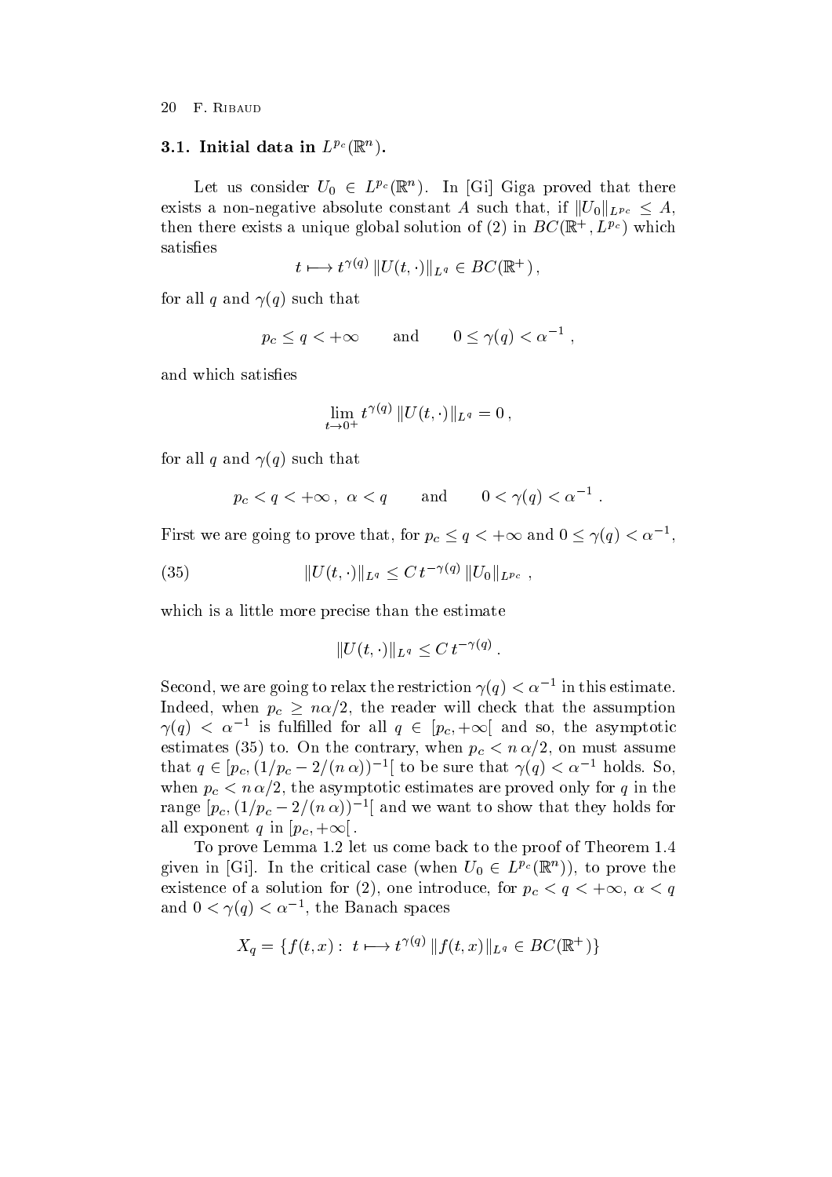### 3.1. Initial data in $L^{p_c}(\mathbb{R}^n)$.

Let us consider $U_0 \in L^{p_c}(\mathbb{R}^n)$. In [Gi] Giga proved that there exists a non-negative absolute constant $A$ such that, if $\|U_0\|_{L^{p_c}} \leq A$, then there exists a unique global solution of (2) in $BC(\mathbb{R}^+, L^{p_c})$ which satisfies

$$t \longmapsto t^{\gamma(q)} \|U(t,\cdot)\|_{L^q} \in BC(\mathbb{R}^+)\,,$$

for all $q$ and $\gamma(q)$ such that

$$p_c \leq q < +\infty \qquad \text{and} \qquad 0 \leq \gamma(q) < \alpha^{-1}\,,$$

and which satisfies

$$\lim_{t \to 0^+} t^{\gamma(q)} \|U(t,\cdot)\|_{L^q} = 0\,,$$

for all $q$ and $\gamma(q)$ such that

$$p_c < q < +\infty\,,\ \alpha < q \qquad \text{and} \qquad 0 < \gamma(q) < \alpha^{-1}\,.$$

First we are going to prove that, for $p_c \leq q < +\infty$ and $0 \leq \gamma(q) < \alpha^{-1}$,

$$\|U(t,\cdot)\|_{L^q} \leq C\, t^{-\gamma(q)} \|U_0\|_{L^{p_c}}\,, \tag{35}$$

which is a little more precise than the estimate

$$\|U(t,\cdot)\|_{L^q} \leq C\, t^{-\gamma(q)}\,.$$

Second, we are going to relax the restriction $\gamma(q) < \alpha^{-1}$ in this estimate. Indeed, when $p_c \geq n\alpha/2$, the reader will check that the assumption $\gamma(q) < \alpha^{-1}$ is fulfilled for all $q \in [p_c, +\infty[$ and so, the asymptotic estimates (35) to. On the contrary, when $p_c < n\,\alpha/2$, on must assume that $q \in [p_c, (1/p_c - 2/(n\,\alpha))^{-1}[$ to be sure that $\gamma(q) < \alpha^{-1}$ holds. So, when $p_c < n\,\alpha/2$, the asymptotic estimates are proved only for $q$ in the range $[p_c, (1/p_c - 2/(n\,\alpha))^{-1}[$ and we want to show that they holds for all exponent $q$ in $[p_c, +\infty[$.

To prove Lemma 1.2 let us come back to the proof of Theorem 1.4 given in [Gi]. In the critical case (when $U_0 \in L^{p_c}(\mathbb{R}^n)$), to prove the existence of a solution for (2), one introduce, for $p_c < q < +\infty$, $\alpha < q$ and $0 < \gamma(q) < \alpha^{-1}$, the Banach spaces

$$X_q = \{f(t,x) :\ t \longmapsto t^{\gamma(q)} \|f(t,x)\|_{L^q} \in BC(\mathbb{R}^+)\}$$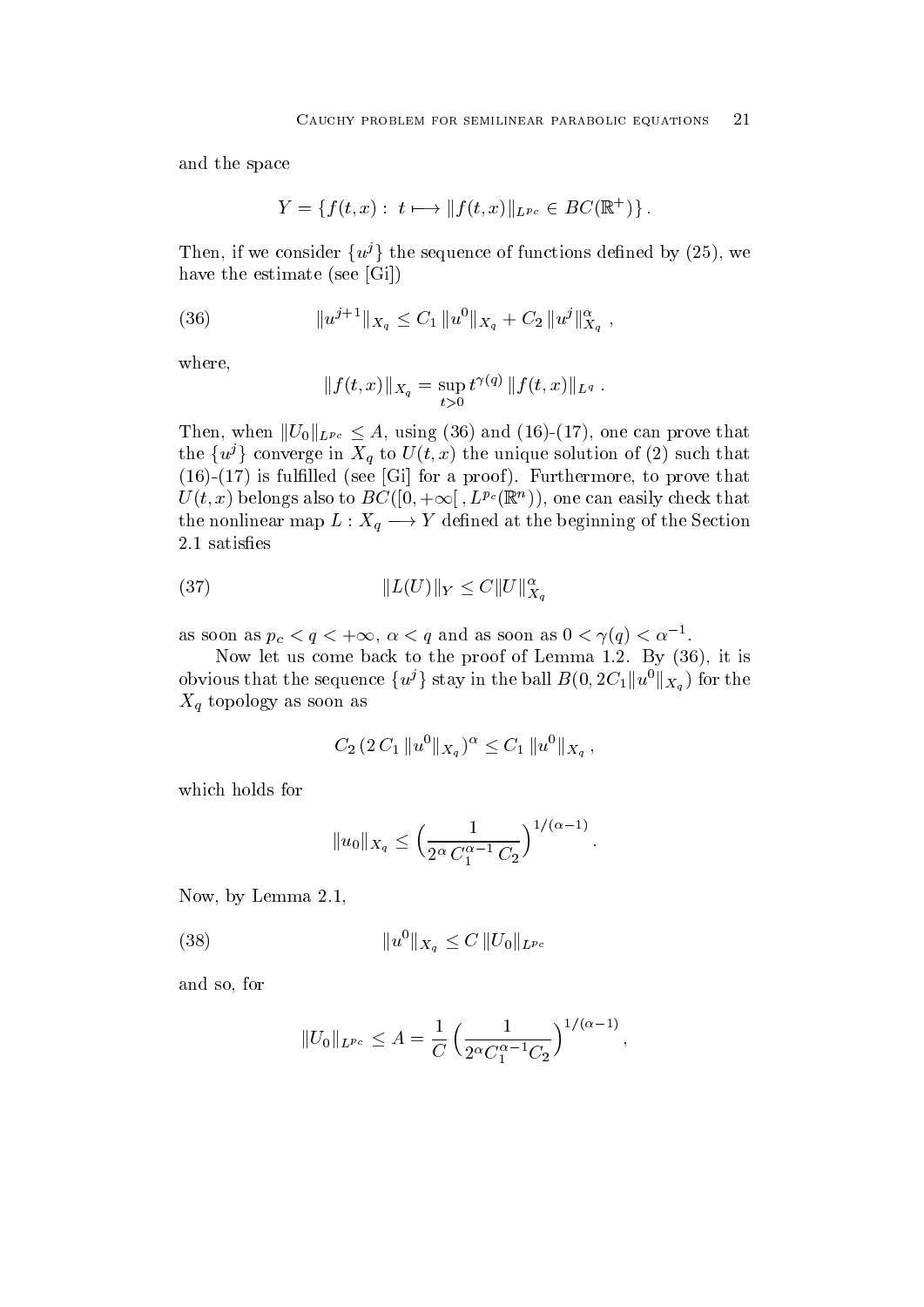and the space

$$Y = \{f(t,x) : \ t \longmapsto \|f(t,x)\|_{L^{p_c}} \in BC(\mathbb{R}^+)\} .$$

Then, if we consider $\{u^j\}$ the sequence of functions defined by (25), we have the estimate (see [Gi])

$$\|u^{j+1}\|_{X_q} \leq C_1 \, \|u^0\|_{X_q} + C_2 \, \|u^j\|_{X_q}^\alpha \ , \tag{36}$$

where,

$$\|f(t,x)\|_{X_q} = \sup_{t>0} t^{\gamma(q)} \, \|f(t,x)\|_{L^q} \ .$$

Then, when $\|U_0\|_{L^{p_c}} \leq A$, using (36) and (16)-(17), one can prove that the $\{u^j\}$ converge in $X_q$ to $U(t,x)$ the unique solution of (2) such that (16)-(17) is fulfilled (see [Gi] for a proof). Furthermore, to prove that $U(t,x)$ belongs also to $BC([0,+\infty[\, , L^{p_c}(\mathbb{R}^n))$, one can easily check that the nonlinear map $L : X_q \longrightarrow Y$ defined at the beginning of the Section 2.1 satisfies

$$\|L(U)\|_Y \leq C \|U\|_{X_q}^\alpha \tag{37}$$

as soon as $p_c < q < +\infty$, $\alpha < q$ and as soon as $0 < \gamma(q) < \alpha^{-1}$.

Now let us come back to the proof of Lemma 1.2. By (36), it is obvious that the sequence $\{u^j\}$ stay in the ball $B(0, 2C_1\|u^0\|_{X_q})$ for the $X_q$ topology as soon as

$$C_2 \, (2 \, C_1 \, \|u^0\|_{X_q})^\alpha \leq C_1 \, \|u^0\|_{X_q} \, ,$$

which holds for

$$\|u_0\|_{X_q} \leq \Big( \frac{1}{2^\alpha \, C_1^{\alpha-1} \, C_2} \Big)^{1/(\alpha-1)} .$$

Now, by Lemma 2.1,

$$\|u^0\|_{X_q} \leq C \, \|U_0\|_{L^{p_c}} \tag{38}$$

and so, for

$$\|U_0\|_{L^{p_c}} \leq A = \frac{1}{C} \Big( \frac{1}{2^\alpha C_1^{\alpha-1} C_2} \Big)^{1/(\alpha-1)} ,$$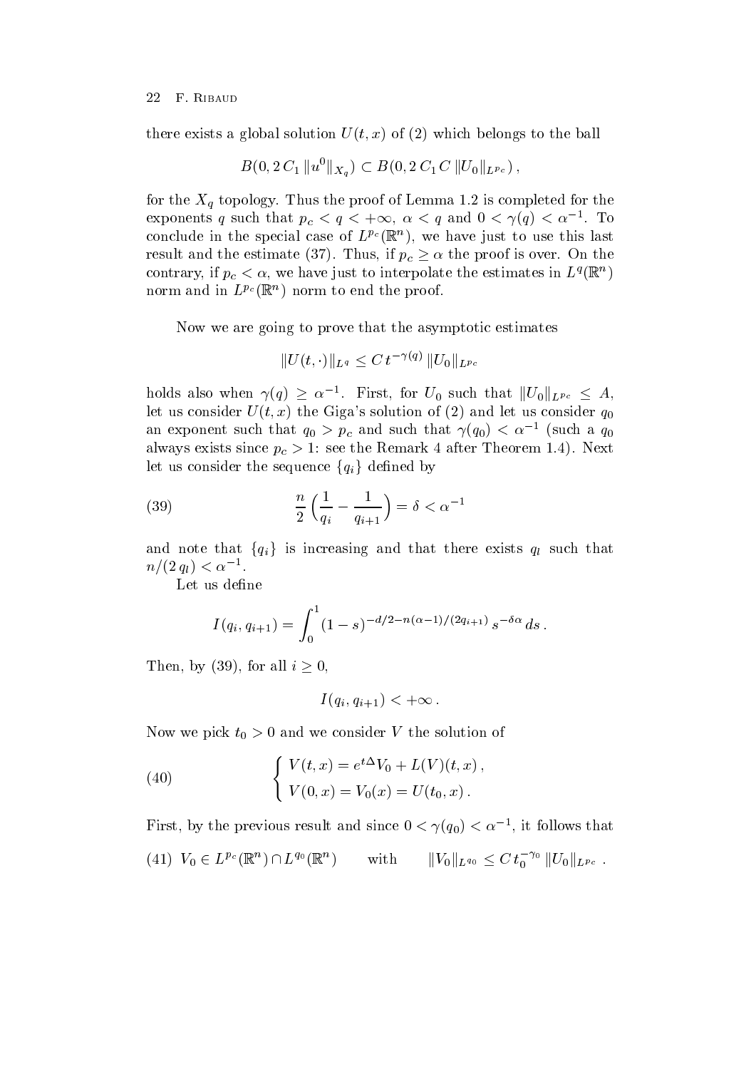there exists a global solution $U(t,x)$ of (2) which belongs to the ball

$$B(0, 2\,C_1\,\|u^0\|_{X_q}) \subset B(0, 2\,C_1\,C\,\|U_0\|_{L^{p_c}})\,,$$

for the $X_q$ topology. Thus the proof of Lemma 1.2 is completed for the exponents $q$ such that $p_c < q < +\infty$, $\alpha < q$ and $0 < \gamma(q) < \alpha^{-1}$. To conclude in the special case of $L^{p_c}(\mathbb{R}^n)$, we have just to use this last result and the estimate (37). Thus, if $p_c \geq \alpha$ the proof is over. On the contrary, if $p_c < \alpha$, we have just to interpolate the estimates in $L^q(\mathbb{R}^n)$ norm and in $L^{p_c}(\mathbb{R}^n)$ norm to end the proof.

Now we are going to prove that the asymptotic estimates

$$\|U(t,\cdot)\|_{L^q} \leq C\,t^{-\gamma(q)}\,\|U_0\|_{L^{p_c}}$$

holds also when $\gamma(q) \geq \alpha^{-1}$. First, for $U_0$ such that $\|U_0\|_{L^{p_c}} \leq A$, let us consider $U(t,x)$ the Giga's solution of (2) and let us consider $q_0$ an exponent such that $q_0 > p_c$ and such that $\gamma(q_0) < \alpha^{-1}$ (such a $q_0$ always exists since $p_c > 1$: see the Remark 4 after Theorem 1.4). Next let us consider the sequence $\{q_i\}$ defined by

$$\frac{n}{2}\left(\frac{1}{q_i} - \frac{1}{q_{i+1}}\right) = \delta < \alpha^{-1} \tag{39}$$

and note that $\{q_i\}$ is increasing and that there exists $q_l$ such that $n/(2\,q_l) < \alpha^{-1}$.

Let us define

$$I(q_i, q_{i+1}) = \int_0^1 (1-s)^{-d/2 - n(\alpha-1)/(2q_{i+1})}\,s^{-\delta\alpha}\,ds\,.$$

Then, by (39), for all $i \geq 0$,

$$I(q_i, q_{i+1}) < +\infty\,.$$

Now we pick $t_0 > 0$ and we consider $V$ the solution of

$$\begin{cases} V(t,x) = e^{t\Delta}V_0 + L(V)(t,x)\,, \\ V(0,x) = V_0(x) = U(t_0,x)\,. \end{cases} \tag{40}$$

First, by the previous result and since $0 < \gamma(q_0) < \alpha^{-1}$, it follows that

$$V_0 \in L^{p_c}(\mathbb{R}^n) \cap L^{q_0}(\mathbb{R}^n) \qquad \text{with} \qquad \|V_0\|_{L^{q_0}} \leq C\,t_0^{-\gamma_0}\,\|U_0\|_{L^{p_c}}\,. \tag{41}$$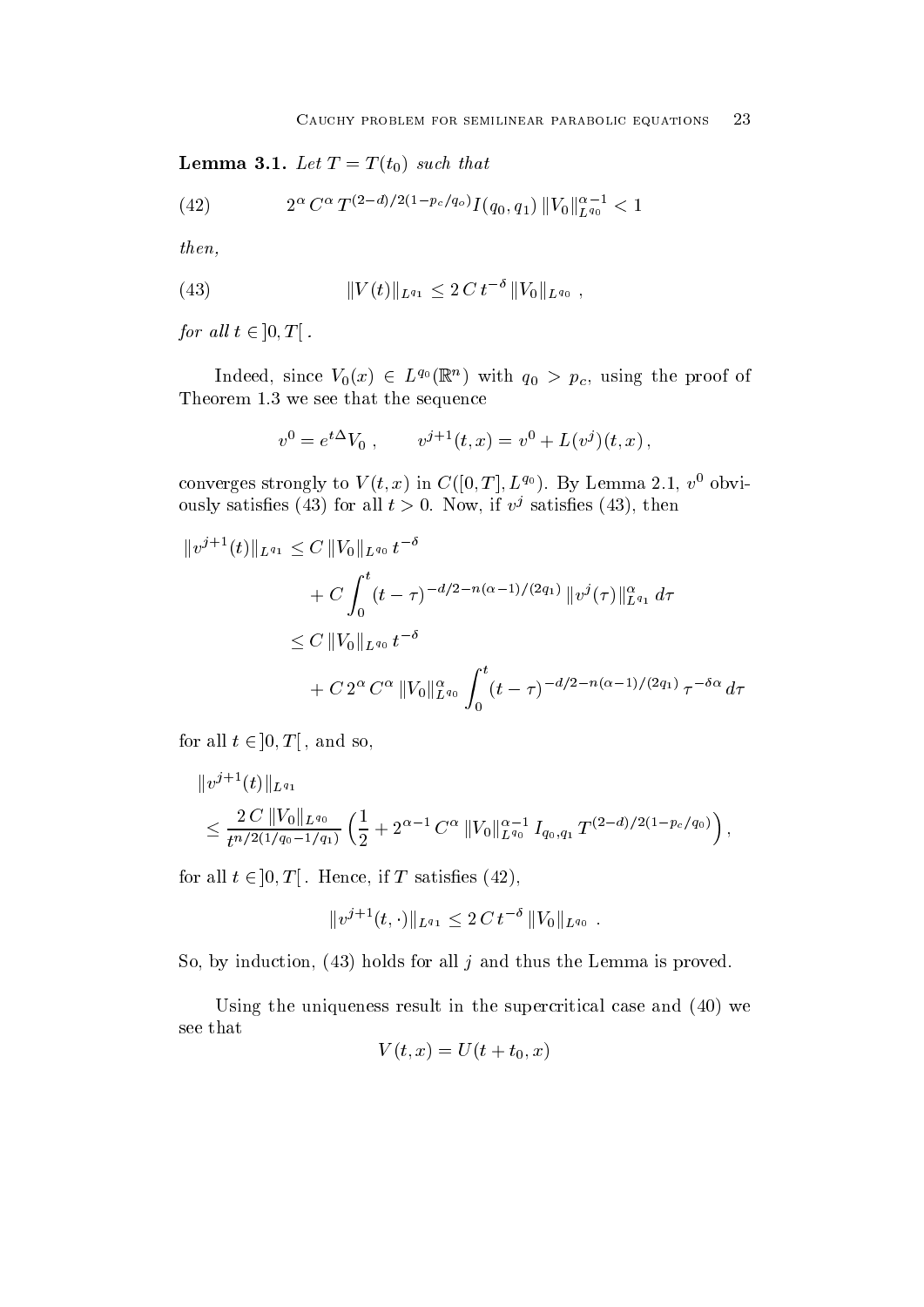**Lemma 3.1.** *Let $T = T(t_0)$ such that*

$$2^{\alpha}\, C^{\alpha}\, T^{(2-d)/2(1-p_c/q_o)} I(q_0, q_1)\, \|V_0\|_{L^{q_0}}^{\alpha-1} < 1 \tag{42}$$

*then,*

$$\|V(t)\|_{L^{q_1}} \leq 2\, C\, t^{-\delta}\, \|V_0\|_{L^{q_0}}\ , \tag{43}$$

*for all $t \in ]0, T[$ .*

Indeed, since $V_0(x) \in L^{q_0}(\mathbb{R}^n)$ with $q_0 > p_c$, using the proof of Theorem 1.3 we see that the sequence

$$v^0 = e^{t\Delta} V_0\ , \qquad v^{j+1}(t,x) = v^0 + L(v^j)(t,x)\,,$$

converges strongly to $V(t,x)$ in $C([0,T], L^{q_0})$. By Lemma 2.1, $v^0$ obviously satisfies (43) for all $t > 0$. Now, if $v^j$ satisfies (43), then

$$\begin{aligned}
\|v^{j+1}(t)\|_{L^{q_1}} &\leq C\, \|V_0\|_{L^{q_0}}\, t^{-\delta} \\
&\quad + C \int_0^t (t-\tau)^{-d/2 - n(\alpha-1)/(2q_1)}\, \|v^j(\tau)\|_{L^{q_1}}^{\alpha}\, d\tau \\
&\leq C\, \|V_0\|_{L^{q_0}}\, t^{-\delta} \\
&\quad + C\, 2^{\alpha}\, C^{\alpha}\, \|V_0\|_{L^{q_0}}^{\alpha} \int_0^t (t-\tau)^{-d/2 - n(\alpha-1)/(2q_1)}\, \tau^{-\delta\alpha}\, d\tau
\end{aligned}$$

for all $t \in ]0, T[$ , and so,

$$\begin{aligned}
&\|v^{j+1}(t)\|_{L^{q_1}} \\
&\leq \frac{2\, C\, \|V_0\|_{L^{q_0}}}{t^{n/2(1/q_0 - 1/q_1)}} \left( \frac{1}{2} + 2^{\alpha-1}\, C^{\alpha}\, \|V_0\|_{L^{q_0}}^{\alpha-1}\, I_{q_0,q_1}\, T^{(2-d)/2(1-p_c/q_0)} \right),
\end{aligned}$$

for all $t \in ]0, T[$ . Hence, if $T$ satisfies (42),

$$\|v^{j+1}(t,\cdot)\|_{L^{q_1}} \leq 2\, C\, t^{-\delta}\, \|V_0\|_{L^{q_0}}\ .$$

So, by induction, (43) holds for all $j$ and thus the Lemma is proved.

Using the uniqueness result in the supercritical case and (40) we see that

$$V(t,x) = U(t + t_0, x)$$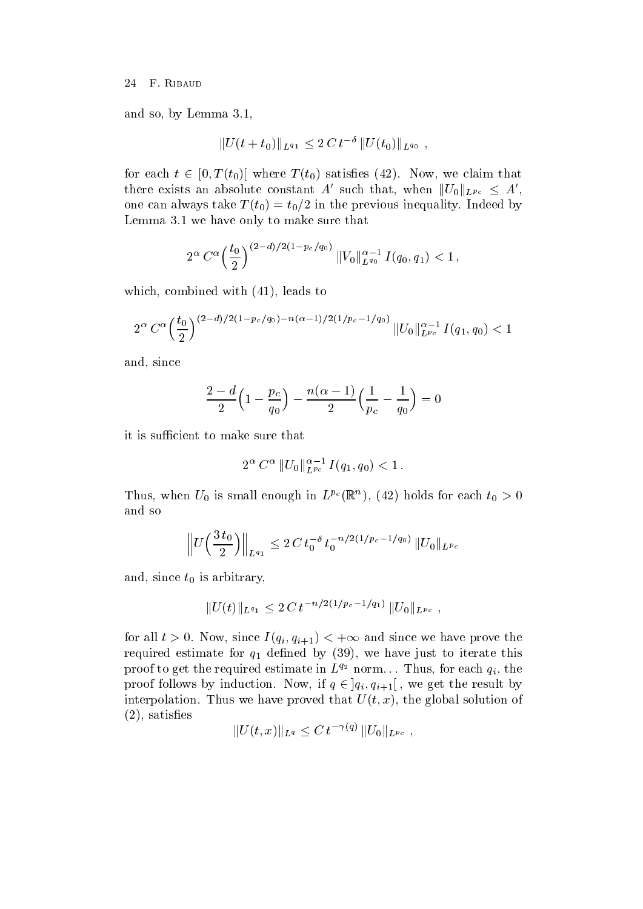and so, by Lemma 3.1,

$$\|U(t+t_0)\|_{L^{q_1}} \leq 2\,C\,t^{-\delta}\,\|U(t_0)\|_{L^{q_0}}\ ,$$

for each $t \in [0, T(t_0)[$ where $T(t_0)$ satisfies (42). Now, we claim that there exists an absolute constant $A'$ such that, when $\|U_0\|_{L^{p_c}} \leq A'$, one can always take $T(t_0) = t_0/2$ in the previous inequality. Indeed by Lemma 3.1 we have only to make sure that

$$2^\alpha\,C^\alpha \Big(\frac{t_0}{2}\Big)^{(2-d)/2(1-p_c/q_0)}\,\|V_0\|_{L^{q_0}}^{\alpha-1}\,I(q_0,q_1) < 1\,,$$

which, combined with (41), leads to

$$2^\alpha\,C^\alpha \Big(\frac{t_0}{2}\Big)^{(2-d)/2(1-p_c/q_0)-n(\alpha-1)/2(1/p_c-1/q_0)}\,\|U_0\|_{L^{p_c}}^{\alpha-1}\,I(q_1,q_0) < 1$$

and, since

$$\frac{2-d}{2}\Big(1-\frac{p_c}{q_0}\Big) - \frac{n(\alpha-1)}{2}\Big(\frac{1}{p_c}-\frac{1}{q_0}\Big) = 0$$

it is sufficient to make sure that

$$2^\alpha\,C^\alpha\,\|U_0\|_{L^{p_c}}^{\alpha-1}\,I(q_1,q_0) < 1\,.$$

Thus, when $U_0$ is small enough in $L^{p_c}(\mathbb{R}^n)$, (42) holds for each $t_0 > 0$ and so

$$\Big\|U\Big(\frac{3\,t_0}{2}\Big)\Big\|_{L^{q_1}} \leq 2\,C\,t_0^{-\delta}\,t_0^{-n/2(1/p_c-1/q_0)}\,\|U_0\|_{L^{p_c}}$$

and, since $t_0$ is arbitrary,

$$\|U(t)\|_{L^{q_1}} \leq 2\,C\,t^{-n/2(1/p_c-1/q_1)}\,\|U_0\|_{L^{p_c}}\ ,$$

for all $t > 0$. Now, since $I(q_i, q_{i+1}) < +\infty$ and since we have prove the required estimate for $q_1$ defined by (39), we have just to iterate this proof to get the required estimate in $L^{q_2}$ norm... Thus, for each $q_i$, the proof follows by induction. Now, if $q \in ]q_i, q_{i+1}[$ , we get the result by interpolation. Thus we have proved that $U(t,x)$, the global solution of (2), satisfies

$$\|U(t,x)\|_{L^q} \leq C\,t^{-\gamma(q)}\,\|U_0\|_{L^{p_c}}\ ,$$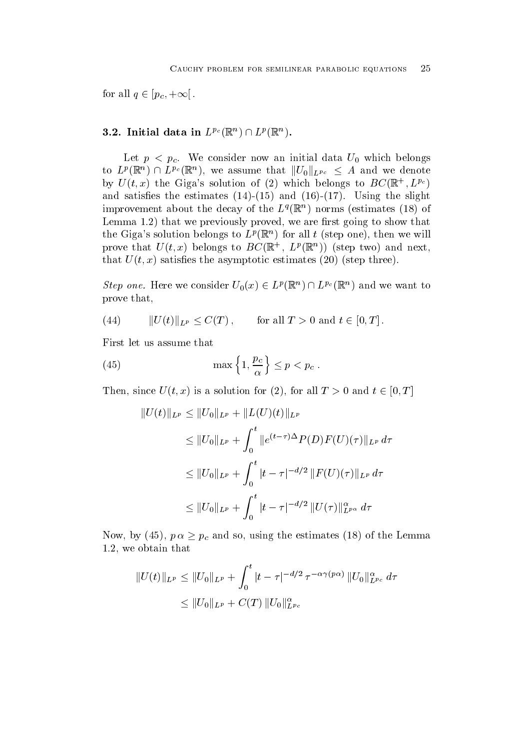for all $q \in [p_c, +\infty[$ .

### 3.2. Initial data in $L^{p_c}(\mathbb{R}^n) \cap L^p(\mathbb{R}^n)$.

Let $p < p_c$. We consider now an initial data $U_0$ which belongs to $L^p(\mathbb{R}^n) \cap L^{p_c}(\mathbb{R}^n)$, we assume that $\|U_0\|_{L^{p_c}} \leq A$ and we denote by $U(t,x)$ the Giga's solution of (2) which belongs to $BC(\mathbb{R}^+, L^{p_c})$ and satisfies the estimates (14)-(15) and (16)-(17). Using the slight improvement about the decay of the $L^q(\mathbb{R}^n)$ norms (estimates (18) of Lemma 1.2) that we previously proved, we are first going to show that the Giga's solution belongs to $L^p(\mathbb{R}^n)$ for all $t$ (step one), then we will prove that $U(t,x)$ belongs to $BC(\mathbb{R}^+,\, L^p(\mathbb{R}^n))$ (step two) and next, that $U(t,x)$ satisfies the asymptotic estimates (20) (step three).

*Step one.* Here we consider $U_0(x) \in L^p(\mathbb{R}^n) \cap L^{p_c}(\mathbb{R}^n)$ and we want to prove that,

$$\|U(t)\|_{L^p} \leq C(T)\,, \qquad \text{for all } T > 0 \text{ and } t \in [0,T]\,. \tag{44}$$

First let us assume that

$$\max\left\{1, \frac{p_c}{\alpha}\right\} \leq p < p_c\,. \tag{45}$$

Then, since $U(t,x)$ is a solution for (2), for all $T > 0$ and $t \in [0,T]$

$$\begin{aligned}
\|U(t)\|_{L^p} &\leq \|U_0\|_{L^p} + \|L(U)(t)\|_{L^p} \\
&\leq \|U_0\|_{L^p} + \int_0^t \|e^{(t-\tau)\Delta} P(D) F(U)(\tau)\|_{L^p}\, d\tau \\
&\leq \|U_0\|_{L^p} + \int_0^t |t-\tau|^{-d/2}\, \|F(U)(\tau)\|_{L^p}\, d\tau \\
&\leq \|U_0\|_{L^p} + \int_0^t |t-\tau|^{-d/2}\, \|U(\tau)\|_{L^{p\alpha}}^{\alpha}\, d\tau
\end{aligned}$$

Now, by (45), $p\,\alpha \geq p_c$ and so, using the estimates (18) of the Lemma 1.2, we obtain that

$$\begin{aligned}
\|U(t)\|_{L^p} &\leq \|U_0\|_{L^p} + \int_0^t |t-\tau|^{-d/2}\, \tau^{-\alpha\gamma(p\alpha)}\, \|U_0\|_{L^{p_c}}^{\alpha}\, d\tau \\
&\leq \|U_0\|_{L^p} + C(T)\, \|U_0\|_{L^{p_c}}^{\alpha}
\end{aligned}$$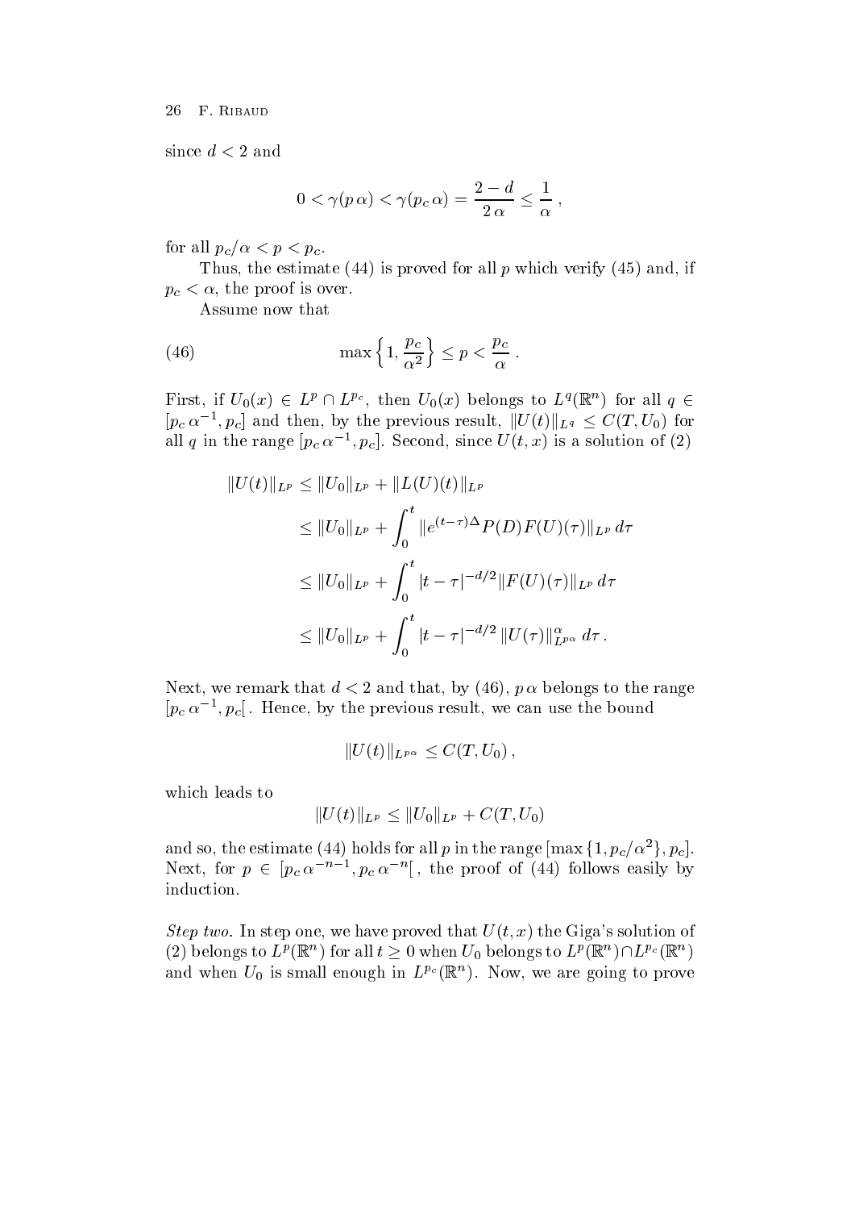since $d < 2$ and

$$0 < \gamma(p\,\alpha) < \gamma(p_c\,\alpha) = \frac{2-d}{2\,\alpha} \le \frac{1}{\alpha}\,,$$

for all $p_c/\alpha < p < p_c$.

Thus, the estimate (44) is proved for all $p$ which verify (45) and, if $p_c < \alpha$, the proof is over.

Assume now that

$$\max\Big\{1, \frac{p_c}{\alpha^2}\Big\} \le p < \frac{p_c}{\alpha}\,. \tag{46}$$

First, if $U_0(x) \in L^p \cap L^{p_c}$, then $U_0(x)$ belongs to $L^q(\mathbb{R}^n)$ for all $q \in [p_c\,\alpha^{-1}, p_c]$ and then, by the previous result, $\|U(t)\|_{L^q} \le C(T, U_0)$ for all $q$ in the range $[p_c\,\alpha^{-1}, p_c]$. Second, since $U(t,x)$ is a solution of (2)

$$\begin{aligned}
\|U(t)\|_{L^p} &\le \|U_0\|_{L^p} + \|L(U)(t)\|_{L^p} \\
&\le \|U_0\|_{L^p} + \int_0^t \|e^{(t-\tau)\Delta} P(D) F(U)(\tau)\|_{L^p}\,d\tau \\
&\le \|U_0\|_{L^p} + \int_0^t |t-\tau|^{-d/2} \|F(U)(\tau)\|_{L^p}\,d\tau \\
&\le \|U_0\|_{L^p} + \int_0^t |t-\tau|^{-d/2}\,\|U(\tau)\|_{L^{p\alpha}}^{\alpha}\,d\tau\,.
\end{aligned}$$

Next, we remark that $d < 2$ and that, by (46), $p\,\alpha$ belongs to the range $[p_c\,\alpha^{-1}, p_c[$. Hence, by the previous result, we can use the bound

$$\|U(t)\|_{L^{p\alpha}} \le C(T, U_0)\,,$$

which leads to

$$\|U(t)\|_{L^p} \le \|U_0\|_{L^p} + C(T, U_0)$$

and so, the estimate (44) holds for all $p$ in the range $[\max\{1, p_c/\alpha^2\}, p_c]$. Next, for $p \in [p_c\,\alpha^{-n-1}, p_c\,\alpha^{-n}[$, the proof of (44) follows easily by induction.

*Step two.* In step one, we have proved that $U(t,x)$ the Giga's solution of (2) belongs to $L^p(\mathbb{R}^n)$ for all $t \ge 0$ when $U_0$ belongs to $L^p(\mathbb{R}^n) \cap L^{p_c}(\mathbb{R}^n)$ and when $U_0$ is small enough in $L^{p_c}(\mathbb{R}^n)$. Now, we are going to prove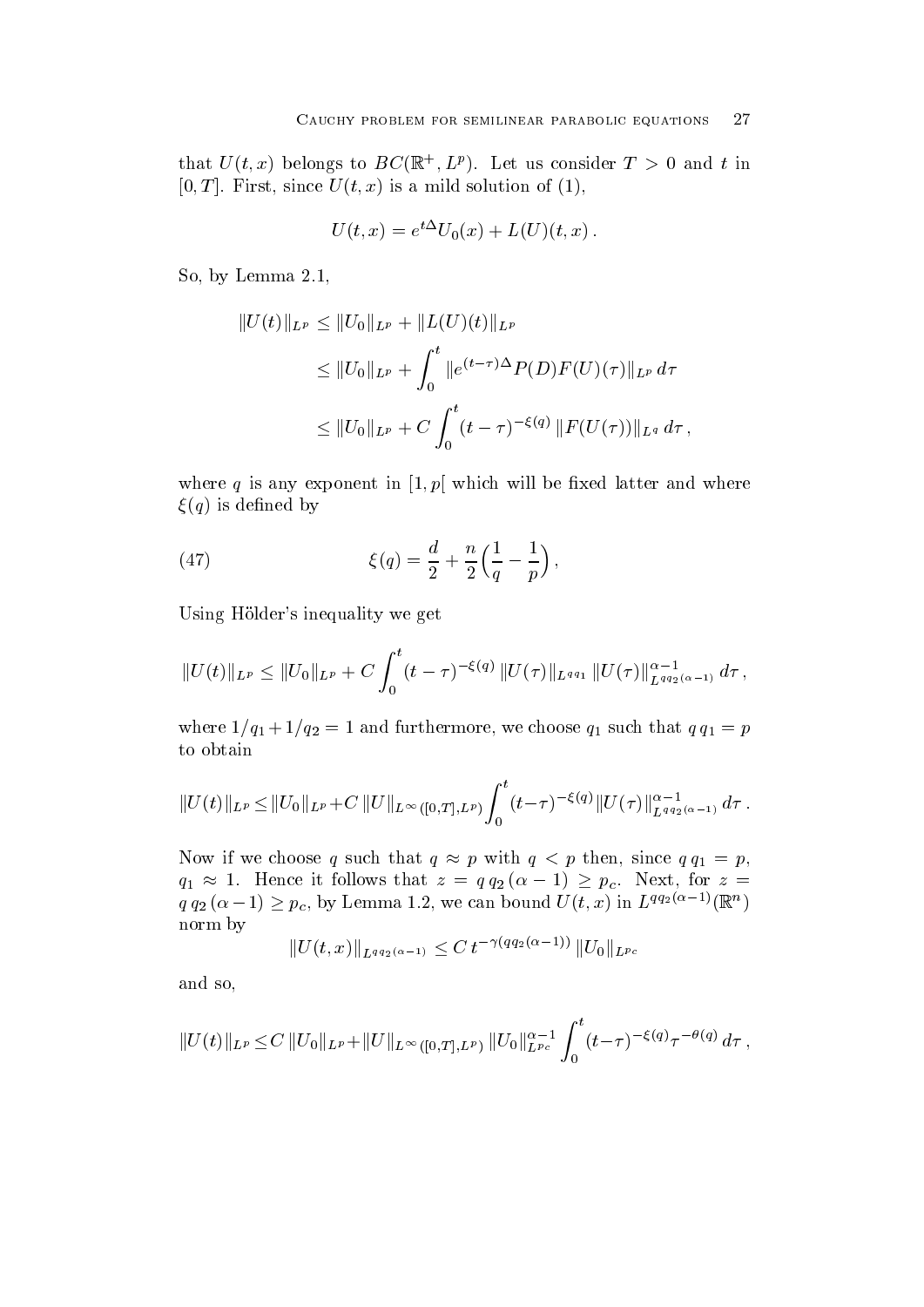that $U(t,x)$ belongs to $BC(\mathbb{R}^+, L^p)$. Let us consider $T > 0$ and $t$ in $[0,T]$. First, since $U(t,x)$ is a mild solution of (1),

$$U(t,x) = e^{t\Delta} U_0(x) + L(U)(t,x)\,.$$

So, by Lemma 2.1,

$$\begin{aligned}
\|U(t)\|_{L^p} &\le \|U_0\|_{L^p} + \|L(U)(t)\|_{L^p} \\
&\le \|U_0\|_{L^p} + \int_0^t \|e^{(t-\tau)\Delta} P(D) F(U)(\tau)\|_{L^p}\, d\tau \\
&\le \|U_0\|_{L^p} + C \int_0^t (t-\tau)^{-\xi(q)} \, \|F(U(\tau))\|_{L^q}\, d\tau\,,
\end{aligned}$$

where $q$ is any exponent in $[1, p[$ which will be fixed latter and where $\xi(q)$ is defined by

$$\xi(q) = \frac{d}{2} + \frac{n}{2}\Big(\frac{1}{q} - \frac{1}{p}\Big)\,, \tag{47}$$

Using Hölder's inequality we get

$$\|U(t)\|_{L^p} \le \|U_0\|_{L^p} + C \int_0^t (t-\tau)^{-\xi(q)} \, \|U(\tau)\|_{L^{qq_1}} \, \|U(\tau)\|^{\alpha-1}_{L^{qq_2(\alpha-1)}}\, d\tau\,,$$

where $1/q_1 + 1/q_2 = 1$ and furthermore, we choose $q_1$ such that $q\,q_1 = p$ to obtain

$$\|U(t)\|_{L^p} \le \|U_0\|_{L^p} + C\, \|U\|_{L^\infty([0,T],L^p)} \int_0^t (t-\tau)^{-\xi(q)} \|U(\tau)\|^{\alpha-1}_{L^{qq_2(\alpha-1)}}\, d\tau\,.$$

Now if we choose $q$ such that $q \approx p$ with $q < p$ then, since $q\,q_1 = p$, $q_1 \approx 1$. Hence it follows that $z = q\,q_2\,(\alpha-1) \ge p_c$. Next, for $z = q\,q_2\,(\alpha-1) \ge p_c$, by Lemma 1.2, we can bound $U(t,x)$ in $L^{qq_2(\alpha-1)}(\mathbb{R}^n)$ norm by

$$\|U(t,x)\|_{L^{qq_2(\alpha-1)}} \le C\, t^{-\gamma(qq_2(\alpha-1))}\, \|U_0\|_{L^{p_c}}$$

and so,

$$\|U(t)\|_{L^p} \le C\, \|U_0\|_{L^p} + \|U\|_{L^\infty([0,T],L^p)}\, \|U_0\|^{\alpha-1}_{L^{p_c}} \int_0^t (t-\tau)^{-\xi(q)} \tau^{-\theta(q)}\, d\tau\,,$$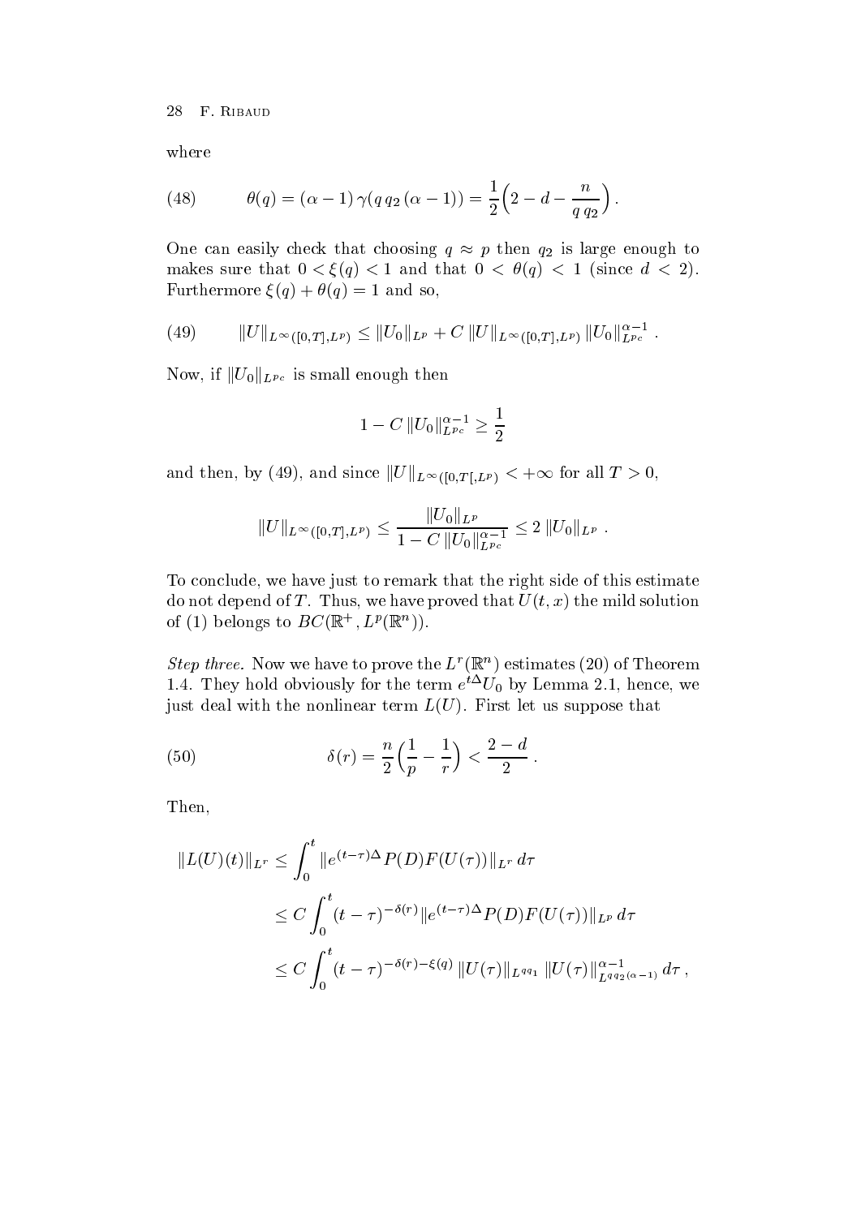where

$$\theta(q) = (\alpha - 1)\, \gamma(q\, q_2\, (\alpha - 1)) = \frac{1}{2}\Big(2 - d - \frac{n}{q\, q_2}\Big)\,. \tag{48}$$

One can easily check that choosing $q \approx p$ then $q_2$ is large enough to makes sure that $0 < \xi(q) < 1$ and that $0 < \theta(q) < 1$ (since $d < 2$). Furthermore $\xi(q) + \theta(q) = 1$ and so,

$$\|U\|_{L^\infty([0,T],L^p)} \leq \|U_0\|_{L^p} + C\, \|U\|_{L^\infty([0,T],L^p)}\, \|U_0\|_{L^{p_c}}^{\alpha-1}\,. \tag{49}$$

Now, if $\|U_0\|_{L^{p_c}}$ is small enough then

$$1 - C\, \|U_0\|_{L^{p_c}}^{\alpha-1} \geq \frac{1}{2}$$

and then, by (49), and since $\|U\|_{L^\infty([0,T[,L^p)} < +\infty$ for all $T > 0$,

$$\|U\|_{L^\infty([0,T],L^p)} \leq \frac{\|U_0\|_{L^p}}{1 - C\, \|U_0\|_{L^{p_c}}^{\alpha-1}} \leq 2\, \|U_0\|_{L^p}\,.$$

To conclude, we have just to remark that the right side of this estimate do not depend of $T$. Thus, we have proved that $U(t,x)$ the mild solution of (1) belongs to $BC(\mathbb{R}^+, L^p(\mathbb{R}^n))$.

*Step three.* Now we have to prove the $L^r(\mathbb{R}^n)$ estimates (20) of Theorem 1.4. They hold obviously for the term $e^{t\Delta}U_0$ by Lemma 2.1, hence, we just deal with the nonlinear term $L(U)$. First let us suppose that

$$\delta(r) = \frac{n}{2}\Big(\frac{1}{p} - \frac{1}{r}\Big) < \frac{2-d}{2}\,. \tag{50}$$

Then,

$$\begin{aligned}
\|L(U)(t)\|_{L^r} &\leq \int_0^t \|e^{(t-\tau)\Delta} P(D) F(U(\tau))\|_{L^r}\, d\tau \\
&\leq C \int_0^t (t-\tau)^{-\delta(r)} \|e^{(t-\tau)\Delta} P(D) F(U(\tau))\|_{L^p}\, d\tau \\
&\leq C \int_0^t (t-\tau)^{-\delta(r)-\xi(q)}\, \|U(\tau)\|_{L^{q q_1}}\, \|U(\tau)\|_{L^{q q_2(\alpha-1)}}^{\alpha-1}\, d\tau\,,
\end{aligned}$$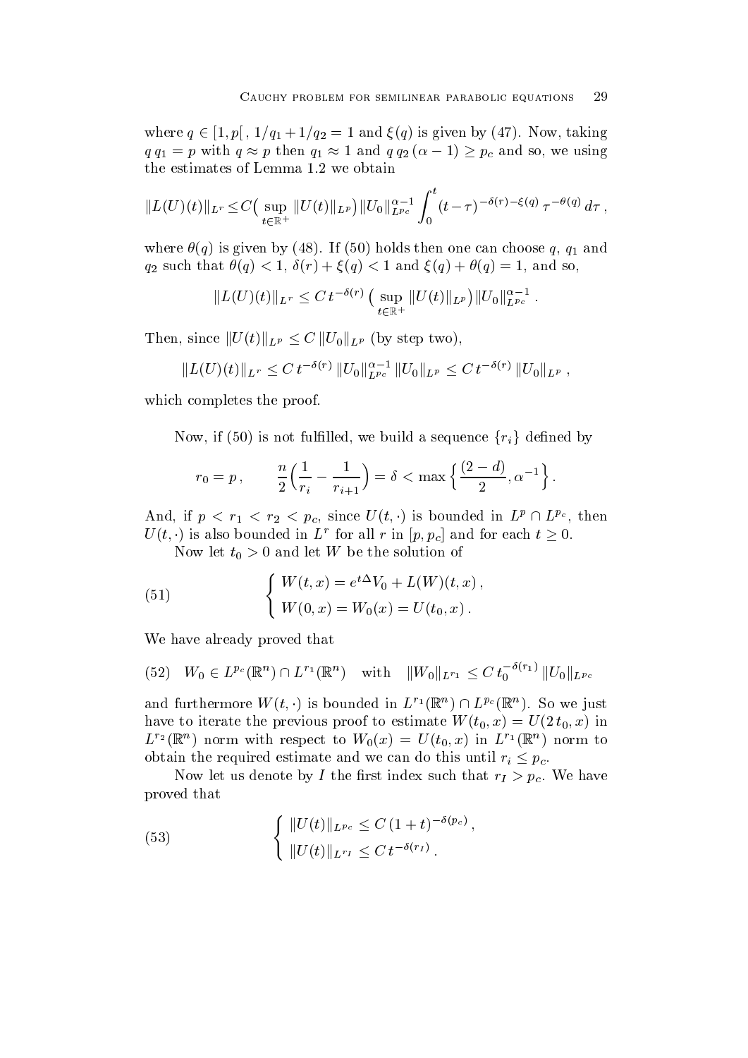where $q \in [1, p[$, $1/q_1 + 1/q_2 = 1$ and $\xi(q)$ is given by (47). Now, taking $q\,q_1 = p$ with $q \approx p$ then $q_1 \approx 1$ and $q\,q_2\,(\alpha - 1) \geq p_c$ and so, we using the estimates of Lemma 1.2 we obtain

$$\|L(U)(t)\|_{L^r} \leq C\Big(\sup_{t\in\mathbb{R}^+} \|U(t)\|_{L^p}\Big)\|U_0\|_{L^{p_c}}^{\alpha-1} \int_0^t (t-\tau)^{-\delta(r)-\xi(q)}\,\tau^{-\theta(q)}\,d\tau\,,$$

where $\theta(q)$ is given by (48). If (50) holds then one can choose $q$, $q_1$ and $q_2$ such that $\theta(q) < 1$, $\delta(r) + \xi(q) < 1$ and $\xi(q) + \theta(q) = 1$, and so,

$$\|L(U)(t)\|_{L^r} \leq C\,t^{-\delta(r)}\,\Big(\sup_{t\in\mathbb{R}^+} \|U(t)\|_{L^p}\Big)\|U_0\|_{L^{p_c}}^{\alpha-1}\,.$$

Then, since $\|U(t)\|_{L^p} \leq C\,\|U_0\|_{L^p}$ (by step two),

$$\|L(U)(t)\|_{L^r} \leq C\,t^{-\delta(r)}\,\|U_0\|_{L^{p_c}}^{\alpha-1}\,\|U_0\|_{L^p} \leq C\,t^{-\delta(r)}\,\|U_0\|_{L^p}\,,$$

which completes the proof.

Now, if (50) is not fulfilled, we build a sequence $\{r_i\}$ defined by

$$r_0 = p\,, \qquad \frac{n}{2}\Big(\frac{1}{r_i} - \frac{1}{r_{i+1}}\Big) = \delta < \max\Big\{\frac{(2-d)}{2}, \alpha^{-1}\Big\}\,.$$

And, if $p < r_1 < r_2 < p_c$, since $U(t,\cdot)$ is bounded in $L^p \cap L^{p_c}$, then $U(t,\cdot)$ is also bounded in $L^r$ for all $r$ in $[p, p_c]$ and for each $t \geq 0$.

Now let $t_0 > 0$ and let $W$ be the solution of

$$\begin{cases} W(t,x) = e^{t\Delta}V_0 + L(W)(t,x)\,, \\ W(0,x) = W_0(x) = U(t_0,x)\,. \end{cases} \tag{51}$$

We have already proved that

$$W_0 \in L^{p_c}(\mathbb{R}^n) \cap L^{r_1}(\mathbb{R}^n) \quad \text{with} \quad \|W_0\|_{L^{r_1}} \leq C\,t_0^{-\delta(r_1)}\,\|U_0\|_{L^{p_c}} \tag{52}$$

and furthermore $W(t,\cdot)$ is bounded in $L^{r_1}(\mathbb{R}^n) \cap L^{p_c}(\mathbb{R}^n)$. So we just have to iterate the previous proof to estimate $W(t_0,x) = U(2\,t_0,x)$ in $L^{r_2}(\mathbb{R}^n)$ norm with respect to $W_0(x) = U(t_0,x)$ in $L^{r_1}(\mathbb{R}^n)$ norm to obtain the required estimate and we can do this until $r_i \leq p_c$.

Now let us denote by $I$ the first index such that $r_I > p_c$. We have proved that

$$\begin{cases} \|U(t)\|_{L^{p_c}} \leq C\,(1+t)^{-\delta(p_c)}\,, \\ \|U(t)\|_{L^{r_I}} \leq C\,t^{-\delta(r_I)}\,. \end{cases} \tag{53}$$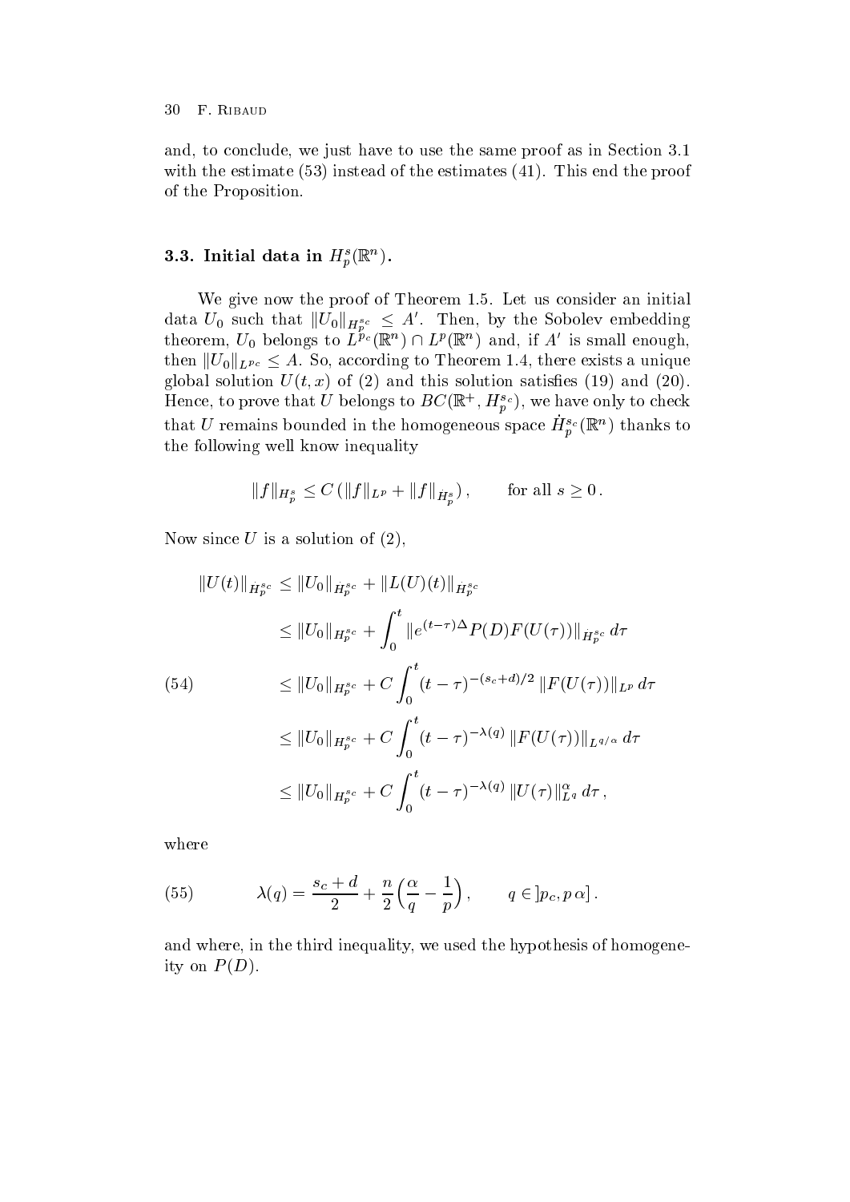and, to conclude, we just have to use the same proof as in Section 3.1 with the estimate (53) instead of the estimates (41). This end the proof of the Proposition.

### 3.3. Initial data in $H^s_p(\mathbb{R}^n)$.

We give now the proof of Theorem 1.5. Let us consider an initial data $U_0$ such that $\|U_0\|_{H^{s_c}_p} \le A'$. Then, by the Sobolev embedding theorem, $U_0$ belongs to $L^{p_c}(\mathbb{R}^n) \cap L^p(\mathbb{R}^n)$ and, if $A'$ is small enough, then $\|U_0\|_{L^{p_c}} \le A$. So, according to Theorem 1.4, there exists a unique global solution $U(t,x)$ of (2) and this solution satisfies (19) and (20). Hence, to prove that $U$ belongs to $BC(\mathbb{R}^+, H^{s_c}_p)$, we have only to check that $U$ remains bounded in the homogeneous space $\dot{H}^{s_c}_p(\mathbb{R}^n)$ thanks to the following well know inequality

$$\|f\|_{H^s_p} \le C\left(\|f\|_{L^p} + \|f\|_{\dot{H}^s_p}\right), \qquad \text{for all } s \ge 0\,.$$

Now since $U$ is a solution of (2),

$$\begin{aligned}
\|U(t)\|_{\dot{H}^{s_c}_p} &\le \|U_0\|_{\dot{H}^{s_c}_p} + \|L(U)(t)\|_{\dot{H}^{s_c}_p} \\
&\le \|U_0\|_{H^{s_c}_p} + \int_0^t \|e^{(t-\tau)\Delta} P(D) F(U(\tau))\|_{\dot{H}^{s_c}_p}\, d\tau \\
&\le \|U_0\|_{H^{s_c}_p} + C\int_0^t (t-\tau)^{-(s_c+d)/2}\, \|F(U(\tau))\|_{L^p}\, d\tau \\
&\le \|U_0\|_{H^{s_c}_p} + C\int_0^t (t-\tau)^{-\lambda(q)}\, \|F(U(\tau))\|_{L^{q/\alpha}}\, d\tau \\
&\le \|U_0\|_{H^{s_c}_p} + C\int_0^t (t-\tau)^{-\lambda(q)}\, \|U(\tau)\|^{\alpha}_{L^q}\, d\tau\,,
\end{aligned} \tag{54}$$

where

$$\lambda(q) = \frac{s_c+d}{2} + \frac{n}{2}\Big(\frac{\alpha}{q} - \frac{1}{p}\Big), \qquad q \in \,]p_c, p\,\alpha]\,. \tag{55}$$

and where, in the third inequality, we used the hypothesis of homogeneity on $P(D)$.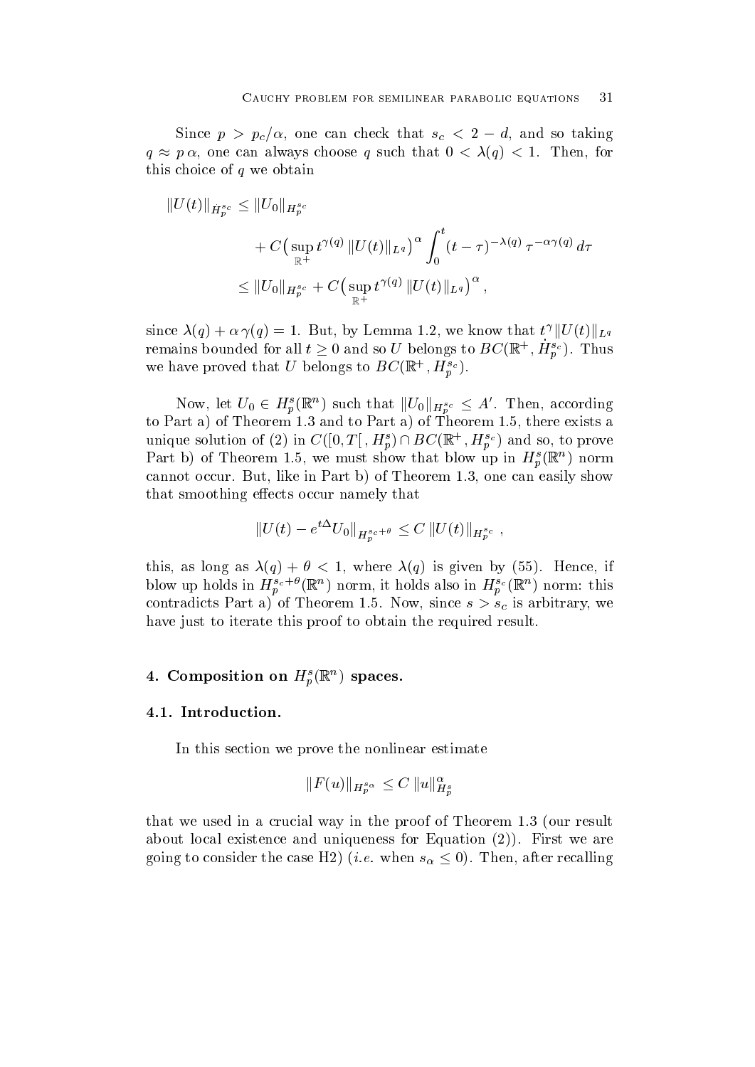Since $p > p_c/\alpha$, one can check that $s_c < 2 - d$, and so taking $q \approx p\,\alpha$, one can always choose $q$ such that $0 < \lambda(q) < 1$. Then, for this choice of $q$ we obtain

$$
\begin{aligned}
\|U(t)\|_{\dot H_p^{s_c}} &\le \|U_0\|_{H_p^{s_c}} \\
&\qquad + C\big(\sup_{\mathbb{R}^+} t^{\gamma(q)}\,\|U(t)\|_{L^q}\big)^{\alpha} \int_0^t (t-\tau)^{-\lambda(q)}\,\tau^{-\alpha\gamma(q)}\,d\tau \\
&\le \|U_0\|_{H_p^{s_c}} + C\big(\sup_{\mathbb{R}^+} t^{\gamma(q)}\,\|U(t)\|_{L^q}\big)^{\alpha},
\end{aligned}
$$

since $\lambda(q) + \alpha\,\gamma(q) = 1$. But, by Lemma 1.2, we know that $t^{\gamma}\|U(t)\|_{L^q}$ remains bounded for all $t \ge 0$ and so $U$ belongs to $BC(\mathbb{R}^+, \dot H_p^{s_c})$. Thus we have proved that $U$ belongs to $BC(\mathbb{R}^+, H_p^{s_c})$.

Now, let $U_0 \in H_p^s(\mathbb{R}^n)$ such that $\|U_0\|_{H_p^{s_c}} \le A'$. Then, according to Part a) of Theorem 1.3 and to Part a) of Theorem 1.5, there exists a unique solution of (2) in $C([0,T[\,, H_p^s) \cap BC(\mathbb{R}^+, H_p^{s_c})$ and so, to prove Part b) of Theorem 1.5, we must show that blow up in $H_p^s(\mathbb{R}^n)$ norm cannot occur. But, like in Part b) of Theorem 1.3, one can easily show that smoothing effects occur namely that

$$
\|U(t) - e^{t\Delta}U_0\|_{H_p^{s_c+\theta}} \le C\,\|U(t)\|_{H_p^{s_c}}\,,
$$

this, as long as $\lambda(q) + \theta < 1$, where $\lambda(q)$ is given by (55). Hence, if blow up holds in $H_p^{s_c+\theta}(\mathbb{R}^n)$ norm, it holds also in $H_p^{s_c}(\mathbb{R}^n)$ norm: this contradicts Part a) of Theorem 1.5. Now, since $s > s_c$ is arbitrary, we have just to iterate this proof to obtain the required result.

## 4. Composition on $H_p^s(\mathbb{R}^n)$ spaces.

### 4.1. Introduction.

In this section we prove the nonlinear estimate

$$
\|F(u)\|_{H_p^{s_\alpha}} \le C\,\|u\|_{H_p^s}^{\alpha}
$$

that we used in a crucial way in the proof of Theorem 1.3 (our result about local existence and uniqueness for Equation (2)). First we are going to consider the case H2) (*i.e.* when $s_\alpha \le 0$). Then, after recalling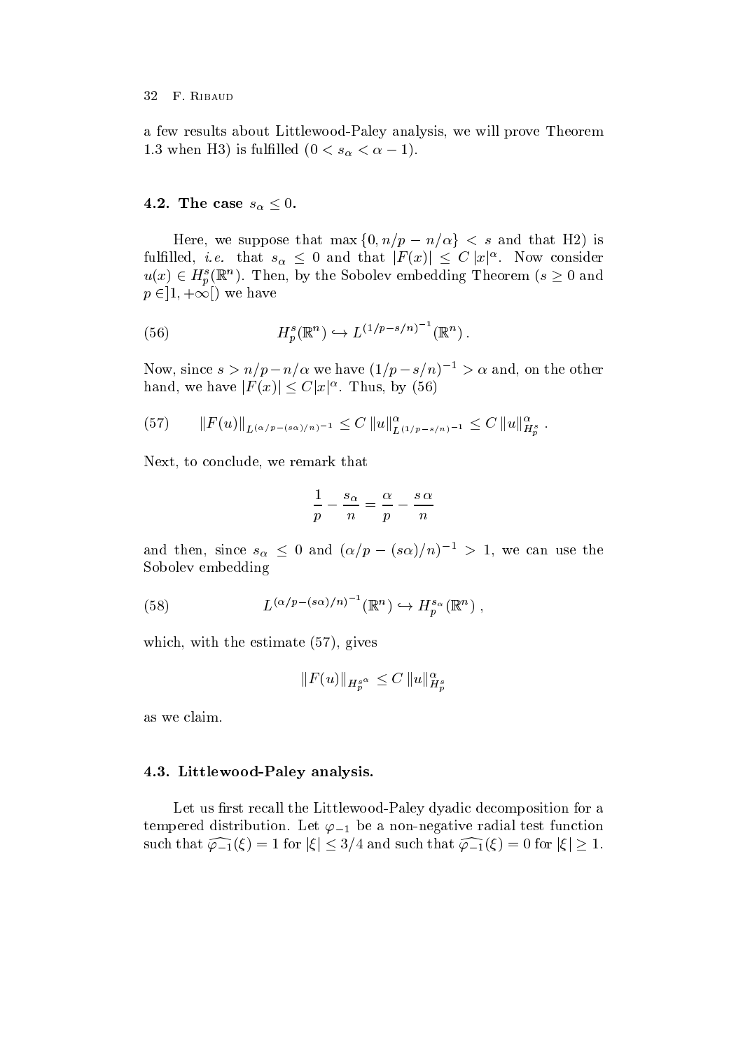a few results about Littlewood-Paley analysis, we will prove Theorem 1.3 when H3) is fulfilled ($0 < s_\alpha < \alpha - 1$).

### 4.2. The case $s_\alpha \le 0$.

Here, we suppose that $\max\{0, n/p - n/\alpha\} < s$ and that H2) is fulfilled, *i.e.* that $s_\alpha \le 0$ and that $|F(x)| \le C\,|x|^\alpha$. Now consider $u(x) \in H^s_p(\mathbb{R}^n)$. Then, by the Sobolev embedding Theorem ($s \ge 0$ and $p \in ]1, +\infty[$) we have

$$H^s_p(\mathbb{R}^n) \hookrightarrow L^{(1/p - s/n)^{-1}}(\mathbb{R}^n)\,. \tag{56}$$

Now, since $s > n/p - n/\alpha$ we have $(1/p - s/n)^{-1} > \alpha$ and, on the other hand, we have $|F(x)| \le C|x|^\alpha$. Thus, by (56)

$$\|F(u)\|_{L^{(\alpha/p-(s\alpha)/n)^{-1}}} \le C\,\|u\|^\alpha_{L^{(1/p-s/n)^{-1}}} \le C\,\|u\|^\alpha_{H^s_p}\,. \tag{57}$$

Next, to conclude, we remark that

$$\frac{1}{p} - \frac{s_\alpha}{n} = \frac{\alpha}{p} - \frac{s\,\alpha}{n}$$

and then, since $s_\alpha \le 0$ and $(\alpha/p - (s\alpha)/n)^{-1} > 1$, we can use the Sobolev embedding

$$L^{(\alpha/p-(s\alpha)/n)^{-1}}(\mathbb{R}^n) \hookrightarrow H^{s_\alpha}_p(\mathbb{R}^n)\,, \tag{58}$$

which, with the estimate (57), gives

$$\|F(u)\|_{H^{s_\alpha}_p} \le C\,\|u\|^\alpha_{H^s_p}$$

as we claim.

### 4.3. Littlewood-Paley analysis.

Let us first recall the Littlewood-Paley dyadic decomposition for a tempered distribution. Let $\varphi_{-1}$ be a non-negative radial test function such that $\widehat{\varphi_{-1}}(\xi) = 1$ for $|\xi| \le 3/4$ and such that $\widehat{\varphi_{-1}}(\xi) = 0$ for $|\xi| \ge 1$.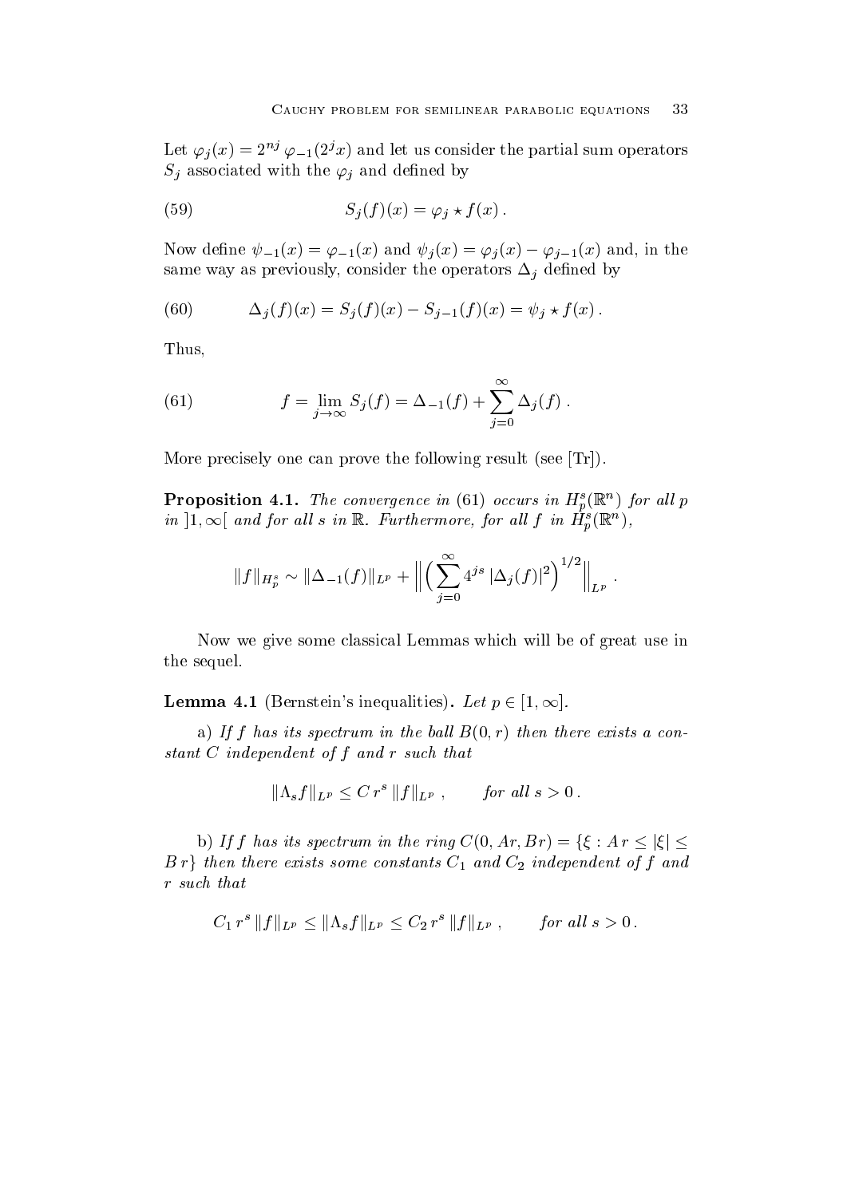Let $\varphi_j(x) = 2^{nj}\,\varphi_{-1}(2^j x)$ and let us consider the partial sum operators $S_j$ associated with the $\varphi_j$ and defined by

$$S_j(f)(x) = \varphi_j \star f(x)\,. \tag{59}$$

Now define $\psi_{-1}(x) = \varphi_{-1}(x)$ and $\psi_j(x) = \varphi_j(x) - \varphi_{j-1}(x)$ and, in the same way as previously, consider the operators $\Delta_j$ defined by

$$\Delta_j(f)(x) = S_j(f)(x) - S_{j-1}(f)(x) = \psi_j \star f(x)\,. \tag{60}$$

Thus,

$$f = \lim_{j\to\infty} S_j(f) = \Delta_{-1}(f) + \sum_{j=0}^{\infty} \Delta_j(f)\,. \tag{61}$$

More precisely one can prove the following result (see [Tr]).

**Proposition 4.1.** *The convergence in* (61) *occurs in* $H^s_p(\mathbb{R}^n)$ *for all* $p$ *in* $]1,\infty[$ *and for all* $s$ *in* $\mathbb{R}$. *Furthermore, for all* $f$ *in* $H^s_p(\mathbb{R}^n)$,

$$\|f\|_{H^s_p} \sim \|\Delta_{-1}(f)\|_{L^p} + \Big\| \Big( \sum_{j=0}^{\infty} 4^{js}\,|\Delta_j(f)|^2 \Big)^{1/2} \Big\|_{L^p}\,.$$

Now we give some classical Lemmas which will be of great use in the sequel.

**Lemma 4.1** (Bernstein's inequalities)**.** *Let* $p \in [1,\infty]$.

a) *If* $f$ *has its spectrum in the ball* $B(0,r)$ *then there exists a constant* $C$ *independent of* $f$ *and* $r$ *such that*

$$\|\Lambda_s f\|_{L^p} \le C\,r^s\,\|f\|_{L^p}\,, \qquad \textit{for all } s > 0\,.$$

b) *If* $f$ *has its spectrum in the ring* $C(0, Ar, Br) = \{\xi : A\,r \le |\xi| \le B\,r\}$ *then there exists some constants* $C_1$ *and* $C_2$ *independent of* $f$ *and* $r$ *such that*

$$C_1\,r^s\,\|f\|_{L^p} \le \|\Lambda_s f\|_{L^p} \le C_2\,r^s\,\|f\|_{L^p}\,, \qquad \textit{for all } s > 0\,.$$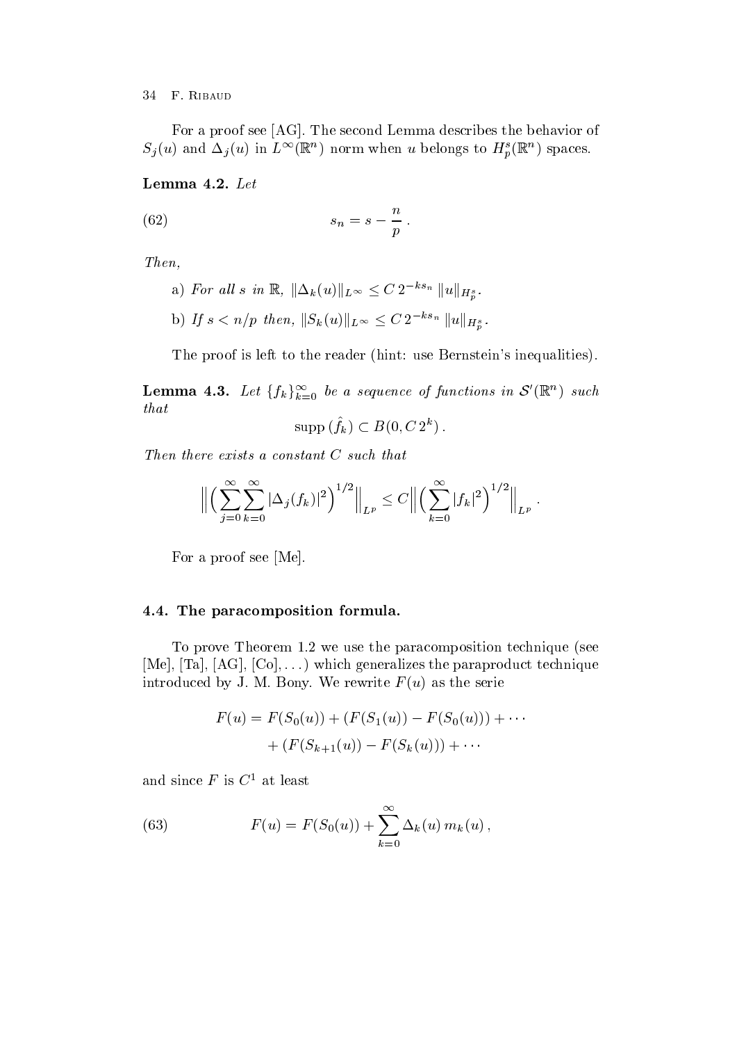For a proof see [AG]. The second Lemma describes the behavior of $S_j(u)$ and $\Delta_j(u)$ in $L^\infty(\mathbb{R}^n)$ norm when $u$ belongs to $H^s_p(\mathbb{R}^n)$ spaces.

**Lemma 4.2.** *Let*

$$s_n = s - \frac{n}{p}\,. \tag{62}$$

*Then,*

a) *For all $s$ in $\mathbb{R}$, $\|\Delta_k(u)\|_{L^\infty} \le C\, 2^{-ks_n}\, \|u\|_{H^s_p}$.*

b) *If $s < n/p$ then, $\|S_k(u)\|_{L^\infty} \le C\, 2^{-ks_n}\, \|u\|_{H^s_p}$.*

The proof is left to the reader (hint: use Bernstein's inequalities).

**Lemma 4.3.** *Let $\{f_k\}_{k=0}^{\infty}$ be a sequence of functions in $\mathcal{S}'(\mathbb{R}^n)$ such that*

$$\operatorname{supp}(\hat{f}_k) \subset B(0, C\, 2^k)\,.$$

*Then there exists a constant $C$ such that*

$$\Big\| \Big( \sum_{j=0}^{\infty} \sum_{k=0}^{\infty} |\Delta_j(f_k)|^2 \Big)^{1/2} \Big\|_{L^p} \le C \Big\| \Big( \sum_{k=0}^{\infty} |f_k|^2 \Big)^{1/2} \Big\|_{L^p}\,.$$

For a proof see [Me].

### 4.4. The paracomposition formula.

To prove Theorem 1.2 we use the paracomposition technique (see [Me], [Ta], [AG], [Co], ...) which generalizes the paraproduct technique introduced by J. M. Bony. We rewrite $F(u)$ as the serie

$$\begin{aligned} F(u) = F(S_0(u)) &+ (F(S_1(u)) - F(S_0(u))) + \cdots \\ &+ (F(S_{k+1}(u)) - F(S_k(u))) + \cdots \end{aligned}$$

and since $F$ is $C^1$ at least

$$F(u) = F(S_0(u)) + \sum_{k=0}^{\infty} \Delta_k(u)\, m_k(u)\,, \tag{63}$$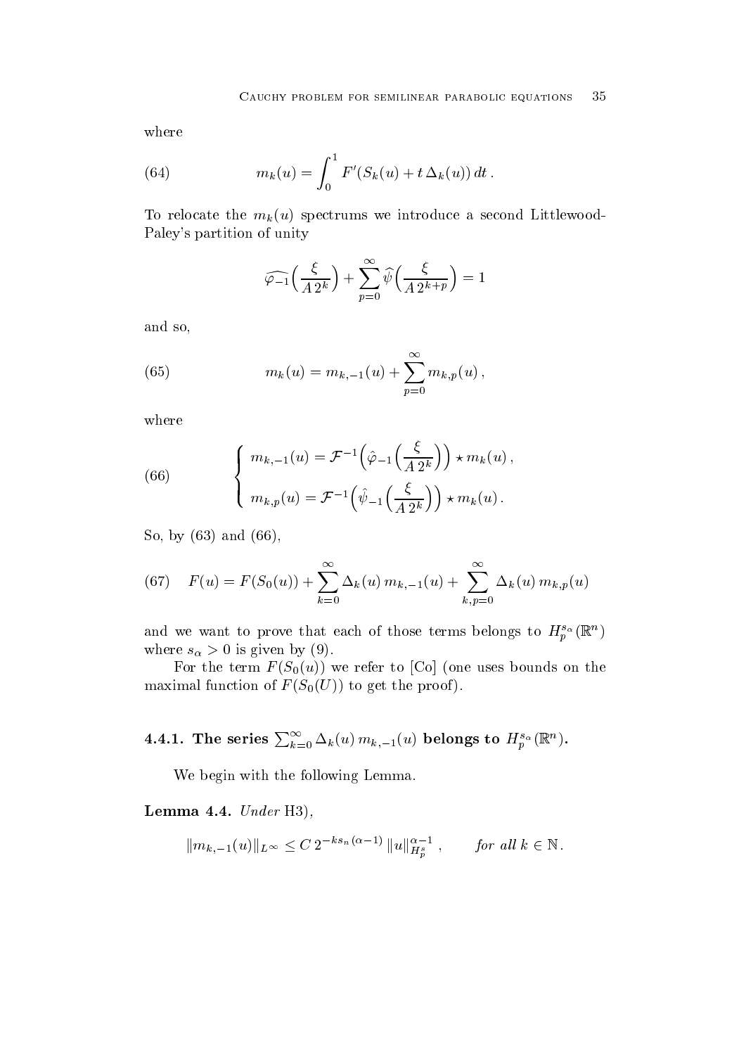where

$$m_k(u) = \int_0^1 F'(S_k(u) + t\,\Delta_k(u))\,dt\,. \tag{64}$$

To relocate the $m_k(u)$ spectrums we introduce a second Littlewood-Paley's partition of unity

$$\widehat{\varphi_{-1}}\Big(\frac{\xi}{A\,2^k}\Big) + \sum_{p=0}^{\infty} \widehat{\psi}\Big(\frac{\xi}{A\,2^{k+p}}\Big) = 1$$

and so,

$$m_k(u) = m_{k,-1}(u) + \sum_{p=0}^{\infty} m_{k,p}(u)\,, \tag{65}$$

where

$$\begin{cases} m_{k,-1}(u) = \mathcal{F}^{-1}\Big(\hat{\varphi}_{-1}\Big(\dfrac{\xi}{A\,2^k}\Big)\Big) \star m_k(u)\,, \\[2ex] m_{k,p}(u) = \mathcal{F}^{-1}\Big(\hat{\psi}_{-1}\Big(\dfrac{\xi}{A\,2^k}\Big)\Big) \star m_k(u)\,. \end{cases} \tag{66}$$

So, by (63) and (66),

$$F(u) = F(S_0(u)) + \sum_{k=0}^{\infty} \Delta_k(u)\, m_{k,-1}(u) + \sum_{k,p=0}^{\infty} \Delta_k(u)\, m_{k,p}(u) \tag{67}$$

and we want to prove that each of those terms belongs to $H_p^{s_\alpha}(\mathbb{R}^n)$ where $s_\alpha > 0$ is given by (9).

For the term $F(S_0(u))$ we refer to [Co] (one uses bounds on the maximal function of $F(S_0(U))$ to get the proof).

#### 4.4.1. The series $\sum_{k=0}^{\infty} \Delta_k(u)\, m_{k,-1}(u)$ belongs to $H_p^{s_\alpha}(\mathbb{R}^n)$.

We begin with the following Lemma.

**Lemma 4.4.** *Under* H3),

$$\|m_{k,-1}(u)\|_{L^\infty} \leq C\, 2^{-ks_n(\alpha-1)}\, \|u\|_{H_p^s}^{\alpha-1}\,, \qquad \textit{for all } k \in \mathbb{N}.$$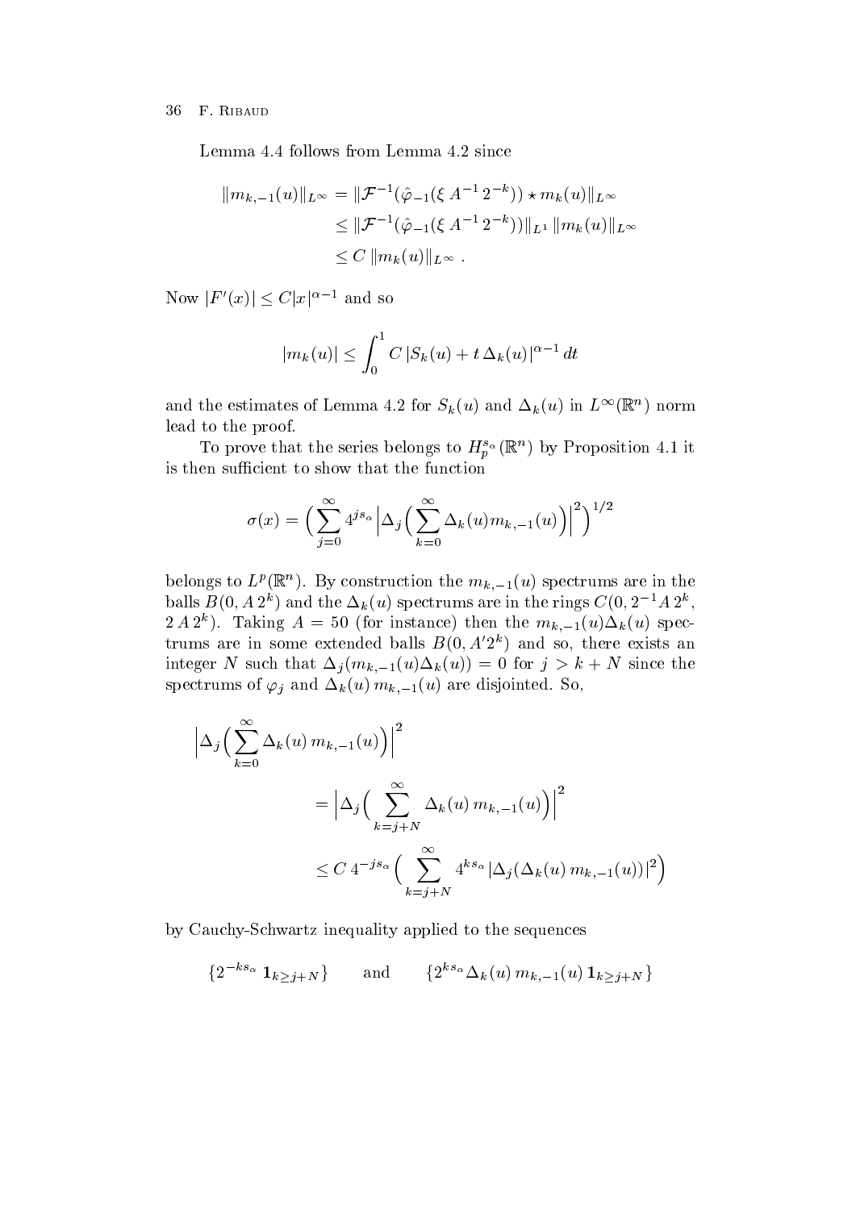Lemma 4.4 follows from Lemma 4.2 since

$$
\begin{aligned}
\|m_{k,-1}(u)\|_{L^\infty} &= \|\mathcal{F}^{-1}(\hat{\varphi}_{-1}(\xi\, A^{-1}\, 2^{-k})) \star m_k(u)\|_{L^\infty} \\
&\le \|\mathcal{F}^{-1}(\hat{\varphi}_{-1}(\xi\, A^{-1}\, 2^{-k}))\|_{L^1}\, \|m_k(u)\|_{L^\infty} \\
&\le C\, \|m_k(u)\|_{L^\infty}\ .
\end{aligned}
$$

Now $|F'(x)| \le C|x|^{\alpha-1}$ and so

$$
|m_k(u)| \le \int_0^1 C\, |S_k(u) + t\, \Delta_k(u)|^{\alpha-1}\, dt
$$

and the estimates of Lemma 4.2 for $S_k(u)$ and $\Delta_k(u)$ in $L^\infty(\mathbb{R}^n)$ norm lead to the proof.

To prove that the series belongs to $H_p^{s_\alpha}(\mathbb{R}^n)$ by Proposition 4.1 it is then sufficient to show that the function

$$
\sigma(x) = \Big( \sum_{j=0}^{\infty} 4^{js_\alpha} \Big| \Delta_j \Big( \sum_{k=0}^{\infty} \Delta_k(u) m_{k,-1}(u) \Big) \Big|^2 \Big)^{1/2}
$$

belongs to $L^p(\mathbb{R}^n)$. By construction the $m_{k,-1}(u)$ spectrums are in the balls $B(0, A\, 2^k)$ and the $\Delta_k(u)$ spectrums are in the rings $C(0, 2^{-1}A\, 2^k$, $2\, A\, 2^k)$. Taking $A = 50$ (for instance) then the $m_{k,-1}(u)\Delta_k(u)$ spectrums are in some extended balls $B(0, A' 2^k)$ and so, there exists an integer $N$ such that $\Delta_j(m_{k,-1}(u)\Delta_k(u)) = 0$ for $j > k + N$ since the spectrums of $\varphi_j$ and $\Delta_k(u)\, m_{k,-1}(u)$ are disjointed. So,

$$
\begin{aligned}
&\Big| \Delta_j \Big( \sum_{k=0}^{\infty} \Delta_k(u)\, m_{k,-1}(u) \Big) \Big|^2 \\
&\qquad = \Big| \Delta_j \Big( \sum_{k=j+N}^{\infty} \Delta_k(u)\, m_{k,-1}(u) \Big) \Big|^2 \\
&\qquad \le C\, 4^{-js_\alpha} \Big( \sum_{k=j+N}^{\infty} 4^{ks_\alpha}\, |\Delta_j(\Delta_k(u)\, m_{k,-1}(u))|^2 \Big)
\end{aligned}
$$

by Cauchy-Schwartz inequality applied to the sequences

$$
\{2^{-ks_\alpha}\, \mathbf{1}_{k \ge j+N}\} \qquad \text{and} \qquad \{2^{ks_\alpha} \Delta_k(u)\, m_{k,-1}(u)\, \mathbf{1}_{k \ge j+N}\}
$$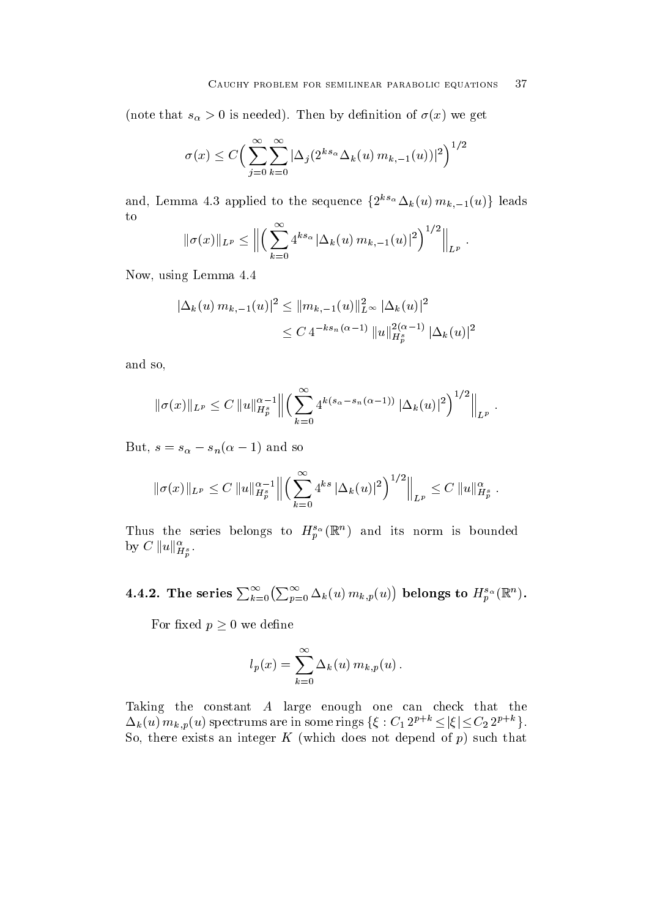(note that $s_\alpha > 0$ is needed). Then by definition of $\sigma(x)$ we get

$$\sigma(x) \le C\Big(\sum_{j=0}^{\infty}\sum_{k=0}^{\infty} |\Delta_j(2^{ks_\alpha}\Delta_k(u)\, m_{k,-1}(u))|^2\Big)^{1/2}$$

and, Lemma 4.3 applied to the sequence $\{2^{ks_\alpha}\Delta_k(u)\, m_{k,-1}(u)\}$ leads to

$$\|\sigma(x)\|_{L^p} \le \Big\|\Big(\sum_{k=0}^{\infty} 4^{ks_\alpha}\, |\Delta_k(u)\, m_{k,-1}(u)|^2\Big)^{1/2}\Big\|_{L^p} .$$

Now, using Lemma 4.4

$$\begin{aligned} |\Delta_k(u)\, m_{k,-1}(u)|^2 &\le \|m_{k,-1}(u)\|_{L^\infty}^2\, |\Delta_k(u)|^2 \\ &\le C\, 4^{-ks_n(\alpha-1)}\, \|u\|_{H_p^s}^{2(\alpha-1)}\, |\Delta_k(u)|^2 \end{aligned}$$

and so,

$$\|\sigma(x)\|_{L^p} \le C\, \|u\|_{H_p^s}^{\alpha-1} \Big\|\Big(\sum_{k=0}^{\infty} 4^{k(s_\alpha - s_n(\alpha-1))}\, |\Delta_k(u)|^2\Big)^{1/2}\Big\|_{L^p} .$$

But, $s = s_\alpha - s_n(\alpha-1)$ and so

$$\|\sigma(x)\|_{L^p} \le C\, \|u\|_{H_p^s}^{\alpha-1} \Big\|\Big(\sum_{k=0}^{\infty} 4^{ks}\, |\Delta_k(u)|^2\Big)^{1/2}\Big\|_{L^p} \le C\, \|u\|_{H_p^s}^{\alpha} .$$

Thus the series belongs to $H_p^{s_\alpha}(\mathbb{R}^n)$ and its norm is bounded by $C\, \|u\|_{H_p^s}^{\alpha}$.

### 4.4.2. The series $\sum_{k=0}^{\infty}\big(\sum_{p=0}^{\infty}\Delta_k(u)\, m_{k,p}(u)\big)$ belongs to $H_p^{s_\alpha}(\mathbb{R}^n)$.

For fixed $p \ge 0$ we define

$$l_p(x) = \sum_{k=0}^{\infty} \Delta_k(u)\, m_{k,p}(u) .$$

Taking the constant $A$ large enough one can check that the $\Delta_k(u)\, m_{k,p}(u)$ spectrums are in some rings $\{\xi : C_1\, 2^{p+k} \le |\xi| \le C_2\, 2^{p+k}\}$. So, there exists an integer $K$ (which does not depend of $p$) such that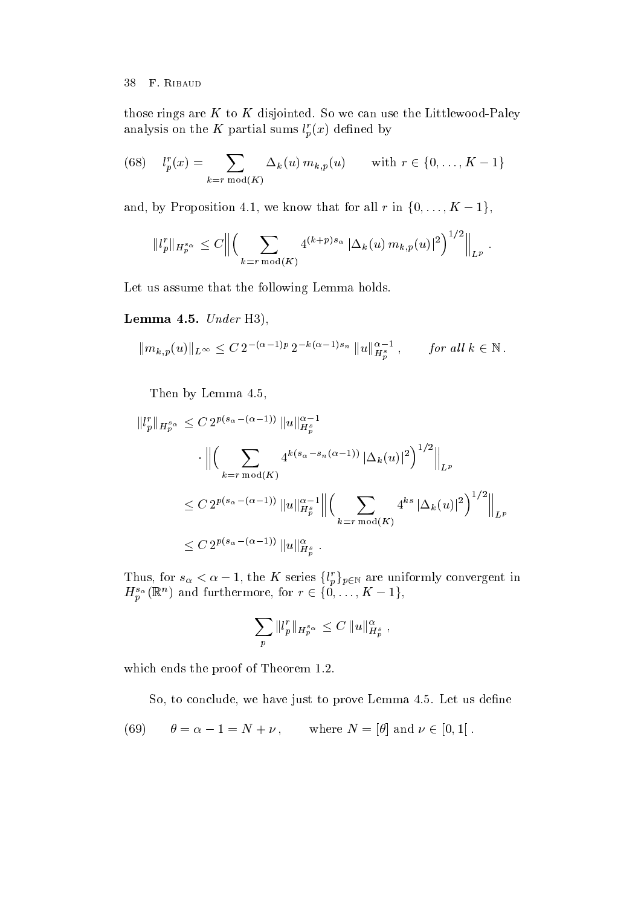those rings are $K$ to $K$ disjointed. So we can use the Littlewood-Paley analysis on the $K$ partial sums $l_p^r(x)$ defined by

$$
(68) \qquad l_p^r(x) = \sum_{k = r \bmod (K)} \Delta_k(u)\, m_{k,p}(u) \qquad \text{with } r \in \{0, \ldots, K-1\}
$$

and, by Proposition 4.1, we know that for all $r$ in $\{0, \ldots, K-1\}$,

$$
\|l_p^r\|_{H_p^{s_\alpha}} \le C \Big\| \Big( \sum_{k = r \bmod (K)} 4^{(k+p)s_\alpha} \, |\Delta_k(u)\, m_{k,p}(u)|^2 \Big)^{1/2} \Big\|_{L^p} .
$$

Let us assume that the following Lemma holds.

**Lemma 4.5.** *Under* H3),

$$
\|m_{k,p}(u)\|_{L^\infty} \le C\, 2^{-(\alpha-1)p}\, 2^{-k(\alpha-1)s_n} \, \|u\|_{H_p^s}^{\alpha-1} , \qquad \textit{for all } k \in \mathbb{N} .
$$

Then by Lemma 4.5,

$$
\begin{aligned}
\|l_p^r\|_{H_p^{s_\alpha}} &\le C\, 2^{p(s_\alpha - (\alpha-1))} \, \|u\|_{H_p^s}^{\alpha-1} \\
&\qquad \cdot \Big\| \Big( \sum_{k = r \bmod (K)} 4^{k(s_\alpha - s_n(\alpha-1))} \, |\Delta_k(u)|^2 \Big)^{1/2} \Big\|_{L^p} \\
&\le C\, 2^{p(s_\alpha - (\alpha-1))} \, \|u\|_{H_p^s}^{\alpha-1} \Big\| \Big( \sum_{k = r \bmod (K)} 4^{ks} \, |\Delta_k(u)|^2 \Big)^{1/2} \Big\|_{L^p} \\
&\le C\, 2^{p(s_\alpha - (\alpha-1))} \, \|u\|_{H_p^s}^{\alpha} .
\end{aligned}
$$

Thus, for $s_\alpha < \alpha - 1$, the $K$ series $\{l_p^r\}_{p \in \mathbb{N}}$ are uniformly convergent in $H_p^{s_\alpha}(\mathbb{R}^n)$ and furthermore, for $r \in \{0, \ldots, K-1\}$,

$$
\sum_p \|l_p^r\|_{H_p^{s_\alpha}} \le C \, \|u\|_{H_p^s}^{\alpha} ,
$$

which ends the proof of Theorem 1.2.

So, to conclude, we have just to prove Lemma 4.5. Let us define

$$
(69) \qquad \theta = \alpha - 1 = N + \nu , \qquad \text{where } N = [\theta] \text{ and } \nu \in [0, 1[ .
$$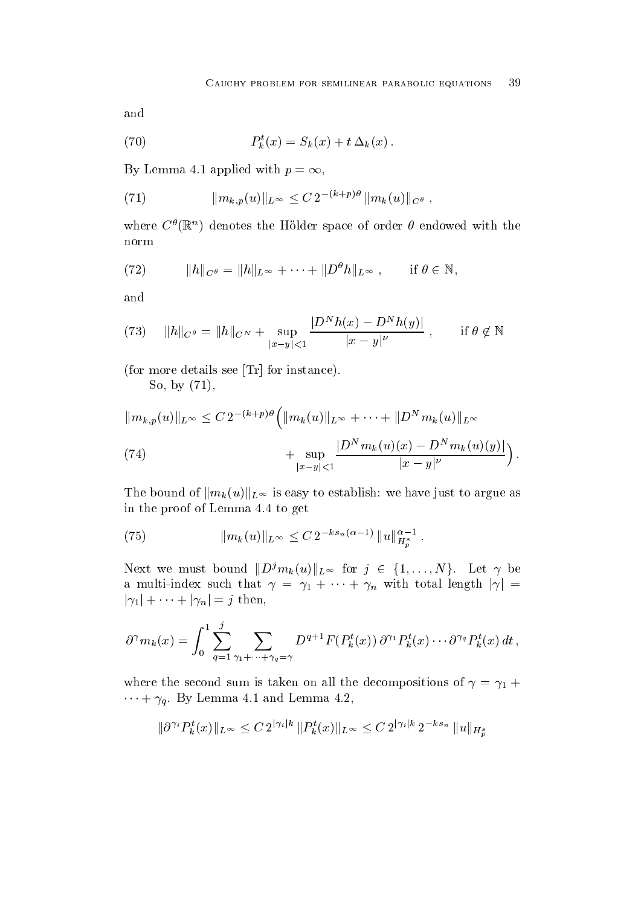and

$$P_k^t(x) = S_k(x) + t\,\Delta_k(x)\,. \tag{70}$$

By Lemma 4.1 applied with $p = \infty$,

$$\|m_{k,p}(u)\|_{L^\infty} \leq C\,2^{-(k+p)\theta}\,\|m_k(u)\|_{C^\theta}\,, \tag{71}$$

where $C^\theta(\mathbb{R}^n)$ denotes the Hölder space of order $\theta$ endowed with the norm

$$\|h\|_{C^\theta} = \|h\|_{L^\infty} + \cdots + \|D^\theta h\|_{L^\infty}\,, \qquad \text{if } \theta \in \mathbb{N}, \tag{72}$$

and

$$\|h\|_{C^\theta} = \|h\|_{C^N} + \sup_{|x-y|<1} \frac{|D^N h(x) - D^N h(y)|}{|x-y|^\nu}\,, \qquad \text{if } \theta \notin \mathbb{N} \tag{73}$$

(for more details see [Tr] for instance).

So, by (71),

$$\begin{aligned}\|m_{k,p}(u)\|_{L^\infty} \leq C\,2^{-(k+p)\theta}\Big(&\|m_k(u)\|_{L^\infty} + \cdots + \|D^N m_k(u)\|_{L^\infty}\\ &+ \sup_{|x-y|<1} \frac{|D^N m_k(u)(x) - D^N m_k(u)(y)|}{|x-y|^\nu}\Big)\,.\end{aligned} \tag{74}$$

The bound of $\|m_k(u)\|_{L^\infty}$ is easy to establish: we have just to argue as in the proof of Lemma 4.4 to get

$$\|m_k(u)\|_{L^\infty} \leq C\,2^{-ks_n(\alpha-1)}\,\|u\|_{H^s_p}^{\alpha-1}\,. \tag{75}$$

Next we must bound $\|D^j m_k(u)\|_{L^\infty}$ for $j \in \{1, \ldots, N\}$. Let $\gamma$ be a multi-index such that $\gamma = \gamma_1 + \cdots + \gamma_n$ with total length $|\gamma| = |\gamma_1| + \cdots + |\gamma_n| = j$ then,

$$\partial^\gamma m_k(x) = \int_0^1 \sum_{q=1}^{j} \sum_{\gamma_1+\cdots+\gamma_q=\gamma} D^{q+1}F(P_k^t(x))\,\partial^{\gamma_1}P_k^t(x)\cdots\partial^{\gamma_q}P_k^t(x)\,dt\,,$$

where the second sum is taken on all the decompositions of $\gamma = \gamma_1 + \cdots + \gamma_q$. By Lemma 4.1 and Lemma 4.2,

$$\|\partial^{\gamma_i}P_k^t(x)\|_{L^\infty} \leq C\,2^{|\gamma_i|k}\,\|P_k^t(x)\|_{L^\infty} \leq C\,2^{|\gamma_i|k}\,2^{-ks_n}\,\|u\|_{H^s_p}$$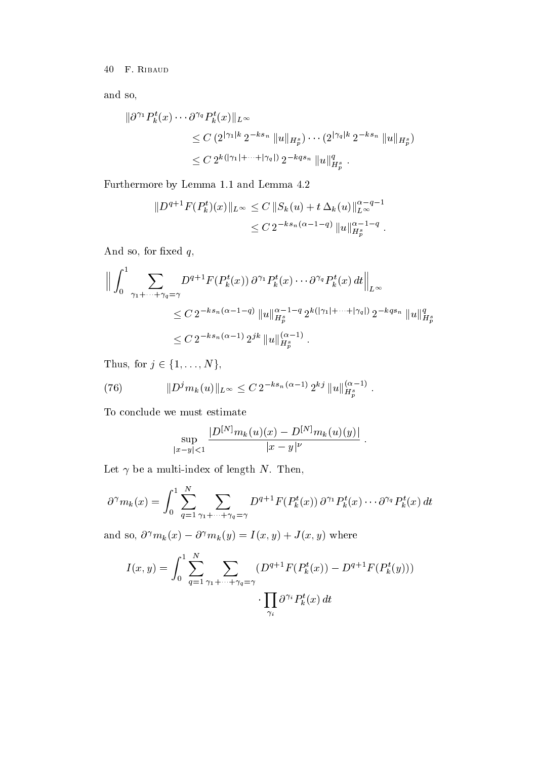and so,

$$
\begin{aligned}
\|\partial^{\gamma_1} P_k^t(x) \cdots \partial^{\gamma_q} P_k^t(x)\|_{L^\infty} \\
&\leq C\,(2^{|\gamma_1| k}\, 2^{-k s_n}\, \|u\|_{H_p^s}) \cdots (2^{|\gamma_q| k}\, 2^{-k s_n}\, \|u\|_{H_p^s}) \\
&\leq C\, 2^{k(|\gamma_1| + \cdots + |\gamma_q|)}\, 2^{-kq s_n}\, \|u\|_{H_p^s}^q \,.
\end{aligned}
$$

Furthermore by Lemma 1.1 and Lemma 4.2

$$
\begin{aligned}
\|D^{q+1} F(P_k^t)(x)\|_{L^\infty} &\leq C\, \|S_k(u) + t\, \Delta_k(u)\|_{L^\infty}^{\alpha - q - 1} \\
&\leq C\, 2^{-k s_n (\alpha - 1 - q)}\, \|u\|_{H_p^s}^{\alpha - 1 - q} \,.
\end{aligned}
$$

And so, for fixed $q$,

$$
\begin{aligned}
\Big\| \int_0^1 \sum_{\gamma_1 + \cdots + \gamma_q = \gamma} & D^{q+1} F(P_k^t(x))\, \partial^{\gamma_1} P_k^t(x) \cdots \partial^{\gamma_q} P_k^t(x)\, dt \Big\|_{L^\infty} \\
&\leq C\, 2^{-k s_n (\alpha - 1 - q)}\, \|u\|_{H_p^s}^{\alpha - 1 - q}\, 2^{k(|\gamma_1| + \cdots + |\gamma_q|)}\, 2^{-k q s_n}\, \|u\|_{H_p^s}^q \\
&\leq C\, 2^{-k s_n (\alpha - 1)}\, 2^{jk}\, \|u\|_{H_p^s}^{(\alpha - 1)} \,.
\end{aligned}
$$

Thus, for $j \in \{1, \ldots, N\}$,

$$
\|D^j m_k(u)\|_{L^\infty} \leq C\, 2^{-k s_n (\alpha - 1)}\, 2^{kj}\, \|u\|_{H_p^s}^{(\alpha - 1)} \,. \tag{76}
$$

To conclude we must estimate

$$
\sup_{|x - y| < 1} \frac{|D^{[N]} m_k(u)(x) - D^{[N]} m_k(u)(y)|}{|x - y|^\nu} \,.
$$

Let $\gamma$ be a multi-index of length $N$. Then,

$$
\partial^\gamma m_k(x) = \int_0^1 \sum_{q=1}^N \sum_{\gamma_1 + \cdots + \gamma_q = \gamma} D^{q+1} F(P_k^t(x))\, \partial^{\gamma_1} P_k^t(x) \cdots \partial^{\gamma_q} P_k^t(x)\, dt
$$

and so, $\partial^\gamma m_k(x) - \partial^\gamma m_k(y) = I(x, y) + J(x, y)$ where

$$
\begin{aligned}
I(x, y) = \int_0^1 \sum_{q=1}^N \sum_{\gamma_1 + \cdots + \gamma_q = \gamma} & (D^{q+1} F(P_k^t(x)) - D^{q+1} F(P_k^t(y))) \\
& \cdot \prod_{\gamma_i} \partial^{\gamma_i} P_k^t(x)\, dt
\end{aligned}
$$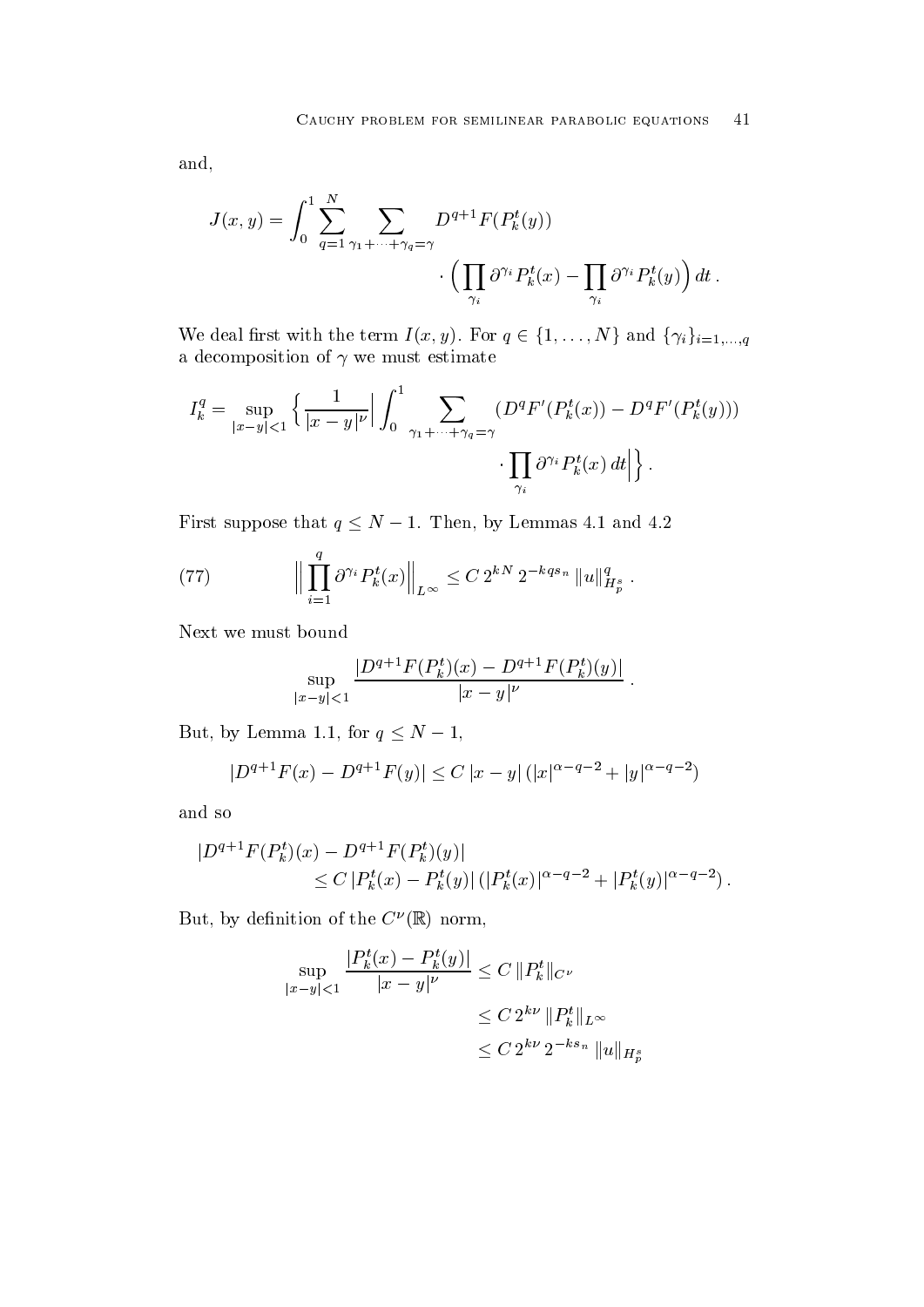and,

$$J(x,y) = \int_0^1 \sum_{q=1}^{N} \sum_{\gamma_1+\cdots+\gamma_q=\gamma} D^{q+1}F(P_k^t(y)) \cdot \Big( \prod_{\gamma_i} \partial^{\gamma_i} P_k^t(x) - \prod_{\gamma_i} \partial^{\gamma_i} P_k^t(y) \Big)\, dt\,.$$

We deal first with the term $I(x,y)$. For $q \in \{1,\dots,N\}$ and $\{\gamma_i\}_{i=1,\dots,q}$ a decomposition of $\gamma$ we must estimate

$$I_k^q = \sup_{|x-y|<1} \Big\{ \frac{1}{|x-y|^\nu} \Big| \int_0^1 \sum_{\gamma_1+\cdots+\gamma_q=\gamma} (D^q F'(P_k^t(x)) - D^q F'(P_k^t(y))) \cdot \prod_{\gamma_i} \partial^{\gamma_i} P_k^t(x)\, dt \Big| \Big\}\,.$$

First suppose that $q \le N-1$. Then, by Lemmas 4.1 and 4.2

$$\Big\| \prod_{i=1}^{q} \partial^{\gamma_i} P_k^t(x) \Big\|_{L^\infty} \le C\, 2^{kN}\, 2^{-kqs_n}\, \|u\|_{H_p^s}^q\,. \tag{77}$$

Next we must bound

$$\sup_{|x-y|<1} \frac{|D^{q+1}F(P_k^t)(x) - D^{q+1}F(P_k^t)(y)|}{|x-y|^\nu}\,.$$

But, by Lemma 1.1, for $q \le N-1$,

$$|D^{q+1}F(x) - D^{q+1}F(y)| \le C\, |x-y|\, (|x|^{\alpha-q-2} + |y|^{\alpha-q-2})$$

and so

$$|D^{q+1}F(P_k^t)(x) - D^{q+1}F(P_k^t)(y)| \le C\, |P_k^t(x) - P_k^t(y)|\, (|P_k^t(x)|^{\alpha-q-2} + |P_k^t(y)|^{\alpha-q-2})\,.$$

But, by definition of the $C^\nu(\mathbb{R})$ norm,

$$\begin{aligned} \sup_{|x-y|<1} \frac{|P_k^t(x) - P_k^t(y)|}{|x-y|^\nu} &\le C\, \|P_k^t\|_{C^\nu} \\ &\le C\, 2^{k\nu}\, \|P_k^t\|_{L^\infty} \\ &\le C\, 2^{k\nu}\, 2^{-ks_n}\, \|u\|_{H_p^s} \end{aligned}$$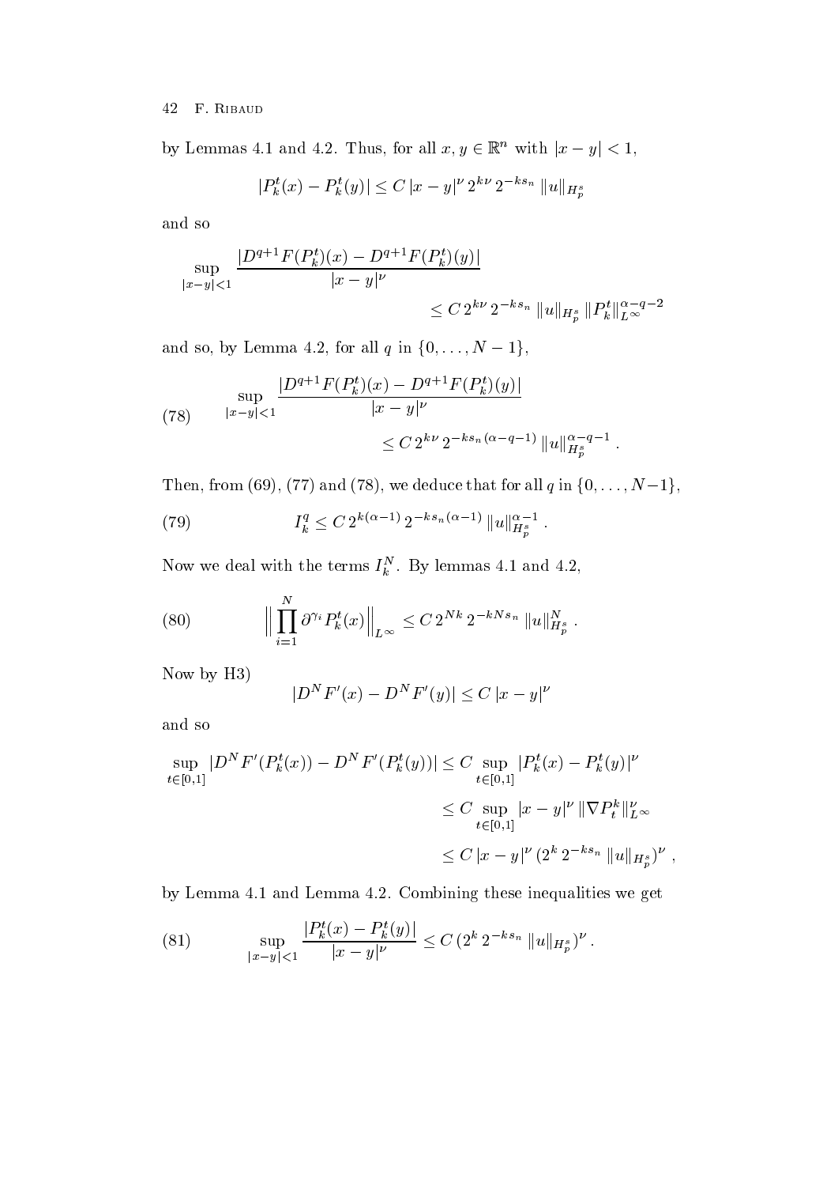by Lemmas 4.1 and 4.2. Thus, for all $x, y \in \mathbb{R}^n$ with $|x-y|<1$,

$$|P_k^t(x) - P_k^t(y)| \le C\,|x-y|^\nu\, 2^{k\nu}\, 2^{-ks_n}\, \|u\|_{H_p^s}$$

and so

$$\sup_{|x-y|<1} \frac{|D^{q+1}F(P_k^t)(x) - D^{q+1}F(P_k^t)(y)|}{|x-y|^\nu} \le C\, 2^{k\nu}\, 2^{-ks_n}\, \|u\|_{H_p^s}\, \|P_k^t\|_{L^\infty}^{\alpha-q-2}$$

and so, by Lemma 4.2, for all $q$ in $\{0,\ldots,N-1\}$,

$$\sup_{|x-y|<1} \frac{|D^{q+1}F(P_k^t)(x) - D^{q+1}F(P_k^t)(y)|}{|x-y|^\nu} \le C\, 2^{k\nu}\, 2^{-ks_n(\alpha-q-1)}\, \|u\|_{H_p^s}^{\alpha-q-1}\,. \tag{78}$$

Then, from (69), (77) and (78), we deduce that for all $q$ in $\{0,\ldots,N-1\}$,

$$I_k^q \le C\, 2^{k(\alpha-1)}\, 2^{-ks_n(\alpha-1)}\, \|u\|_{H_p^s}^{\alpha-1}\,. \tag{79}$$

Now we deal with the terms $I_k^N$. By lemmas 4.1 and 4.2,

$$\Big\| \prod_{i=1}^N \partial^{\gamma_i} P_k^t(x) \Big\|_{L^\infty} \le C\, 2^{Nk}\, 2^{-kNs_n}\, \|u\|_{H_p^s}^N\,. \tag{80}$$

Now by H3)

$$|D^N F'(x) - D^N F'(y)| \le C\,|x-y|^\nu$$

and so

$$\begin{aligned}
\sup_{t\in[0,1]} |D^N F'(P_k^t(x)) - D^N F'(P_k^t(y))| &\le C \sup_{t\in[0,1]} |P_k^t(x) - P_k^t(y)|^\nu \\
&\le C \sup_{t\in[0,1]} |x-y|^\nu\, \|\nabla P_t^k\|_{L^\infty}^\nu \\
&\le C\,|x-y|^\nu\, (2^k\, 2^{-ks_n}\, \|u\|_{H_p^s})^\nu\,,
\end{aligned}$$

by Lemma 4.1 and Lemma 4.2. Combining these inequalities we get

$$\sup_{|x-y|<1} \frac{|P_k^t(x) - P_k^t(y)|}{|x-y|^\nu} \le C\,(2^k\, 2^{-ks_n}\, \|u\|_{H_p^s})^\nu\,. \tag{81}$$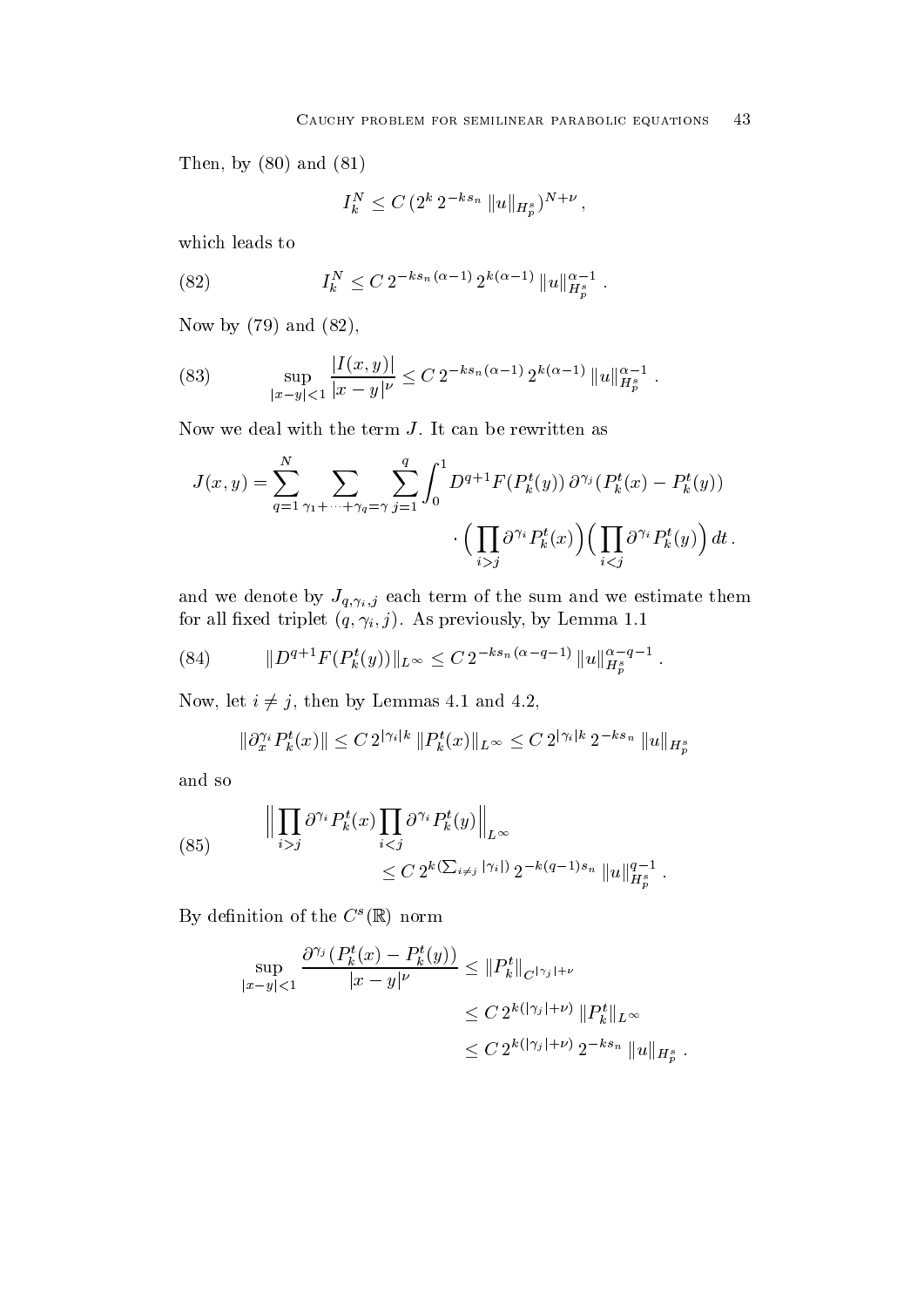Then, by (80) and (81)

$$I_k^N \leq C\,(2^k\,2^{-ks_n}\,\|u\|_{H_p^s})^{N+\nu}\,,$$

which leads to

$$I_k^N \leq C\,2^{-ks_n(\alpha-1)}\,2^{k(\alpha-1)}\,\|u\|_{H_p^s}^{\alpha-1}\,. \tag{82}$$

Now by (79) and (82),

$$\sup_{|x-y|<1}\frac{|I(x,y)|}{|x-y|^\nu} \leq C\,2^{-ks_n(\alpha-1)}\,2^{k(\alpha-1)}\,\|u\|_{H_p^s}^{\alpha-1}\,. \tag{83}$$

Now we deal with the term $J$. It can be rewritten as

$$J(x,y) = \sum_{q=1}^{N}\sum_{\gamma_1+\cdots+\gamma_q=\gamma}\sum_{j=1}^{q}\int_0^1 D^{q+1}F(P_k^t(y))\,\partial^{\gamma_j}(P_k^t(x)-P_k^t(y)) \cdot\Big(\prod_{i>j}\partial^{\gamma_i}P_k^t(x)\Big)\Big(\prod_{i<j}\partial^{\gamma_i}P_k^t(y)\Big)\,dt\,.$$

and we denote by $J_{q,\gamma_i,j}$ each term of the sum and we estimate them for all fixed triplet $(q,\gamma_i,j)$. As previously, by Lemma 1.1

$$\|D^{q+1}F(P_k^t(y))\|_{L^\infty} \leq C\,2^{-ks_n(\alpha-q-1)}\,\|u\|_{H_p^s}^{\alpha-q-1}\,. \tag{84}$$

Now, let $i \neq j$, then by Lemmas 4.1 and 4.2,

$$\|\partial_x^{\gamma_i}P_k^t(x)\| \leq C\,2^{|\gamma_i|k}\,\|P_k^t(x)\|_{L^\infty} \leq C\,2^{|\gamma_i|k}\,2^{-ks_n}\,\|u\|_{H_p^s}$$

and so

$$\Big\|\prod_{i>j}\partial^{\gamma_i}P_k^t(x)\prod_{i<j}\partial^{\gamma_i}P_k^t(y)\Big\|_{L^\infty} \leq C\,2^{k(\sum_{i\neq j}|\gamma_i|)}\,2^{-k(q-1)s_n}\,\|u\|_{H_p^s}^{q-1}\,. \tag{85}$$

By definition of the $C^s(\mathbb{R})$ norm

$$\begin{aligned}\sup_{|x-y|<1}\frac{\partial^{\gamma_j}(P_k^t(x)-P_k^t(y))}{|x-y|^\nu} &\leq \|P_k^t\|_{C^{|\gamma_j|+\nu}}\\ &\leq C\,2^{k(|\gamma_j|+\nu)}\,\|P_k^t\|_{L^\infty}\\ &\leq C\,2^{k(|\gamma_j|+\nu)}\,2^{-ks_n}\,\|u\|_{H_p^s}\,.\end{aligned}$$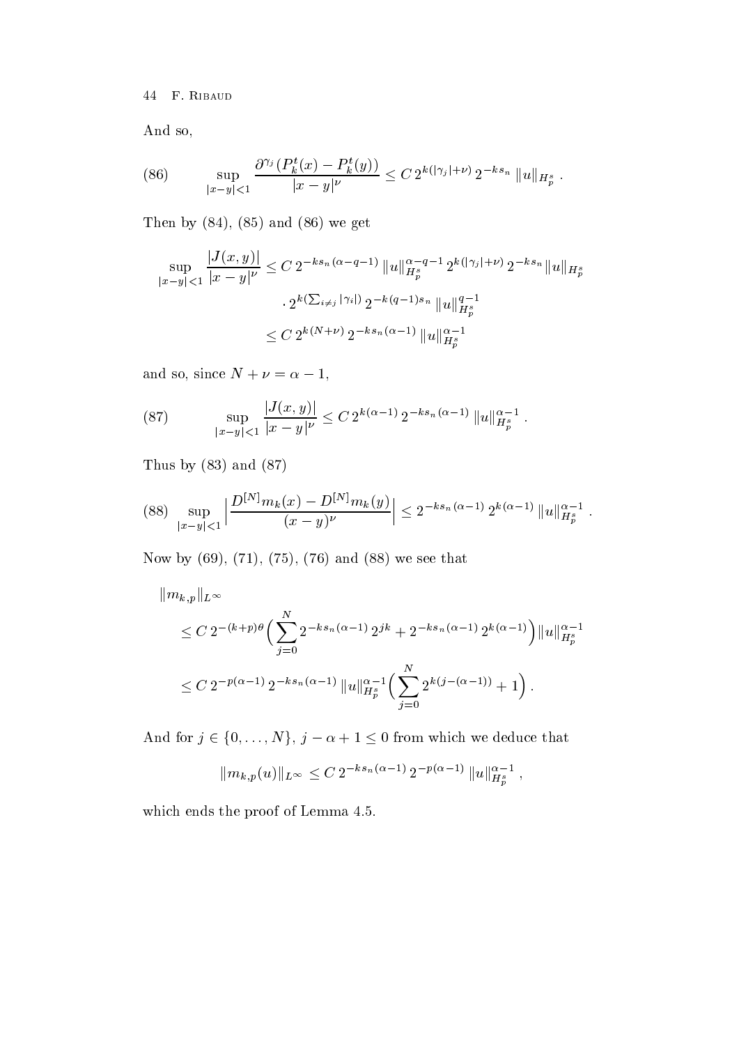And so,

$$\sup_{|x-y|<1} \frac{\partial^{\gamma_j}(P_k^t(x) - P_k^t(y))}{|x-y|^\nu} \leq C\, 2^{k(|\gamma_j|+\nu)}\, 2^{-ks_n}\, \|u\|_{H_p^s}\,. \tag{86}$$

Then by (84), (85) and (86) we get

$$\begin{aligned}
\sup_{|x-y|<1} \frac{|J(x,y)|}{|x-y|^\nu} &\leq C\, 2^{-ks_n(\alpha-q-1)}\, \|u\|_{H_p^s}^{\alpha-q-1}\, 2^{k(|\gamma_j|+\nu)}\, 2^{-ks_n} \|u\|_{H_p^s} \\
&\qquad \cdot 2^{k(\sum_{i\neq j}|\gamma_i|)}\, 2^{-k(q-1)s_n}\, \|u\|_{H_p^s}^{q-1} \\
&\leq C\, 2^{k(N+\nu)}\, 2^{-ks_n(\alpha-1)}\, \|u\|_{H_p^s}^{\alpha-1}
\end{aligned}$$

and so, since $N+\nu = \alpha - 1$,

$$\sup_{|x-y|<1} \frac{|J(x,y)|}{|x-y|^\nu} \leq C\, 2^{k(\alpha-1)}\, 2^{-ks_n(\alpha-1)}\, \|u\|_{H_p^s}^{\alpha-1}\,. \tag{87}$$

Thus by (83) and (87)

$$\sup_{|x-y|<1} \Big| \frac{D^{[N]}m_k(x) - D^{[N]}m_k(y)}{(x-y)^\nu} \Big| \leq 2^{-ks_n(\alpha-1)}\, 2^{k(\alpha-1)}\, \|u\|_{H_p^s}^{\alpha-1}\,. \tag{88}$$

Now by (69), (71), (75), (76) and (88) we see that

$$\begin{aligned}
&\|m_{k,p}\|_{L^\infty} \\
&\quad \leq C\, 2^{-(k+p)\theta} \Big( \sum_{j=0}^{N} 2^{-ks_n(\alpha-1)}\, 2^{jk} + 2^{-ks_n(\alpha-1)}\, 2^{k(\alpha-1)} \Big) \|u\|_{H_p^s}^{\alpha-1} \\
&\quad \leq C\, 2^{-p(\alpha-1)}\, 2^{-ks_n(\alpha-1)}\, \|u\|_{H_p^s}^{\alpha-1} \Big( \sum_{j=0}^{N} 2^{k(j-(\alpha-1))} + 1 \Big)\,.
\end{aligned}$$

And for $j \in \{0,\dots,N\}$, $j-\alpha+1 \leq 0$ from which we deduce that

$$\|m_{k,p}(u)\|_{L^\infty} \leq C\, 2^{-ks_n(\alpha-1)}\, 2^{-p(\alpha-1)}\, \|u\|_{H_p^s}^{\alpha-1}\,,$$

which ends the proof of Lemma 4.5.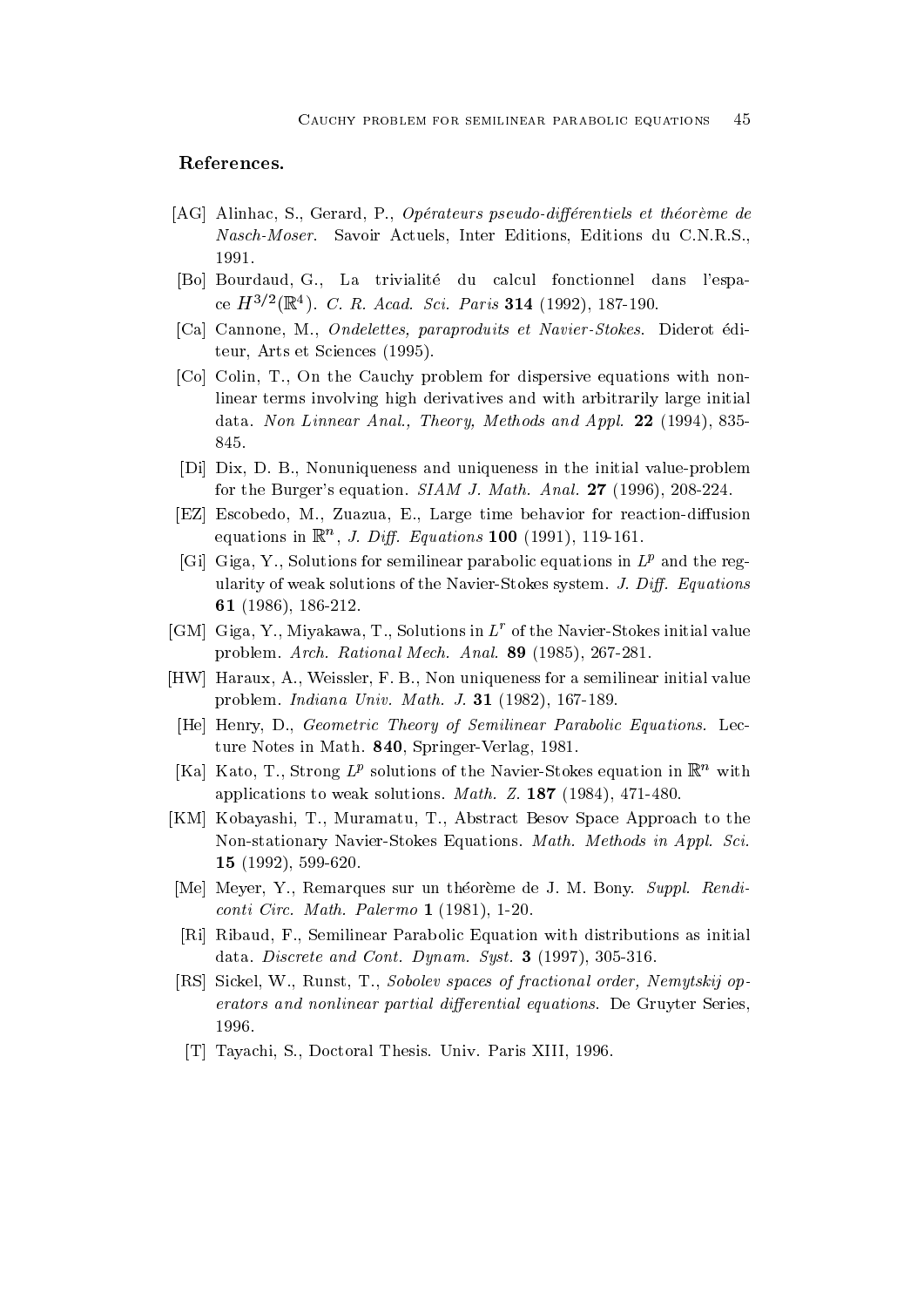## References.

[AG] Alinhac, S., Gerard, P., *Opérateurs pseudo-différentiels et théorème de Nasch-Moser*. Savoir Actuels, Inter Editions, Editions du C.N.R.S., 1991.

[Bo] Bourdaud, G., La trivialité du calcul fonctionnel dans l'espace $H^{3/2}(\mathbb{R}^4)$. *C. R. Acad. Sci. Paris* **314** (1992), 187-190.

[Ca] Cannone, M., *Ondelettes, paraproduits et Navier-Stokes*. Diderot éditeur, Arts et Sciences (1995).

[Co] Colin, T., On the Cauchy problem for dispersive equations with nonlinear terms involving high derivatives and with arbitrarily large initial data. *Non Linnear Anal., Theory, Methods and Appl.* **22** (1994), 835-845.

[Di] Dix, D. B., Nonuniqueness and uniqueness in the initial value-problem for the Burger's equation. *SIAM J. Math. Anal.* **27** (1996), 208-224.

[EZ] Escobedo, M., Zuazua, E., Large time behavior for reaction-diffusion equations in $\mathbb{R}^n$, *J. Diff. Equations* **100** (1991), 119-161.

[Gi] Giga, Y., Solutions for semilinear parabolic equations in $L^p$ and the regularity of weak solutions of the Navier-Stokes system. *J. Diff. Equations* **61** (1986), 186-212.

[GM] Giga, Y., Miyakawa, T., Solutions in $L^r$ of the Navier-Stokes initial value problem. *Arch. Rational Mech. Anal.* **89** (1985), 267-281.

[HW] Haraux, A., Weissler, F. B., Non uniqueness for a semilinear initial value problem. *Indiana Univ. Math. J.* **31** (1982), 167-189.

[He] Henry, D., *Geometric Theory of Semilinear Parabolic Equations*. Lecture Notes in Math. **840**, Springer-Verlag, 1981.

[Ka] Kato, T., Strong $L^p$ solutions of the Navier-Stokes equation in $\mathbb{R}^n$ with applications to weak solutions. *Math. Z.* **187** (1984), 471-480.

[KM] Kobayashi, T., Muramatu, T., Abstract Besov Space Approach to the Non-stationary Navier-Stokes Equations. *Math. Methods in Appl. Sci.* **15** (1992), 599-620.

[Me] Meyer, Y., Remarques sur un théorème de J. M. Bony. *Suppl. Rendiconti Circ. Math. Palermo* **1** (1981), 1-20.

[Ri] Ribaud, F., Semilinear Parabolic Equation with distributions as initial data. *Discrete and Cont. Dynam. Syst.* **3** (1997), 305-316.

[RS] Sickel, W., Runst, T., *Sobolev spaces of fractional order, Nemytskij operators and nonlinear partial differential equations*. De Gruyter Series, 1996.

[T] Tayachi, S., Doctoral Thesis. Univ. Paris XIII, 1996.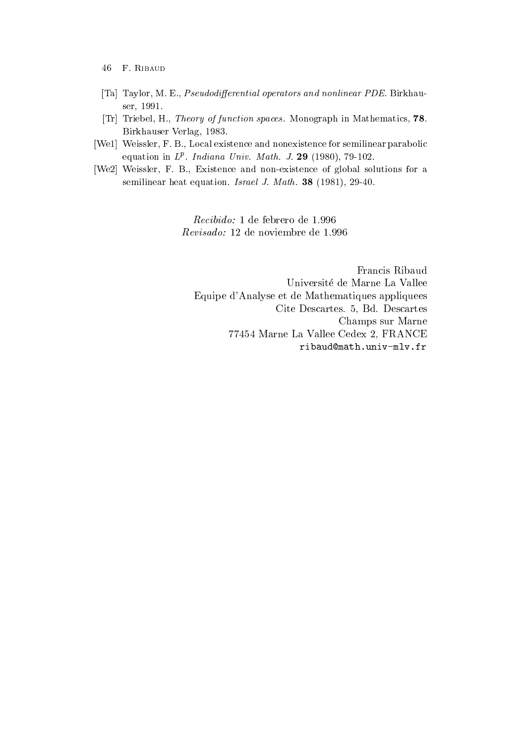[Ta] Taylor, M. E., *Pseudodifferential operators and nonlinear PDE*. Birkhauser, 1991.

[Tr] Triebel, H., *Theory of function spaces*. Monograph in Mathematics, **78**. Birkhauser Verlag, 1983.

[We1] Weissler, F. B., Local existence and nonexistence for semilinear parabolic equation in $L^p$. *Indiana Univ. Math. J.* **29** (1980), 79-102.

[We2] Weissler, F. B., Existence and non-existence of global solutions for a semilinear heat equation. *Israel J. Math.* **38** (1981), 29-40.

*Recibido:* 1 de febrero de 1.996
*Revisado:* 12 de noviembre de 1.996

Francis Ribaud
Université de Marne La Vallee
Equipe d'Analyse et de Mathematiques appliquees
Cite Descartes. 5, Bd. Descartes
Champs sur Marne
77454 Marne La Vallee Cedex 2, FRANCE
ribaud@math.univ-mlv.fr